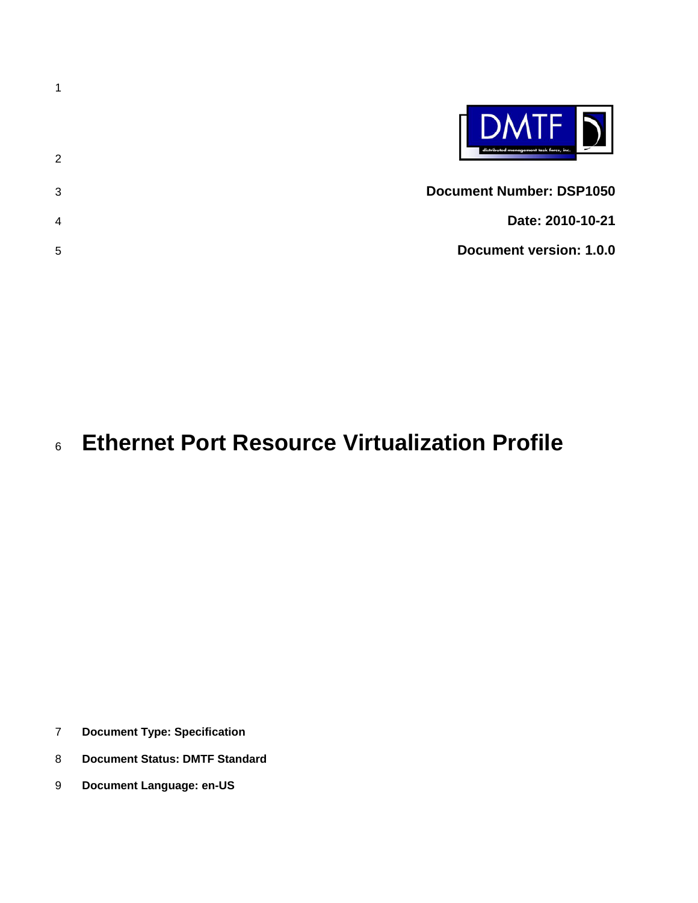**Document Number: DSP1050**

**Date: 2010-10-21**

**Document version: 1.0.0**

# Ethernet Port Resource Virtualization Profile

**Document Type: Specification**

**Document Status: DMTF Standard**

**Document Language: en-US**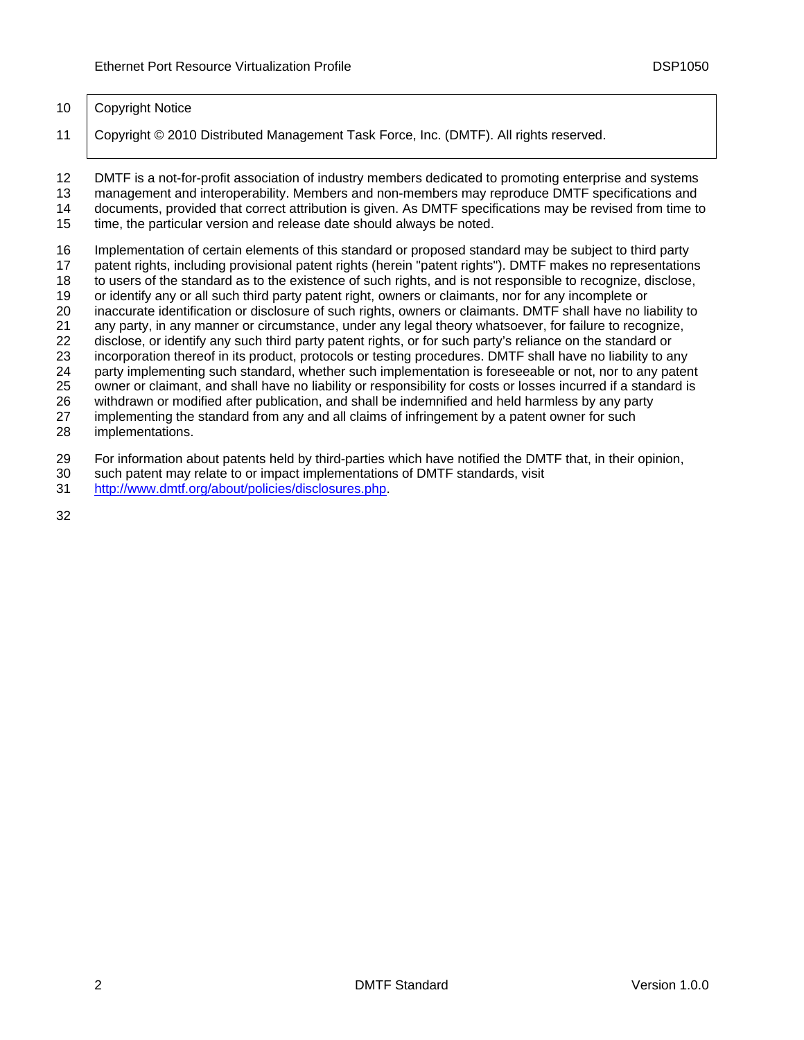Copyright Notice

Copyright © 2010 Distributed Management Task Force, Inc. (DMTF). All rights reserved.

DMTF is a not-for-profit association of industry members dedicated to promoting enterprise and systems management and interoperability. Members and non-members may reproduce DMTF specifications and documents, provided that correct attribution is given. As DMTF specifications may be revised from time to time, the particular version and release date should always be noted.

Implementation of certain elements of this standard or proposed standard may be subject to third party patent rights, including provisional patent rights (herein "patent rights"). DMTF makes no representations to users of the standard as to the existence of such rights, and is not responsible to recognize, disclose, or identify any or all such third party patent right, owners or claimants, nor for any incomplete or inaccurate identification or disclosure of such rights, owners or claimants. DMTF shall have no liability to any party, in any manner or circumstance, under any legal theory whatsoever, for failure to recognize, disclose, or identify any such third party patent rights, or for such party's reliance on the standard or incorporation thereof in its product, protocols or testing procedures. DMTF shall have no liability to any party implementing such standard, whether such implementation is foreseeable or not, nor to any patent owner or claimant, and shall have no liability or responsibility for costs or losses incurred if a standard is withdrawn or modified after publication, and shall be indemnified and held harmless by any party implementing the standard from any and all claims of infringement by a patent owner for such implementations.

For information about patents held by third-parties which have notified the DMTF that, in their opinion, such patent may relate to or impact implementations of DMTF standards, visit http://www.dmtf.org/about/policies/disclosures.php.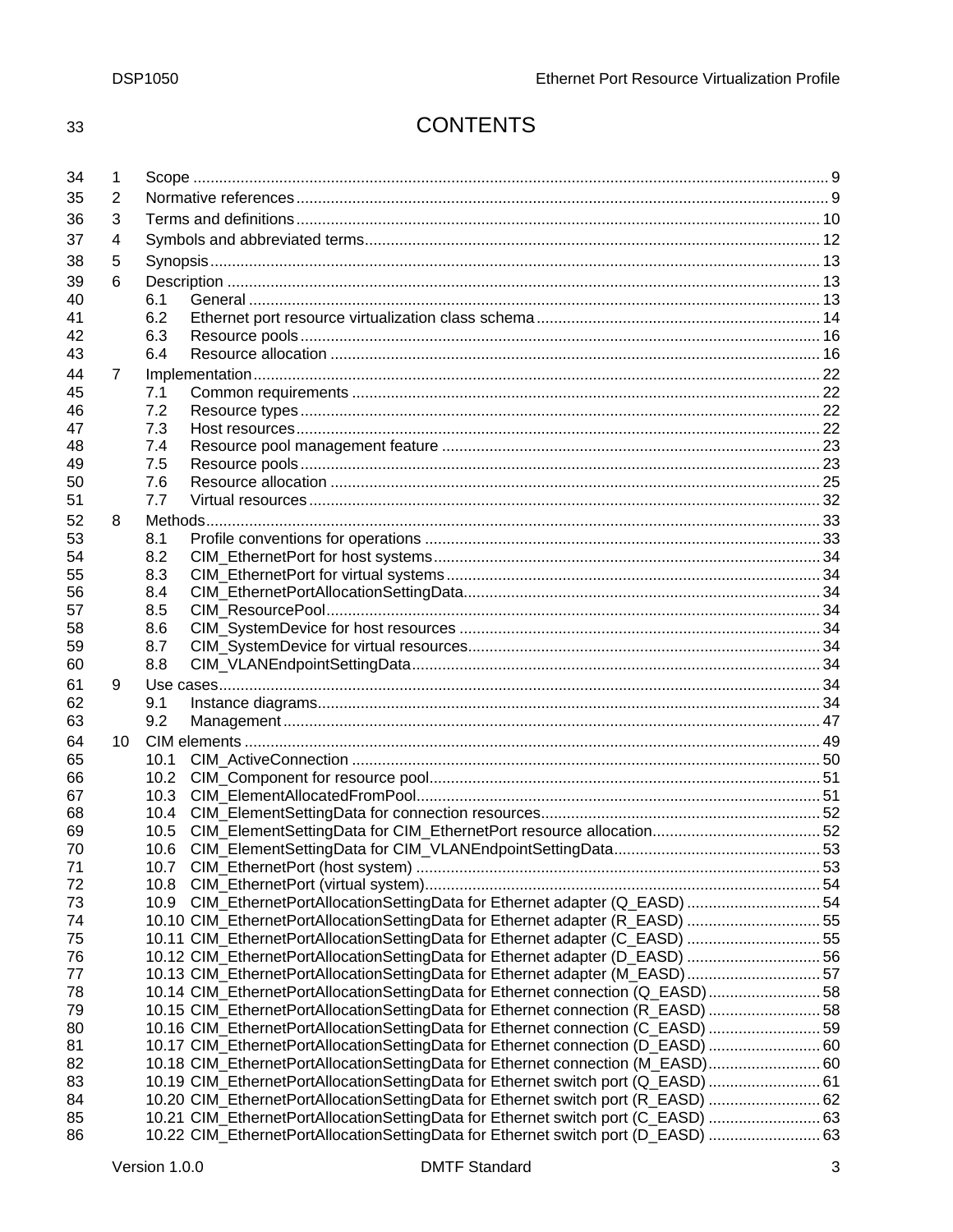# CONTENTS

1 Scope ..... 9
2 Normative references ..... 9
3 Terms and definitions ..... 10
4 Symbols and abbreviated terms ..... 12
5 Synopsis ..... 13
6 Description ..... 13
  6.1 General ..... 13
  6.2 Ethernet port resource virtualization class schema ..... 14
  6.3 Resource pools ..... 16
  6.4 Resource allocation ..... 16
7 Implementation ..... 22
  7.1 Common requirements ..... 22
  7.2 Resource types ..... 22
  7.3 Host resources ..... 22
  7.4 Resource pool management feature ..... 23
  7.5 Resource pools ..... 23
  7.6 Resource allocation ..... 25
  7.7 Virtual resources ..... 32
8 Methods ..... 33
  8.1 Profile conventions for operations ..... 33
  8.2 CIM_EthernetPort for host systems ..... 34
  8.3 CIM_EthernetPort for virtual systems ..... 34
  8.4 CIM_EthernetPortAllocationSettingData ..... 34
  8.5 CIM_ResourcePool ..... 34
  8.6 CIM_SystemDevice for host resources ..... 34
  8.7 CIM_SystemDevice for virtual resources ..... 34
  8.8 CIM_VLANEndpointSettingData ..... 34
9 Use cases ..... 34
  9.1 Instance diagrams ..... 34
  9.2 Management ..... 47
10 CIM elements ..... 49
  10.1 CIM_ActiveConnection ..... 50
  10.2 CIM_Component for resource pool ..... 51
  10.3 CIM_ElementAllocatedFromPool ..... 51
  10.4 CIM_ElementSettingData for connection resources ..... 52
  10.5 CIM_ElementSettingData for CIM_EthernetPort resource allocation ..... 52
  10.6 CIM_ElementSettingData for CIM_VLANEndpointSettingData ..... 53
  10.7 CIM_EthernetPort (host system) ..... 53
  10.8 CIM_EthernetPort (virtual system) ..... 54
  10.9 CIM_EthernetPortAllocationSettingData for Ethernet adapter (Q_EASD) ..... 54
  10.10 CIM_EthernetPortAllocationSettingData for Ethernet adapter (R_EASD) ..... 55
  10.11 CIM_EthernetPortAllocationSettingData for Ethernet adapter (C_EASD) ..... 55
  10.12 CIM_EthernetPortAllocationSettingData for Ethernet adapter (D_EASD) ..... 56
  10.13 CIM_EthernetPortAllocationSettingData for Ethernet adapter (M_EASD) ..... 57
  10.14 CIM_EthernetPortAllocationSettingData for Ethernet connection (Q_EASD) ..... 58
  10.15 CIM_EthernetPortAllocationSettingData for Ethernet connection (R_EASD) ..... 58
  10.16 CIM_EthernetPortAllocationSettingData for Ethernet connection (C_EASD) ..... 59
  10.17 CIM_EthernetPortAllocationSettingData for Ethernet connection (D_EASD) ..... 60
  10.18 CIM_EthernetPortAllocationSettingData for Ethernet connection (M_EASD) ..... 60
  10.19 CIM_EthernetPortAllocationSettingData for Ethernet switch port (Q_EASD) ..... 61
  10.20 CIM_EthernetPortAllocationSettingData for Ethernet switch port (R_EASD) ..... 62
  10.21 CIM_EthernetPortAllocationSettingData for Ethernet switch port (C_EASD) ..... 63
  10.22 CIM_EthernetPortAllocationSettingData for Ethernet switch port (D_EASD) ..... 63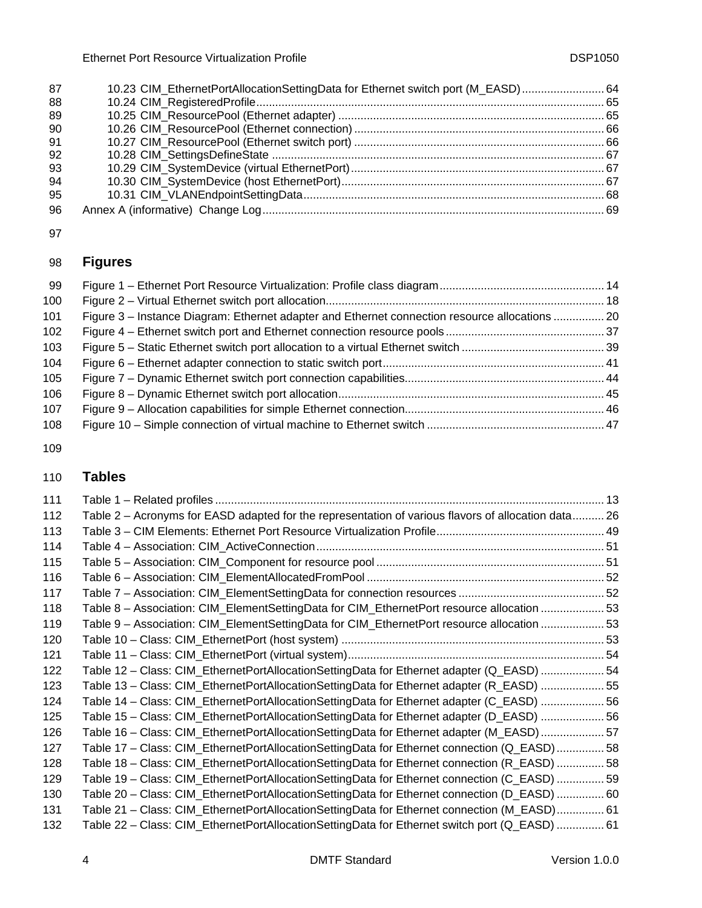10.23 CIM_EthernetPortAllocationSettingData for Ethernet switch port (M_EASD) .......................... 64
10.24 CIM_RegisteredProfile.............................................................................................................. 65
10.25 CIM_ResourcePool (Ethernet adapter) .................................................................................... 65
10.26 CIM_ResourcePool (Ethernet connection) ............................................................................... 66
10.27 CIM_ResourcePool (Ethernet switch port) ............................................................................... 66
10.28 CIM_SettingsDefineState ......................................................................................................... 67
10.29 CIM_SystemDevice (virtual EthernetPort)................................................................................ 67
10.30 CIM_SystemDevice (host EthernetPort)................................................................................... 67
10.31 CIM_VLANEndpointSettingData............................................................................................... 68

Annex A (informative) Change Log............................................................................................................ 69

## Figures

Figure 1 – Ethernet Port Resource Virtualization: Profile class diagram.................................................... 14
Figure 2 – Virtual Ethernet switch port allocation........................................................................................ 18
Figure 3 – Instance Diagram: Ethernet adapter and Ethernet connection resource allocations ................ 20
Figure 4 – Ethernet switch port and Ethernet connection resource pools .................................................. 37
Figure 5 – Static Ethernet switch port allocation to a virtual Ethernet switch ............................................. 39
Figure 6 – Ethernet adapter connection to static switch port...................................................................... 41
Figure 7 – Dynamic Ethernet switch port connection capabilities............................................................... 44
Figure 8 – Dynamic Ethernet switch port allocation.................................................................................... 45
Figure 9 – Allocation capabilities for simple Ethernet connection............................................................... 46
Figure 10 – Simple connection of virtual machine to Ethernet switch ........................................................ 47

## Tables

Table 1 – Related profiles ........................................................................................................................... 13
Table 2 – Acronyms for EASD adapted for the representation of various flavors of allocation data.......... 26
Table 3 – CIM Elements: Ethernet Port Resource Virtualization Profile..................................................... 49
Table 4 – Association: CIM_ActiveConnection ........................................................................................... 51
Table 5 – Association: CIM_Component for resource pool ........................................................................ 51
Table 6 – Association: CIM_ElementAllocatedFromPool ............................................................................ 52
Table 7 – Association: CIM_ElementSettingData for connection resources .............................................. 52
Table 8 – Association: CIM_ElementSettingData for CIM_EthernetPort resource allocation .................... 53
Table 9 – Association: CIM_ElementSettingData for CIM_EthernetPort resource allocation .................... 53
Table 10 – Class: CIM_EthernetPort (host system) ................................................................................... 53
Table 11 – Class: CIM_EthernetPort (virtual system)................................................................................. 54
Table 12 – Class: CIM_EthernetPortAllocationSettingData for Ethernet adapter (Q_EASD) .................... 54
Table 13 – Class: CIM_EthernetPortAllocationSettingData for Ethernet adapter (R_EASD) .................... 55
Table 14 – Class: CIM_EthernetPortAllocationSettingData for Ethernet adapter (C_EASD) .................... 56
Table 15 – Class: CIM_EthernetPortAllocationSettingData for Ethernet adapter (D_EASD) .................... 56
Table 16 – Class: CIM_EthernetPortAllocationSettingData for Ethernet adapter (M_EASD) .................... 57
Table 17 – Class: CIM_EthernetPortAllocationSettingData for Ethernet connection (Q_EASD) ............... 58
Table 18 – Class: CIM_EthernetPortAllocationSettingData for Ethernet connection (R_EASD) ............... 58
Table 19 – Class: CIM_EthernetPortAllocationSettingData for Ethernet connection (C_EASD) ............... 59
Table 20 – Class: CIM_EthernetPortAllocationSettingData for Ethernet connection (D_EASD) ............... 60
Table 21 – Class: CIM_EthernetPortAllocationSettingData for Ethernet connection (M_EASD)............... 61
Table 22 – Class: CIM_EthernetPortAllocationSettingData for Ethernet switch port (Q_EASD) ............... 61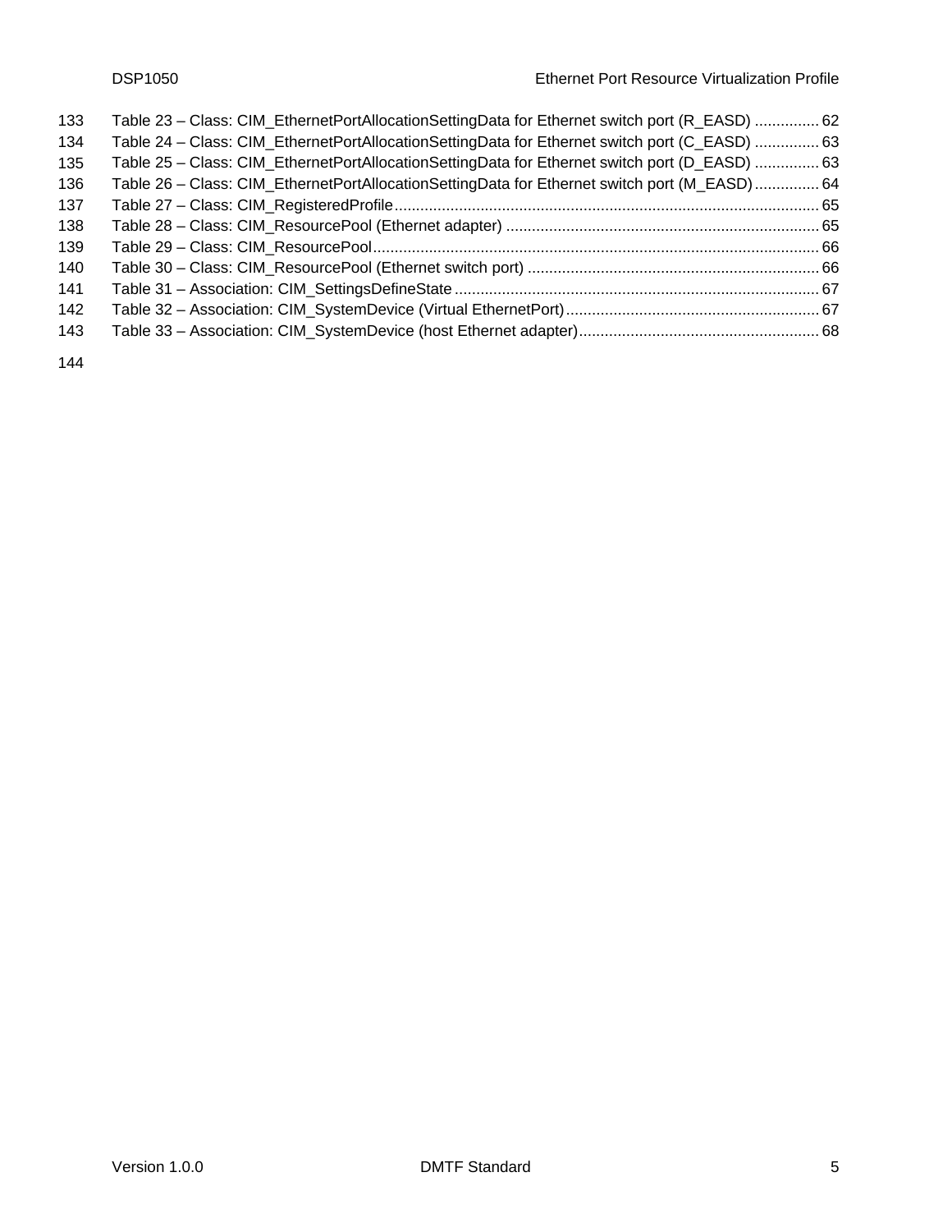Table 23 – Class: CIM_EthernetPortAllocationSettingData for Ethernet switch port (R_EASD) ............... 62
Table 24 – Class: CIM_EthernetPortAllocationSettingData for Ethernet switch port (C_EASD) ............... 63
Table 25 – Class: CIM_EthernetPortAllocationSettingData for Ethernet switch port (D_EASD) ............... 63
Table 26 – Class: CIM_EthernetPortAllocationSettingData for Ethernet switch port (M_EASD) ............... 64
Table 27 – Class: CIM_RegisteredProfile ................................................................................................... 65
Table 28 – Class: CIM_ResourcePool (Ethernet adapter) ......................................................................... 65
Table 29 – Class: CIM_ResourcePool ........................................................................................................ 66
Table 30 – Class: CIM_ResourcePool (Ethernet switch port) .................................................................... 66
Table 31 – Association: CIM_SettingsDefineState ..................................................................................... 67
Table 32 – Association: CIM_SystemDevice (Virtual EthernetPort) ........................................................... 67
Table 33 – Association: CIM_SystemDevice (host Ethernet adapter) ........................................................ 68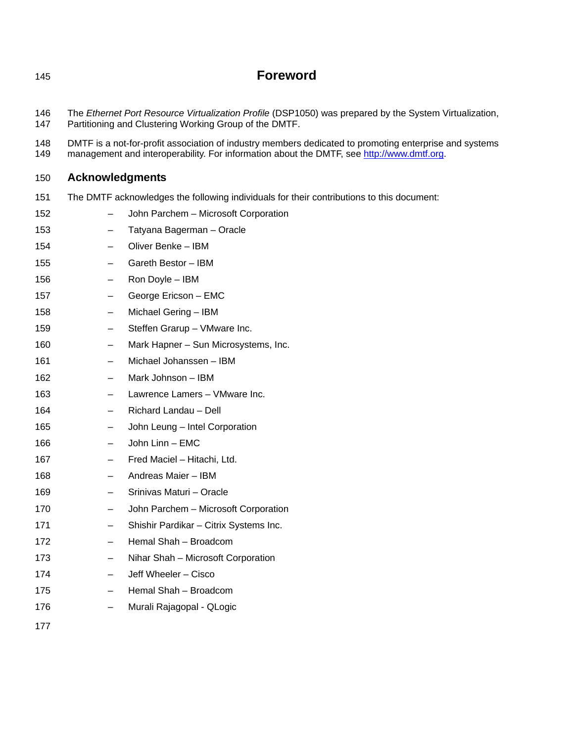# Foreword

The *Ethernet Port Resource Virtualization Profile* (DSP1050) was prepared by the System Virtualization, Partitioning and Clustering Working Group of the DMTF.

DMTF is a not-for-profit association of industry members dedicated to promoting enterprise and systems management and interoperability. For information about the DMTF, see http://www.dmtf.org.

## Acknowledgments

The DMTF acknowledges the following individuals for their contributions to this document:

- John Parchem – Microsoft Corporation
- Tatyana Bagerman – Oracle
- Oliver Benke – IBM
- Gareth Bestor – IBM
- Ron Doyle – IBM
- George Ericson – EMC
- Michael Gering – IBM
- Steffen Grarup – VMware Inc.
- Mark Hapner – Sun Microsystems, Inc.
- Michael Johanssen – IBM
- Mark Johnson – IBM
- Lawrence Lamers – VMware Inc.
- Richard Landau – Dell
- John Leung – Intel Corporation
- John Linn – EMC
- Fred Maciel – Hitachi, Ltd.
- Andreas Maier – IBM
- Srinivas Maturi – Oracle
- John Parchem – Microsoft Corporation
- Shishir Pardikar – Citrix Systems Inc.
- Hemal Shah – Broadcom
- Nihar Shah – Microsoft Corporation
- Jeff Wheeler – Cisco
- Hemal Shah – Broadcom
- Murali Rajagopal - QLogic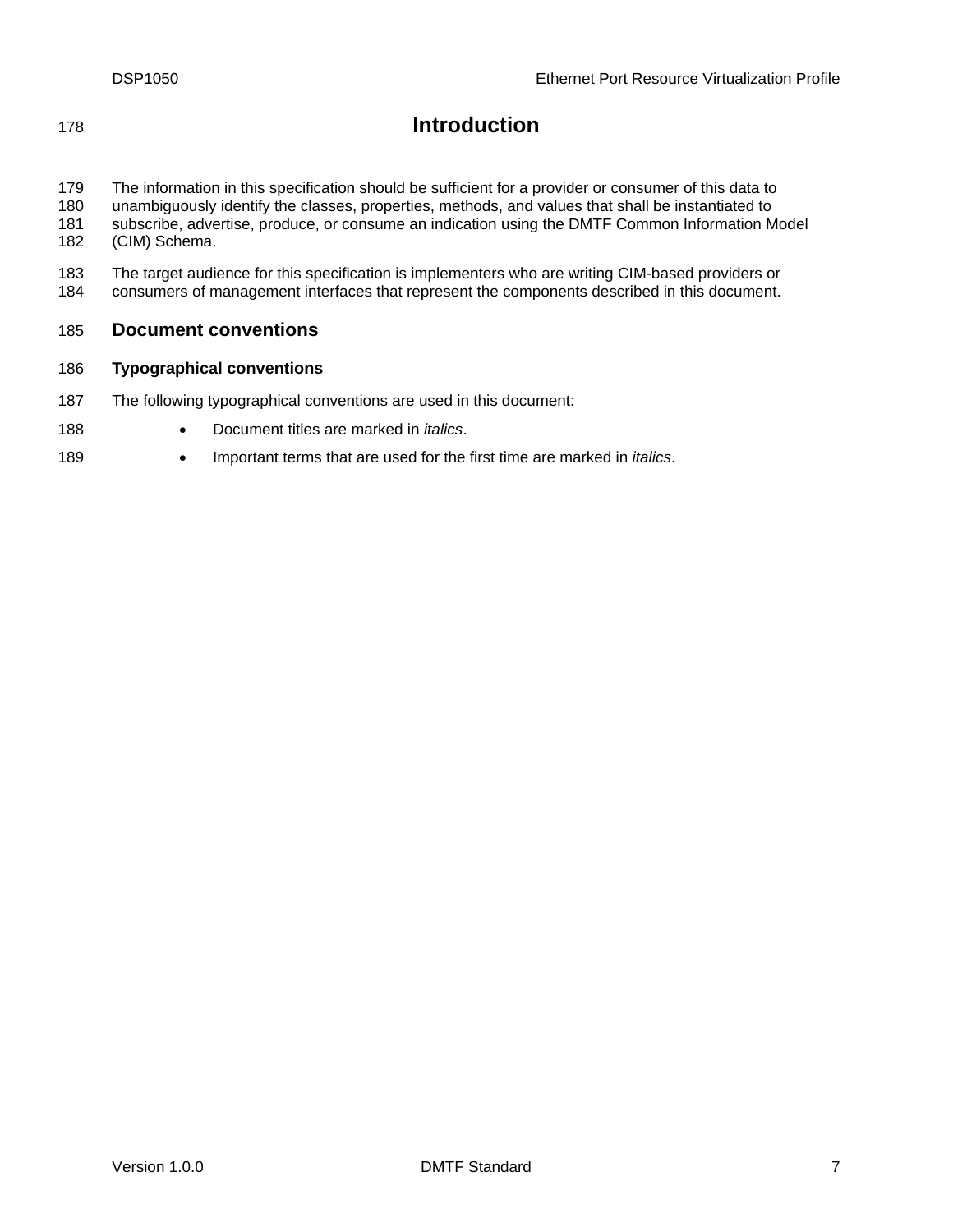# Introduction

The information in this specification should be sufficient for a provider or consumer of this data to unambiguously identify the classes, properties, methods, and values that shall be instantiated to subscribe, advertise, produce, or consume an indication using the DMTF Common Information Model (CIM) Schema.

The target audience for this specification is implementers who are writing CIM-based providers or consumers of management interfaces that represent the components described in this document.

## Document conventions

### Typographical conventions

The following typographical conventions are used in this document:

- Document titles are marked in *italics*.
- Important terms that are used for the first time are marked in *italics*.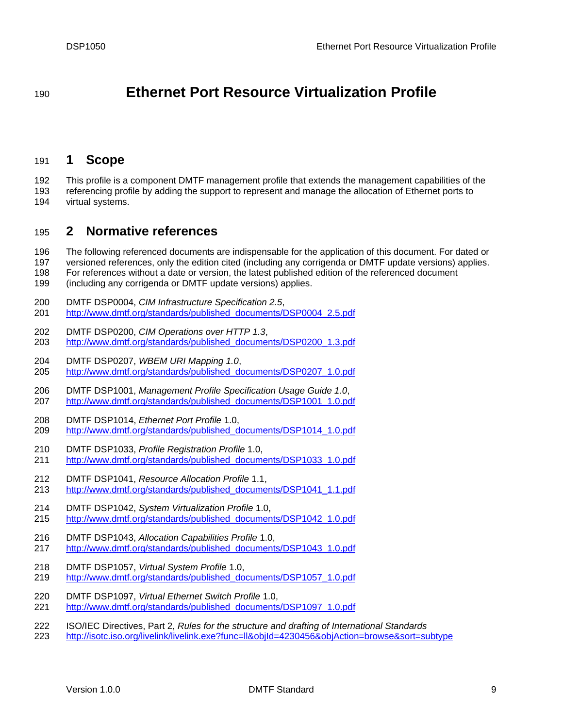# Ethernet Port Resource Virtualization Profile

## 1 Scope

This profile is a component DMTF management profile that extends the management capabilities of the referencing profile by adding the support to represent and manage the allocation of Ethernet ports to virtual systems.

## 2 Normative references

The following referenced documents are indispensable for the application of this document. For dated or versioned references, only the edition cited (including any corrigenda or DMTF update versions) applies. For references without a date or version, the latest published edition of the referenced document (including any corrigenda or DMTF update versions) applies.

DMTF DSP0004, *CIM Infrastructure Specification 2.5*,
http://www.dmtf.org/standards/published_documents/DSP0004_2.5.pdf

DMTF DSP0200, *CIM Operations over HTTP 1.3*,
http://www.dmtf.org/standards/published_documents/DSP0200_1.3.pdf

DMTF DSP0207, *WBEM URI Mapping 1.0*,
http://www.dmtf.org/standards/published_documents/DSP0207_1.0.pdf

DMTF DSP1001, *Management Profile Specification Usage Guide 1.0*,
http://www.dmtf.org/standards/published_documents/DSP1001_1.0.pdf

DMTF DSP1014, *Ethernet Port Profile* 1.0,
http://www.dmtf.org/standards/published_documents/DSP1014_1.0.pdf

DMTF DSP1033, *Profile Registration Profile* 1.0,
http://www.dmtf.org/standards/published_documents/DSP1033_1.0.pdf

DMTF DSP1041, *Resource Allocation Profile* 1.1,
http://www.dmtf.org/standards/published_documents/DSP1041_1.1.pdf

DMTF DSP1042, *System Virtualization Profile* 1.0,
http://www.dmtf.org/standards/published_documents/DSP1042_1.0.pdf

DMTF DSP1043, *Allocation Capabilities Profile* 1.0,
http://www.dmtf.org/standards/published_documents/DSP1043_1.0.pdf

DMTF DSP1057, *Virtual System Profile* 1.0,
http://www.dmtf.org/standards/published_documents/DSP1057_1.0.pdf

DMTF DSP1097, *Virtual Ethernet Switch Profile* 1.0,
http://www.dmtf.org/standards/published_documents/DSP1097_1.0.pdf

ISO/IEC Directives, Part 2, *Rules for the structure and drafting of International Standards*
http://isotc.iso.org/livelink/livelink.exe?func=ll&objId=4230456&objAction=browse&sort=subtype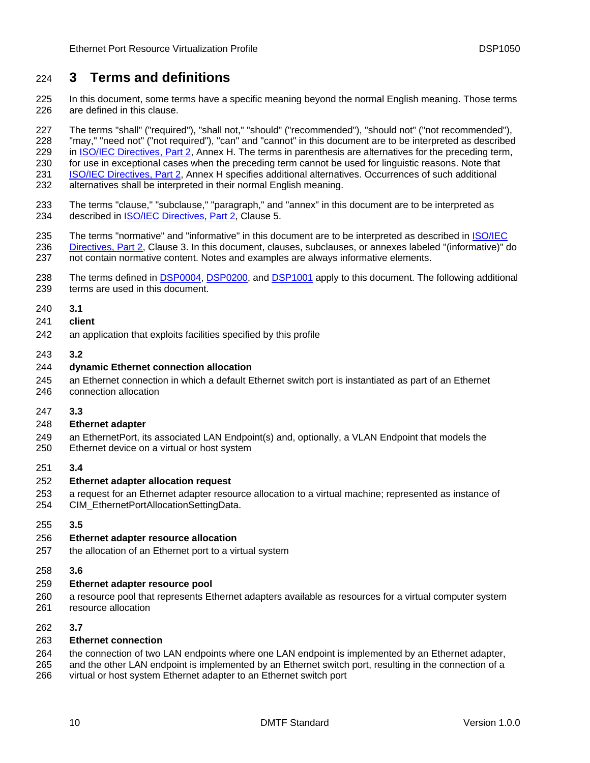# 3 Terms and definitions

In this document, some terms have a specific meaning beyond the normal English meaning. Those terms are defined in this clause.

The terms "shall" ("required"), "shall not," "should" ("recommended"), "should not" ("not recommended"), "may," "need not" ("not required"), "can" and "cannot" in this document are to be interpreted as described in ISO/IEC Directives, Part 2, Annex H. The terms in parenthesis are alternatives for the preceding term, for use in exceptional cases when the preceding term cannot be used for linguistic reasons. Note that ISO/IEC Directives, Part 2, Annex H specifies additional alternatives. Occurrences of such additional alternatives shall be interpreted in their normal English meaning.

The terms "clause," "subclause," "paragraph," and "annex" in this document are to be interpreted as described in ISO/IEC Directives, Part 2, Clause 5.

The terms "normative" and "informative" in this document are to be interpreted as described in ISO/IEC Directives, Part 2, Clause 3. In this document, clauses, subclauses, or annexes labeled "(informative)" do not contain normative content. Notes and examples are always informative elements.

The terms defined in DSP0004, DSP0200, and DSP1001 apply to this document. The following additional terms are used in this document.

**3.1**
**client**
an application that exploits facilities specified by this profile

**3.2**
**dynamic Ethernet connection allocation**
an Ethernet connection in which a default Ethernet switch port is instantiated as part of an Ethernet connection allocation

**3.3**
**Ethernet adapter**
an EthernetPort, its associated LAN Endpoint(s) and, optionally, a VLAN Endpoint that models the Ethernet device on a virtual or host system

**3.4**
**Ethernet adapter allocation request**
a request for an Ethernet adapter resource allocation to a virtual machine; represented as instance of CIM_EthernetPortAllocationSettingData.

**3.5**
**Ethernet adapter resource allocation**
the allocation of an Ethernet port to a virtual system

**3.6**
**Ethernet adapter resource pool**
a resource pool that represents Ethernet adapters available as resources for a virtual computer system resource allocation

**3.7**
**Ethernet connection**
the connection of two LAN endpoints where one LAN endpoint is implemented by an Ethernet adapter, and the other LAN endpoint is implemented by an Ethernet switch port, resulting in the connection of a virtual or host system Ethernet adapter to an Ethernet switch port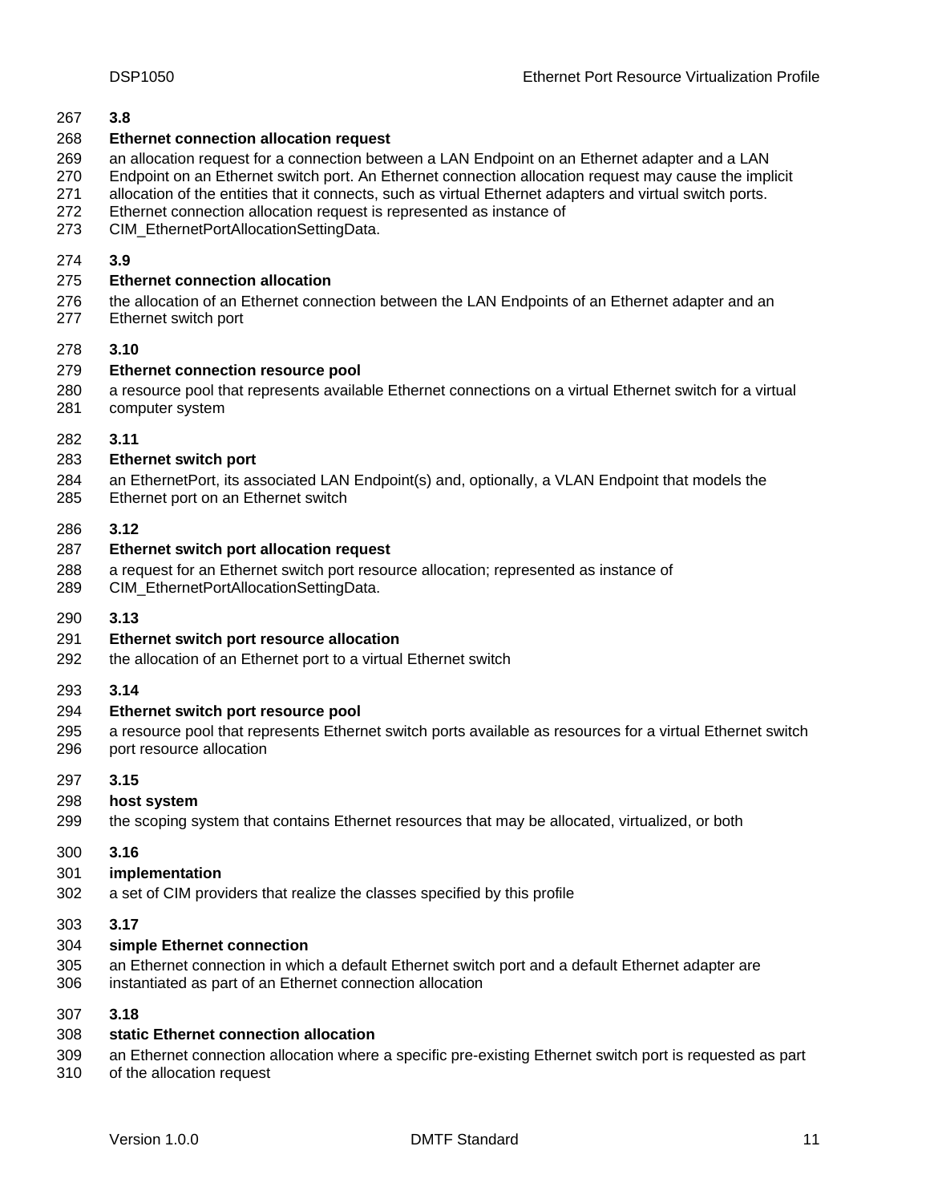**3.8**

**Ethernet connection allocation request**

an allocation request for a connection between a LAN Endpoint on an Ethernet adapter and a LAN Endpoint on an Ethernet switch port. An Ethernet connection allocation request may cause the implicit allocation of the entities that it connects, such as virtual Ethernet adapters and virtual switch ports. Ethernet connection allocation request is represented as instance of CIM_EthernetPortAllocationSettingData.

**3.9**

**Ethernet connection allocation**

the allocation of an Ethernet connection between the LAN Endpoints of an Ethernet adapter and an Ethernet switch port

**3.10**

**Ethernet connection resource pool**

a resource pool that represents available Ethernet connections on a virtual Ethernet switch for a virtual computer system

**3.11**

**Ethernet switch port**

an EthernetPort, its associated LAN Endpoint(s) and, optionally, a VLAN Endpoint that models the Ethernet port on an Ethernet switch

**3.12**

**Ethernet switch port allocation request**

a request for an Ethernet switch port resource allocation; represented as instance of CIM_EthernetPortAllocationSettingData.

**3.13**

**Ethernet switch port resource allocation**

the allocation of an Ethernet port to a virtual Ethernet switch

**3.14**

**Ethernet switch port resource pool**

a resource pool that represents Ethernet switch ports available as resources for a virtual Ethernet switch port resource allocation

**3.15**

**host system**

the scoping system that contains Ethernet resources that may be allocated, virtualized, or both

**3.16**

**implementation**

a set of CIM providers that realize the classes specified by this profile

**3.17**

**simple Ethernet connection**

an Ethernet connection in which a default Ethernet switch port and a default Ethernet adapter are instantiated as part of an Ethernet connection allocation

**3.18**

**static Ethernet connection allocation**

an Ethernet connection allocation where a specific pre-existing Ethernet switch port is requested as part of the allocation request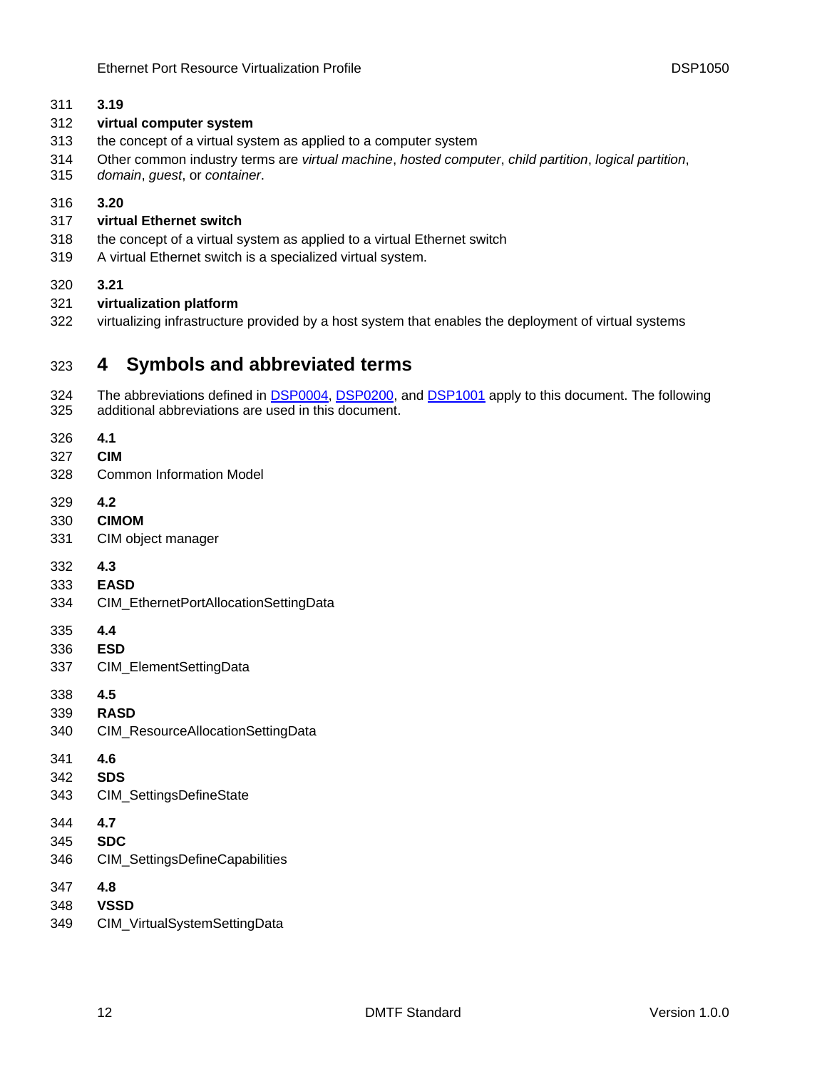**3.19**

**virtual computer system**

the concept of a virtual system as applied to a computer system

Other common industry terms are *virtual machine*, *hosted computer*, *child partition*, *logical partition*, *domain*, *guest*, or *container*.

**3.20**

**virtual Ethernet switch**

the concept of a virtual system as applied to a virtual Ethernet switch

A virtual Ethernet switch is a specialized virtual system.

**3.21**

**virtualization platform**

virtualizing infrastructure provided by a host system that enables the deployment of virtual systems

# 4 Symbols and abbreviated terms

The abbreviations defined in DSP0004, DSP0200, and DSP1001 apply to this document. The following additional abbreviations are used in this document.

**4.1**

**CIM**

Common Information Model

**4.2**

**CIMOM**

CIM object manager

**4.3**

**EASD**

CIM_EthernetPortAllocationSettingData

**4.4**

**ESD**

CIM_ElementSettingData

**4.5**

**RASD**

CIM_ResourceAllocationSettingData

**4.6**

**SDS**

CIM_SettingsDefineState

**4.7**

**SDC**

CIM_SettingsDefineCapabilities

**4.8**

**VSSD**

CIM_VirtualSystemSettingData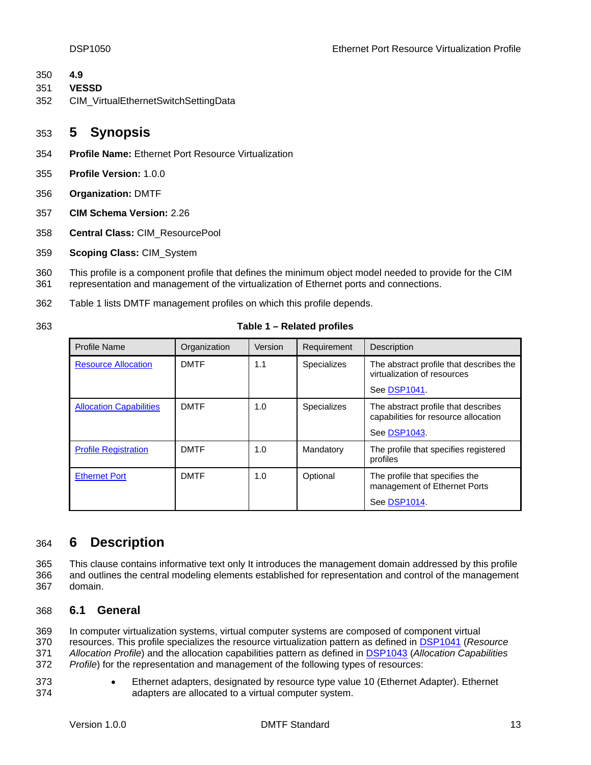**4.9**

**VESSD**

CIM_VirtualEthernetSwitchSettingData

# 5 Synopsis

**Profile Name:** Ethernet Port Resource Virtualization

**Profile Version:** 1.0.0

**Organization:** DMTF

**CIM Schema Version:** 2.26

**Central Class:** CIM_ResourcePool

**Scoping Class:** CIM_System

This profile is a component profile that defines the minimum object model needed to provide for the CIM representation and management of the virtualization of Ethernet ports and connections.

Table 1 lists DMTF management profiles on which this profile depends.

**Table 1 – Related profiles**

| Profile Name | Organization | Version | Requirement | Description |
|---|---|---|---|---|
| Resource Allocation | DMTF | 1.1 | Specializes | The abstract profile that describes the virtualization of resources<br><br>See DSP1041. |
| Allocation Capabilities | DMTF | 1.0 | Specializes | The abstract profile that describes capabilities for resource allocation<br><br>See DSP1043. |
| Profile Registration | DMTF | 1.0 | Mandatory | The profile that specifies registered profiles |
| Ethernet Port | DMTF | 1.0 | Optional | The profile that specifies the management of Ethernet Ports<br><br>See DSP1014. |

# 6 Description

This clause contains informative text only It introduces the management domain addressed by this profile and outlines the central modeling elements established for representation and control of the management domain.

## 6.1 General

In computer virtualization systems, virtual computer systems are composed of component virtual resources. This profile specializes the resource virtualization pattern as defined in DSP1041 (*Resource Allocation Profile*) and the allocation capabilities pattern as defined in DSP1043 (*Allocation Capabilities Profile*) for the representation and management of the following types of resources:

- Ethernet adapters, designated by resource type value 10 (Ethernet Adapter). Ethernet adapters are allocated to a virtual computer system.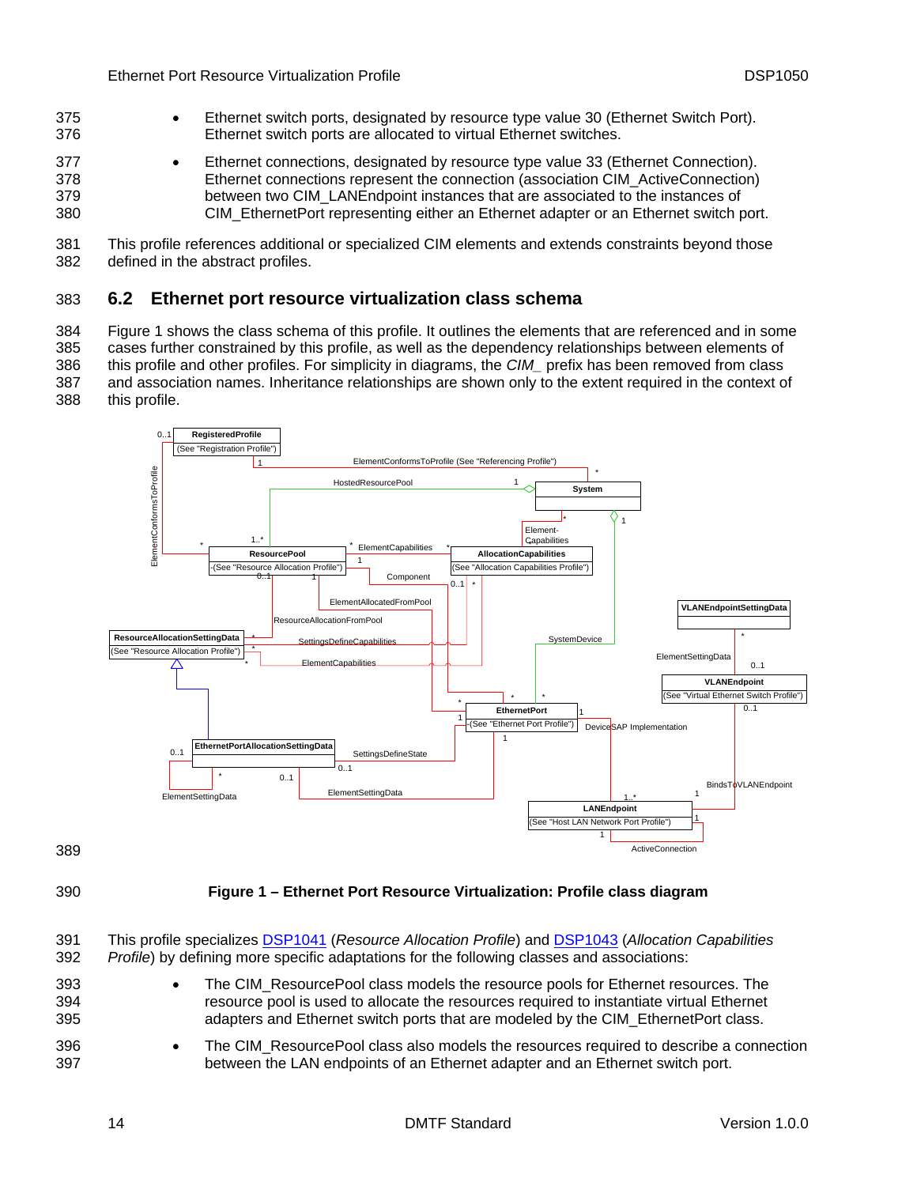- Ethernet switch ports, designated by resource type value 30 (Ethernet Switch Port). Ethernet switch ports are allocated to virtual Ethernet switches.
- Ethernet connections, designated by resource type value 33 (Ethernet Connection). Ethernet connections represent the connection (association CIM_ActiveConnection) between two CIM_LANEndpoint instances that are associated to the instances of CIM_EthernetPort representing either an Ethernet adapter or an Ethernet switch port.

This profile references additional or specialized CIM elements and extends constraints beyond those defined in the abstract profiles.

## 6.2 Ethernet port resource virtualization class schema

Figure 1 shows the class schema of this profile. It outlines the elements that are referenced and in some cases further constrained by this profile, as well as the dependency relationships between elements of this profile and other profiles. For simplicity in diagrams, the *CIM_* prefix has been removed from class and association names. Inheritance relationships are shown only to the extent required in the context of this profile.

**Figure 1 – Ethernet Port Resource Virtualization: Profile class diagram**

This profile specializes DSP1041 (*Resource Allocation Profile*) and DSP1043 (*Allocation Capabilities Profile*) by defining more specific adaptations for the following classes and associations:

- The CIM_ResourcePool class models the resource pools for Ethernet resources. The resource pool is used to allocate the resources required to instantiate virtual Ethernet adapters and Ethernet switch ports that are modeled by the CIM_EthernetPort class.
- The CIM_ResourcePool class also models the resources required to describe a connection between the LAN endpoints of an Ethernet adapter and an Ethernet switch port.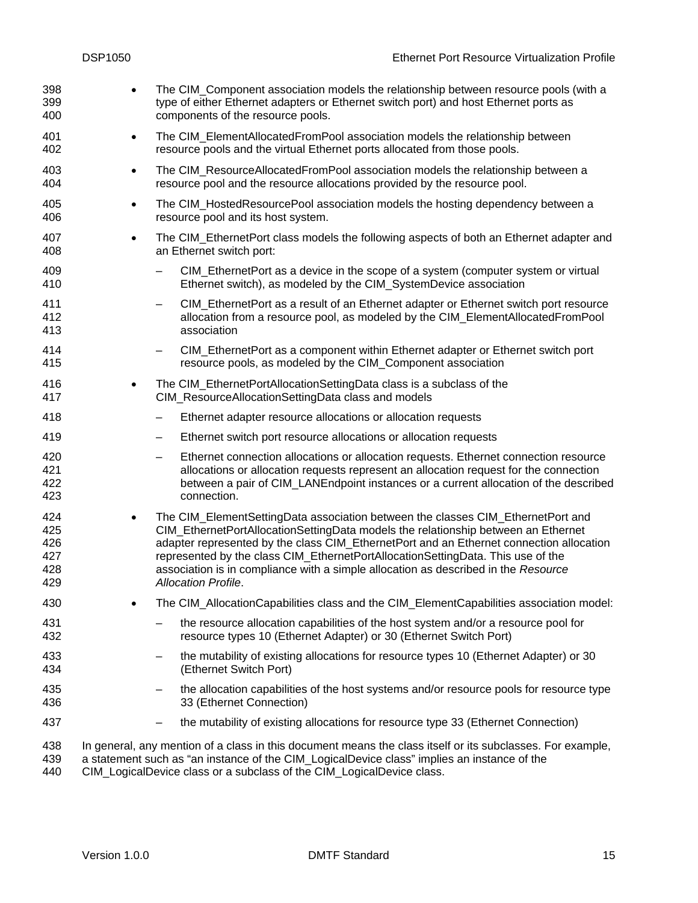- The CIM_Component association models the relationship between resource pools (with a type of either Ethernet adapters or Ethernet switch port) and host Ethernet ports as components of the resource pools.
- The CIM_ElementAllocatedFromPool association models the relationship between resource pools and the virtual Ethernet ports allocated from those pools.
- The CIM_ResourceAllocatedFromPool association models the relationship between a resource pool and the resource allocations provided by the resource pool.
- The CIM_HostedResourcePool association models the hosting dependency between a resource pool and its host system.
- The CIM_EthernetPort class models the following aspects of both an Ethernet adapter and an Ethernet switch port:
  - CIM_EthernetPort as a device in the scope of a system (computer system or virtual Ethernet switch), as modeled by the CIM_SystemDevice association
  - CIM_EthernetPort as a result of an Ethernet adapter or Ethernet switch port resource allocation from a resource pool, as modeled by the CIM_ElementAllocatedFromPool association
  - CIM_EthernetPort as a component within Ethernet adapter or Ethernet switch port resource pools, as modeled by the CIM_Component association
- The CIM_EthernetPortAllocationSettingData class is a subclass of the CIM_ResourceAllocationSettingData class and models
  - Ethernet adapter resource allocations or allocation requests
  - Ethernet switch port resource allocations or allocation requests
  - Ethernet connection allocations or allocation requests. Ethernet connection resource allocations or allocation requests represent an allocation request for the connection between a pair of CIM_LANEndpoint instances or a current allocation of the described connection.
- The CIM_ElementSettingData association between the classes CIM_EthernetPort and CIM_EthernetPortAllocationSettingData models the relationship between an Ethernet adapter represented by the class CIM_EthernetPort and an Ethernet connection allocation represented by the class CIM_EthernetPortAllocationSettingData. This use of the association is in compliance with a simple allocation as described in the *Resource Allocation Profile*.
- The CIM_AllocationCapabilities class and the CIM_ElementCapabilities association model:
  - the resource allocation capabilities of the host system and/or a resource pool for resource types 10 (Ethernet Adapter) or 30 (Ethernet Switch Port)
  - the mutability of existing allocations for resource types 10 (Ethernet Adapter) or 30 (Ethernet Switch Port)
  - the allocation capabilities of the host systems and/or resource pools for resource type 33 (Ethernet Connection)
  - the mutability of existing allocations for resource type 33 (Ethernet Connection)

In general, any mention of a class in this document means the class itself or its subclasses. For example, a statement such as “an instance of the CIM_LogicalDevice class” implies an instance of the CIM_LogicalDevice class or a subclass of the CIM_LogicalDevice class.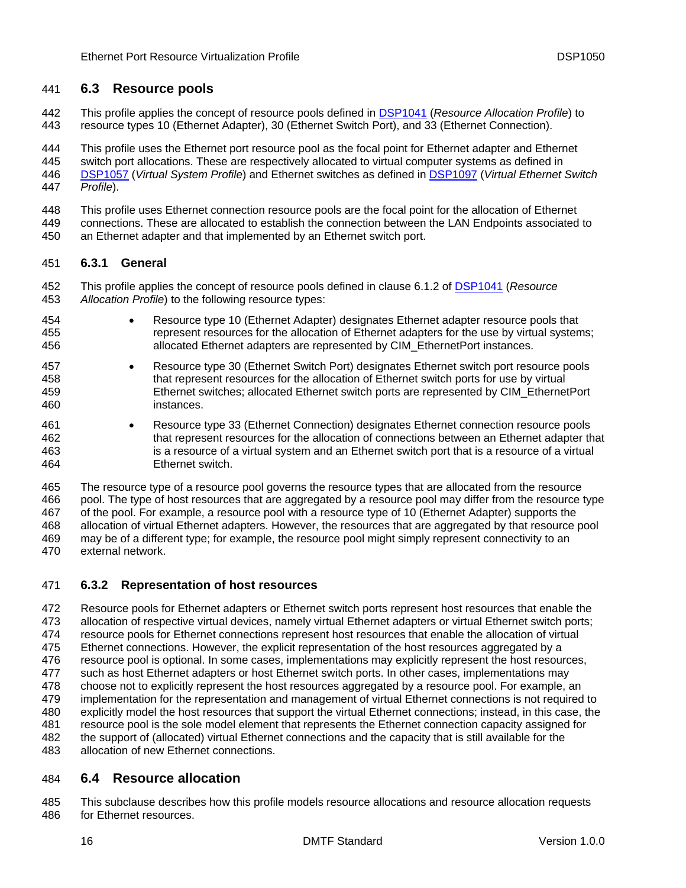## 6.3 Resource pools

This profile applies the concept of resource pools defined in DSP1041 (*Resource Allocation Profile*) to resource types 10 (Ethernet Adapter), 30 (Ethernet Switch Port), and 33 (Ethernet Connection).

This profile uses the Ethernet port resource pool as the focal point for Ethernet adapter and Ethernet switch port allocations. These are respectively allocated to virtual computer systems as defined in DSP1057 (*Virtual System Profile*) and Ethernet switches as defined in DSP1097 (*Virtual Ethernet Switch Profile*).

This profile uses Ethernet connection resource pools are the focal point for the allocation of Ethernet connections. These are allocated to establish the connection between the LAN Endpoints associated to an Ethernet adapter and that implemented by an Ethernet switch port.

### 6.3.1 General

This profile applies the concept of resource pools defined in clause 6.1.2 of DSP1041 (*Resource Allocation Profile*) to the following resource types:

- Resource type 10 (Ethernet Adapter) designates Ethernet adapter resource pools that represent resources for the allocation of Ethernet adapters for the use by virtual systems; allocated Ethernet adapters are represented by CIM_EthernetPort instances.
- Resource type 30 (Ethernet Switch Port) designates Ethernet switch port resource pools that represent resources for the allocation of Ethernet switch ports for use by virtual Ethernet switches; allocated Ethernet switch ports are represented by CIM_EthernetPort instances.
- Resource type 33 (Ethernet Connection) designates Ethernet connection resource pools that represent resources for the allocation of connections between an Ethernet adapter that is a resource of a virtual system and an Ethernet switch port that is a resource of a virtual Ethernet switch.

The resource type of a resource pool governs the resource types that are allocated from the resource pool. The type of host resources that are aggregated by a resource pool may differ from the resource type of the pool. For example, a resource pool with a resource type of 10 (Ethernet Adapter) supports the allocation of virtual Ethernet adapters. However, the resources that are aggregated by that resource pool may be of a different type; for example, the resource pool might simply represent connectivity to an external network.

### 6.3.2 Representation of host resources

Resource pools for Ethernet adapters or Ethernet switch ports represent host resources that enable the allocation of respective virtual devices, namely virtual Ethernet adapters or virtual Ethernet switch ports; resource pools for Ethernet connections represent host resources that enable the allocation of virtual Ethernet connections. However, the explicit representation of the host resources aggregated by a resource pool is optional. In some cases, implementations may explicitly represent the host resources, such as host Ethernet adapters or host Ethernet switch ports. In other cases, implementations may choose not to explicitly represent the host resources aggregated by a resource pool. For example, an implementation for the representation and management of virtual Ethernet connections is not required to explicitly model the host resources that support the virtual Ethernet connections; instead, in this case, the resource pool is the sole model element that represents the Ethernet connection capacity assigned for the support of (allocated) virtual Ethernet connections and the capacity that is still available for the allocation of new Ethernet connections.

## 6.4 Resource allocation

This subclause describes how this profile models resource allocations and resource allocation requests for Ethernet resources.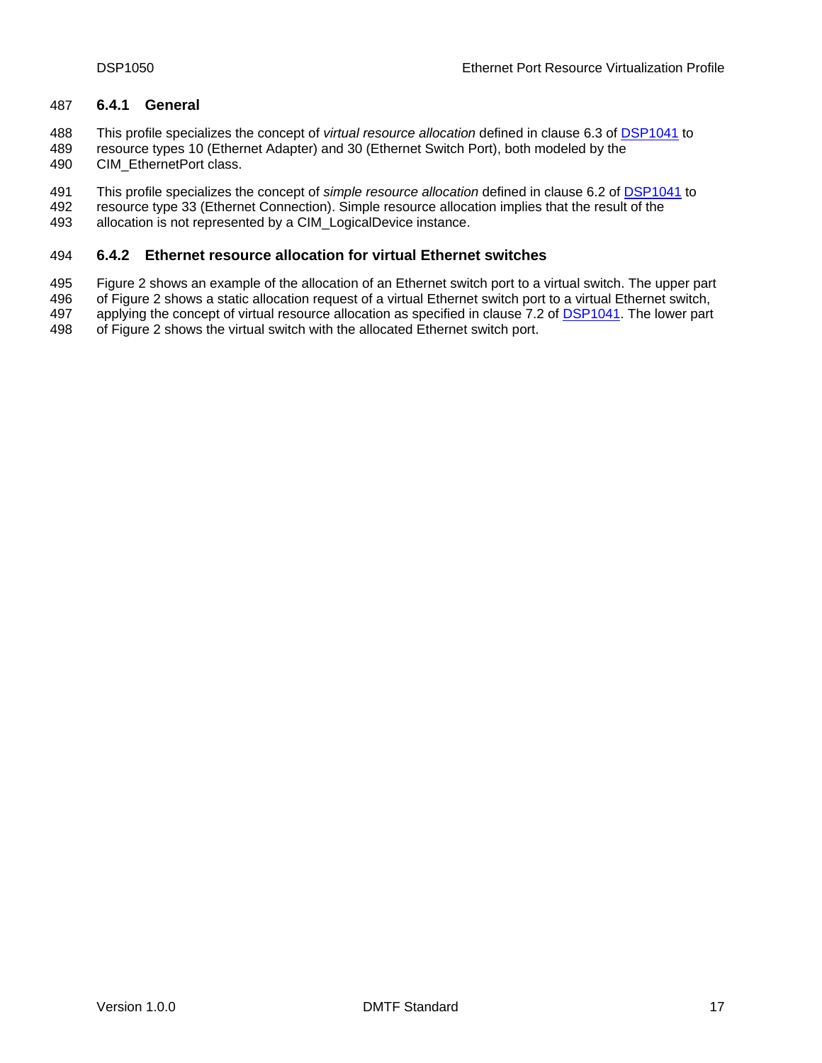### 6.4.1 General

This profile specializes the concept of *virtual resource allocation* defined in clause 6.3 of DSP1041 to resource types 10 (Ethernet Adapter) and 30 (Ethernet Switch Port), both modeled by the CIM_EthernetPort class.

This profile specializes the concept of *simple resource allocation* defined in clause 6.2 of DSP1041 to resource type 33 (Ethernet Connection). Simple resource allocation implies that the result of the allocation is not represented by a CIM_LogicalDevice instance.

### 6.4.2 Ethernet resource allocation for virtual Ethernet switches

Figure 2 shows an example of the allocation of an Ethernet switch port to a virtual switch. The upper part of Figure 2 shows a static allocation request of a virtual Ethernet switch port to a virtual Ethernet switch, applying the concept of virtual resource allocation as specified in clause 7.2 of DSP1041. The lower part of Figure 2 shows the virtual switch with the allocated Ethernet switch port.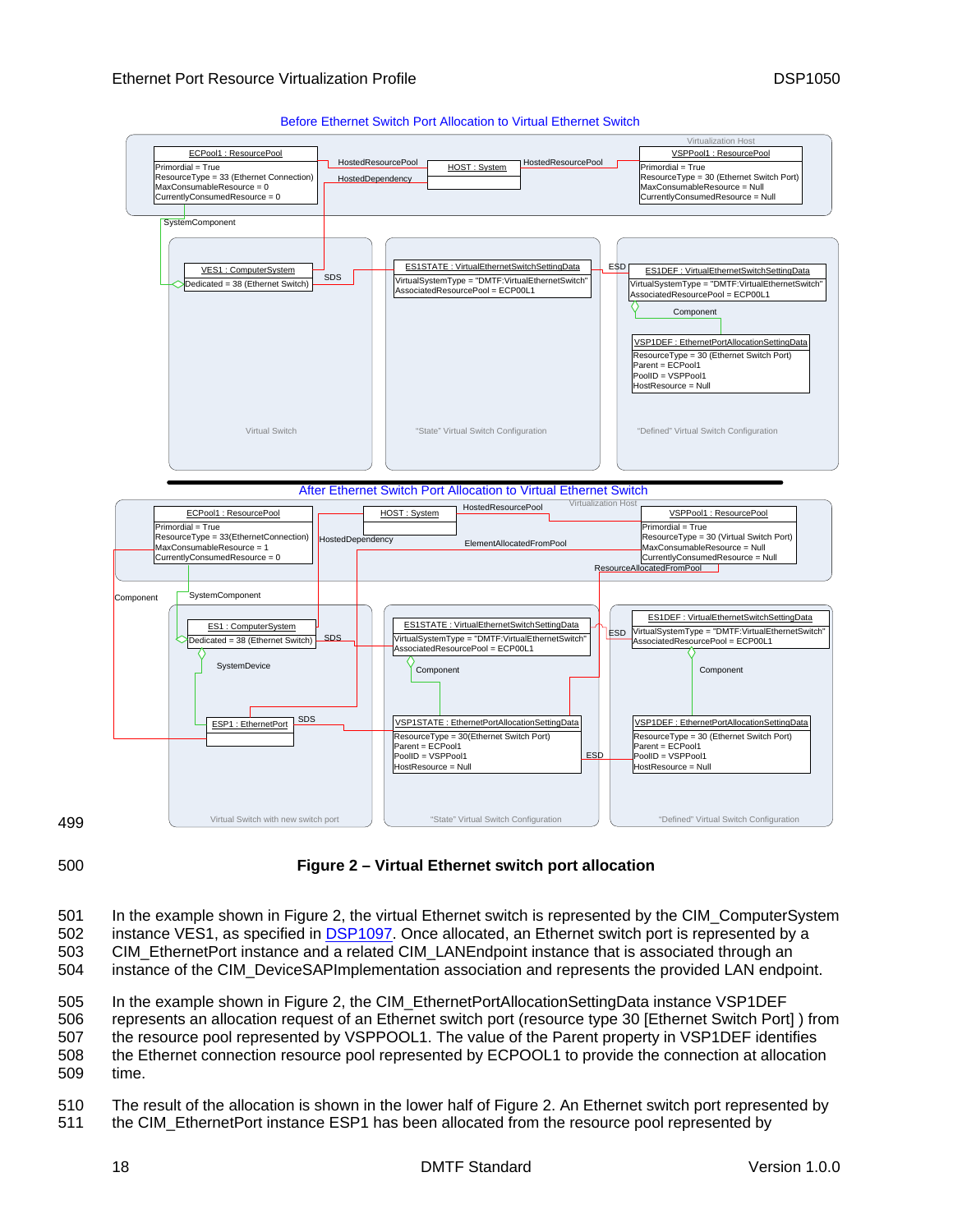Figure 2 – Virtual Ethernet switch port allocation

In the example shown in Figure 2, the virtual Ethernet switch is represented by the CIM_ComputerSystem instance VES1, as specified in DSP1097. Once allocated, an Ethernet switch port is represented by a CIM_EthernetPort instance and a related CIM_LANEndpoint instance that is associated through an instance of the CIM_DeviceSAPImplementation association and represents the provided LAN endpoint.

In the example shown in Figure 2, the CIM_EthernetPortAllocationSettingData instance VSP1DEF represents an allocation request of an Ethernet switch port (resource type 30 [Ethernet Switch Port] ) from the resource pool represented by VSPPOOL1. The value of the Parent property in VSP1DEF identifies the Ethernet connection resource pool represented by ECPOOL1 to provide the connection at allocation time.

The result of the allocation is shown in the lower half of Figure 2. An Ethernet switch port represented by the CIM_EthernetPort instance ESP1 has been allocated from the resource pool represented by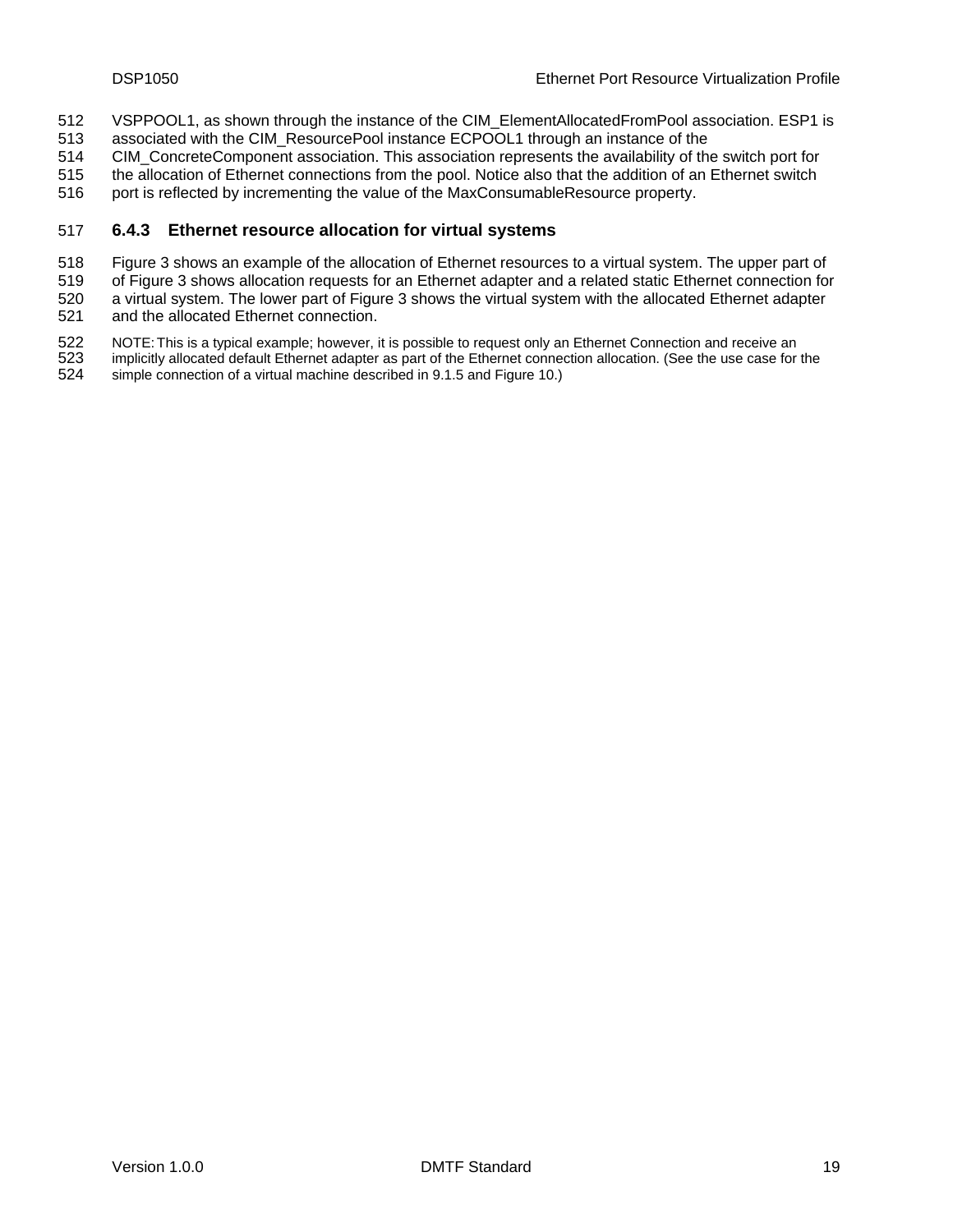VSPPOOL1, as shown through the instance of the CIM_ElementAllocatedFromPool association. ESP1 is associated with the CIM_ResourcePool instance ECPOOL1 through an instance of the CIM_ConcreteComponent association. This association represents the availability of the switch port for the allocation of Ethernet connections from the pool. Notice also that the addition of an Ethernet switch port is reflected by incrementing the value of the MaxConsumableResource property.

### 6.4.3 Ethernet resource allocation for virtual systems

Figure 3 shows an example of the allocation of Ethernet resources to a virtual system. The upper part of Figure 3 shows allocation requests for an Ethernet adapter and a related static Ethernet connection for a virtual system. The lower part of Figure 3 shows the virtual system with the allocated Ethernet adapter and the allocated Ethernet connection.

NOTE: This is a typical example; however, it is possible to request only an Ethernet Connection and receive an implicitly allocated default Ethernet adapter as part of the Ethernet connection allocation. (See the use case for the simple connection of a virtual machine described in 9.1.5 and Figure 10.)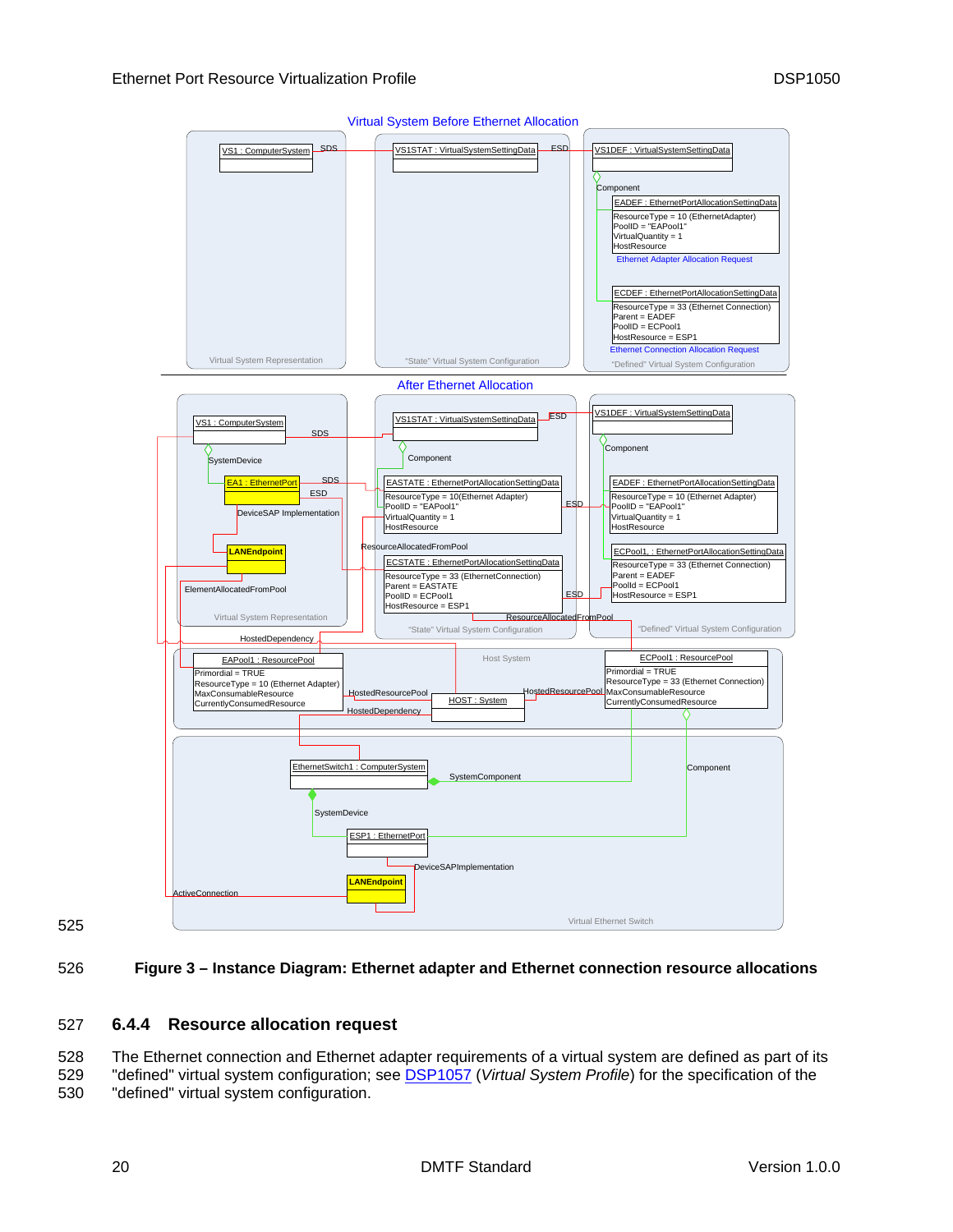Figure 3 – Instance Diagram: Ethernet adapter and Ethernet connection resource allocations

### 6.4.4 Resource allocation request

The Ethernet connection and Ethernet adapter requirements of a virtual system are defined as part of its "defined" virtual system configuration; see DSP1057 (*Virtual System Profile*) for the specification of the "defined" virtual system configuration.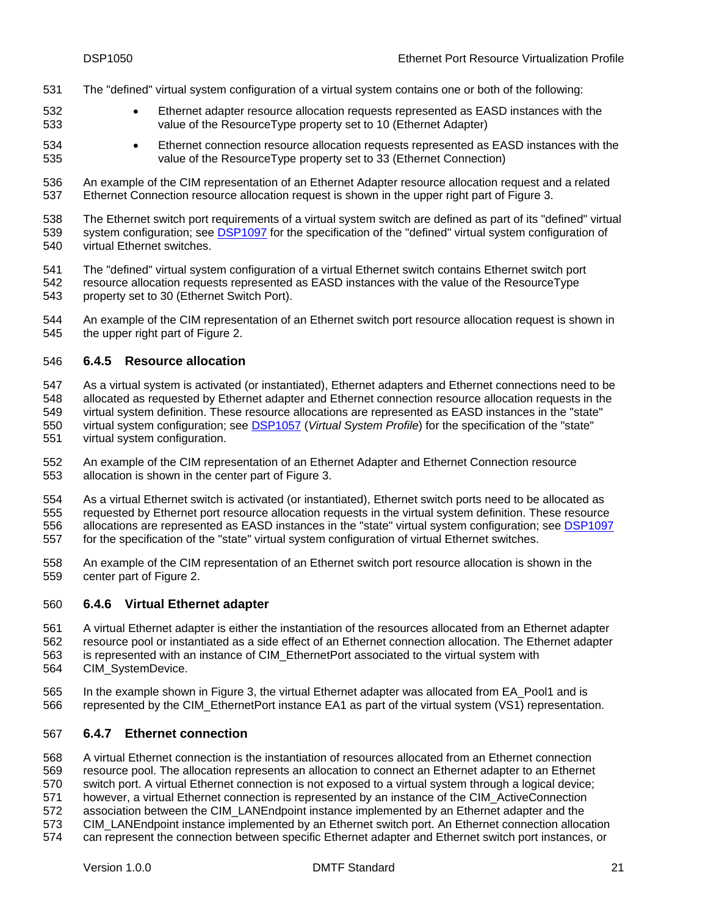The "defined" virtual system configuration of a virtual system contains one or both of the following:

- Ethernet adapter resource allocation requests represented as EASD instances with the value of the ResourceType property set to 10 (Ethernet Adapter)
- Ethernet connection resource allocation requests represented as EASD instances with the value of the ResourceType property set to 33 (Ethernet Connection)

An example of the CIM representation of an Ethernet Adapter resource allocation request and a related Ethernet Connection resource allocation request is shown in the upper right part of Figure 3.

The Ethernet switch port requirements of a virtual system switch are defined as part of its "defined" virtual system configuration; see DSP1097 for the specification of the "defined" virtual system configuration of virtual Ethernet switches.

The "defined" virtual system configuration of a virtual Ethernet switch contains Ethernet switch port resource allocation requests represented as EASD instances with the value of the ResourceType property set to 30 (Ethernet Switch Port).

An example of the CIM representation of an Ethernet switch port resource allocation request is shown in the upper right part of Figure 2.

### 6.4.5 Resource allocation

As a virtual system is activated (or instantiated), Ethernet adapters and Ethernet connections need to be allocated as requested by Ethernet adapter and Ethernet connection resource allocation requests in the virtual system definition. These resource allocations are represented as EASD instances in the "state" virtual system configuration; see DSP1057 (*Virtual System Profile*) for the specification of the "state" virtual system configuration.

An example of the CIM representation of an Ethernet Adapter and Ethernet Connection resource allocation is shown in the center part of Figure 3.

As a virtual Ethernet switch is activated (or instantiated), Ethernet switch ports need to be allocated as requested by Ethernet port resource allocation requests in the virtual system definition. These resource allocations are represented as EASD instances in the "state" virtual system configuration; see DSP1097 for the specification of the "state" virtual system configuration of virtual Ethernet switches.

An example of the CIM representation of an Ethernet switch port resource allocation is shown in the center part of Figure 2.

### 6.4.6 Virtual Ethernet adapter

A virtual Ethernet adapter is either the instantiation of the resources allocated from an Ethernet adapter resource pool or instantiated as a side effect of an Ethernet connection allocation. The Ethernet adapter is represented with an instance of CIM_EthernetPort associated to the virtual system with CIM_SystemDevice.

In the example shown in Figure 3, the virtual Ethernet adapter was allocated from EA_Pool1 and is represented by the CIM_EthernetPort instance EA1 as part of the virtual system (VS1) representation.

### 6.4.7 Ethernet connection

A virtual Ethernet connection is the instantiation of resources allocated from an Ethernet connection resource pool. The allocation represents an allocation to connect an Ethernet adapter to an Ethernet switch port. A virtual Ethernet connection is not exposed to a virtual system through a logical device; however, a virtual Ethernet connection is represented by an instance of the CIM_ActiveConnection association between the CIM_LANEndpoint instance implemented by an Ethernet adapter and the CIM_LANEndpoint instance implemented by an Ethernet switch port. An Ethernet connection allocation can represent the connection between specific Ethernet adapter and Ethernet switch port instances, or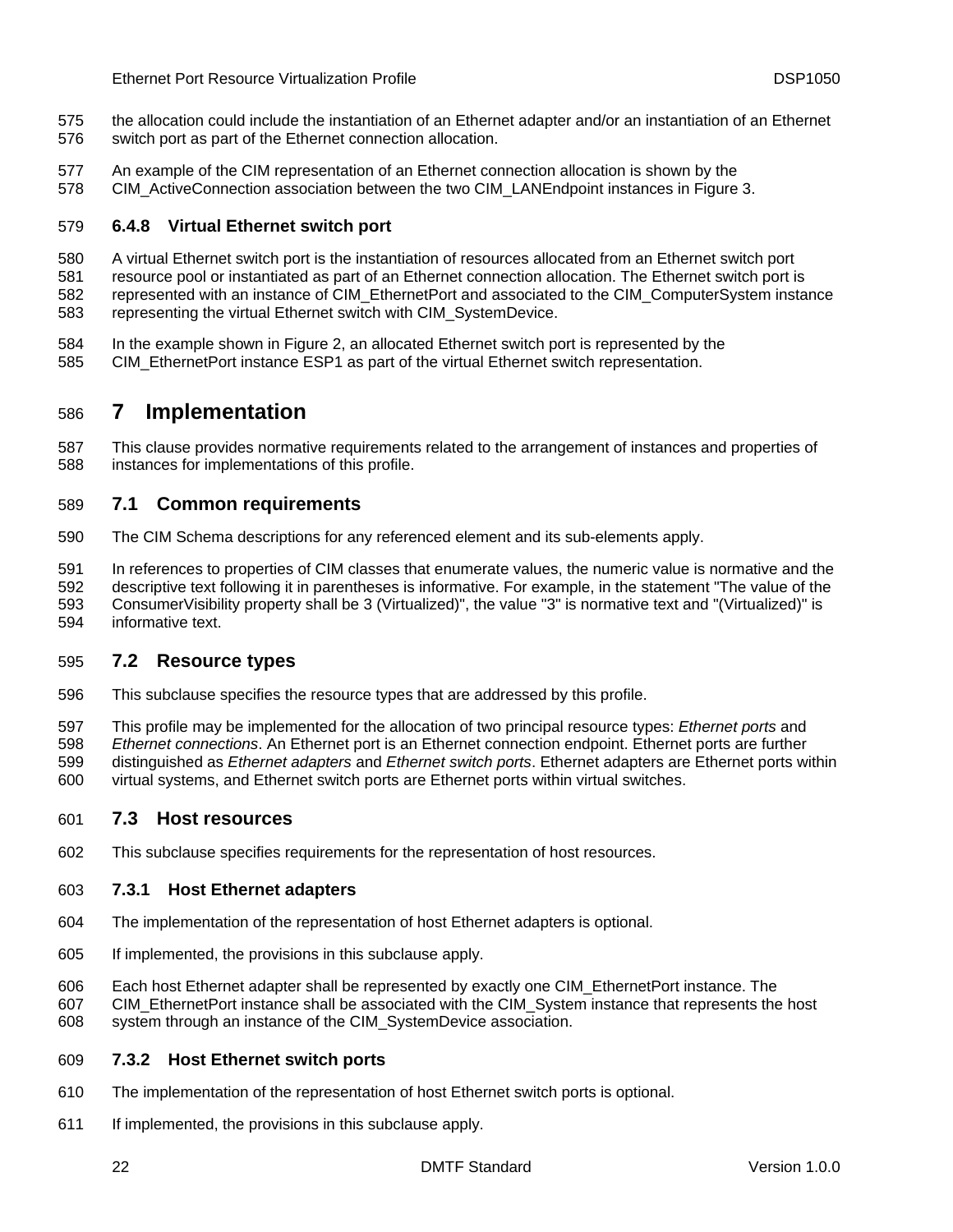the allocation could include the instantiation of an Ethernet adapter and/or an instantiation of an Ethernet switch port as part of the Ethernet connection allocation.

An example of the CIM representation of an Ethernet connection allocation is shown by the CIM_ActiveConnection association between the two CIM_LANEndpoint instances in Figure 3.

### 6.4.8 Virtual Ethernet switch port

A virtual Ethernet switch port is the instantiation of resources allocated from an Ethernet switch port resource pool or instantiated as part of an Ethernet connection allocation. The Ethernet switch port is represented with an instance of CIM_EthernetPort and associated to the CIM_ComputerSystem instance representing the virtual Ethernet switch with CIM_SystemDevice.

In the example shown in Figure 2, an allocated Ethernet switch port is represented by the CIM_EthernetPort instance ESP1 as part of the virtual Ethernet switch representation.

# 7 Implementation

This clause provides normative requirements related to the arrangement of instances and properties of instances for implementations of this profile.

## 7.1 Common requirements

The CIM Schema descriptions for any referenced element and its sub-elements apply.

In references to properties of CIM classes that enumerate values, the numeric value is normative and the descriptive text following it in parentheses is informative. For example, in the statement "The value of the ConsumerVisibility property shall be 3 (Virtualized)", the value "3" is normative text and "(Virtualized)" is informative text.

## 7.2 Resource types

This subclause specifies the resource types that are addressed by this profile.

This profile may be implemented for the allocation of two principal resource types: *Ethernet ports* and *Ethernet connections*. An Ethernet port is an Ethernet connection endpoint. Ethernet ports are further distinguished as *Ethernet adapters* and *Ethernet switch ports*. Ethernet adapters are Ethernet ports within virtual systems, and Ethernet switch ports are Ethernet ports within virtual switches.

## 7.3 Host resources

This subclause specifies requirements for the representation of host resources.

### 7.3.1 Host Ethernet adapters

The implementation of the representation of host Ethernet adapters is optional.

If implemented, the provisions in this subclause apply.

Each host Ethernet adapter shall be represented by exactly one CIM_EthernetPort instance. The CIM_EthernetPort instance shall be associated with the CIM_System instance that represents the host system through an instance of the CIM_SystemDevice association.

### 7.3.2 Host Ethernet switch ports

The implementation of the representation of host Ethernet switch ports is optional.

If implemented, the provisions in this subclause apply.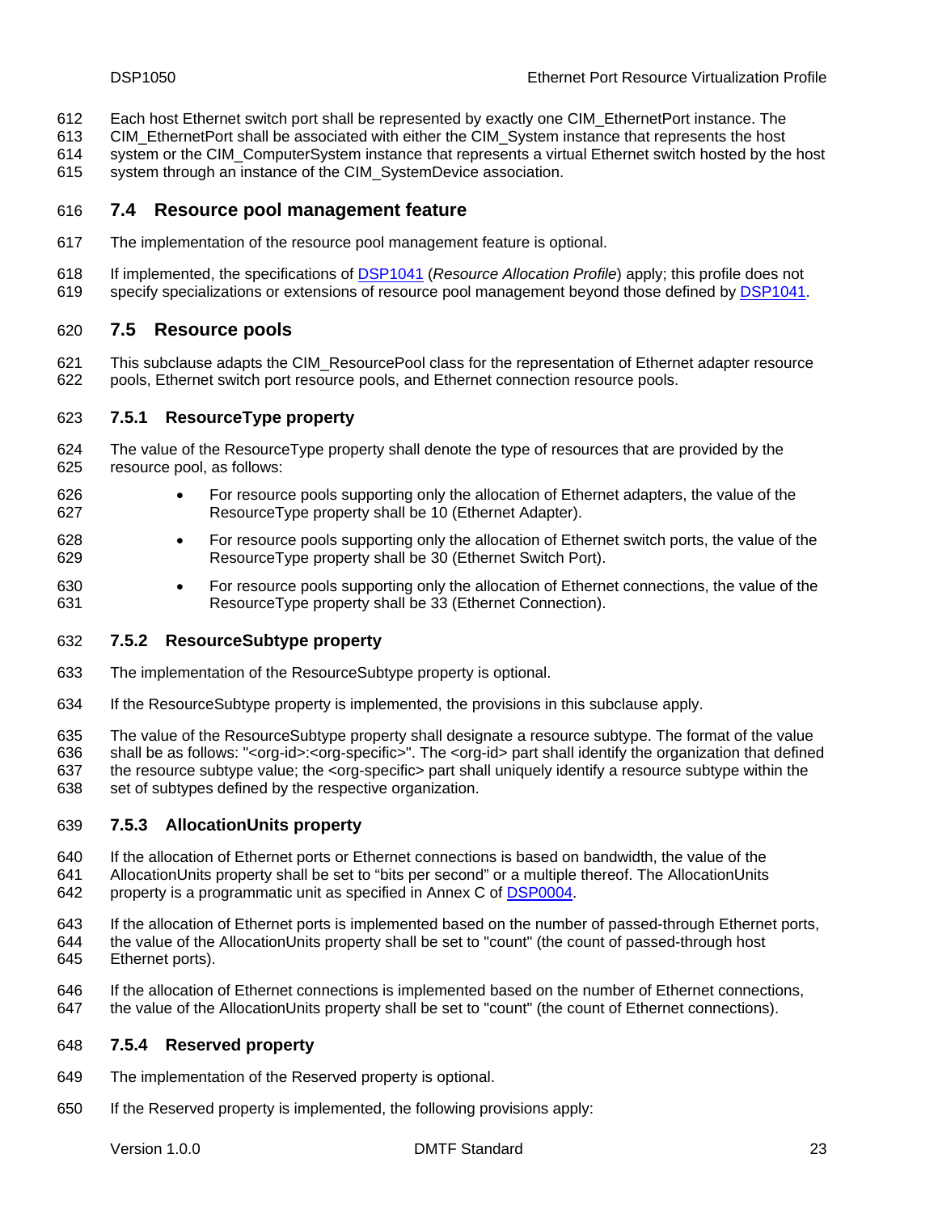Each host Ethernet switch port shall be represented by exactly one CIM_EthernetPort instance. The CIM_EthernetPort shall be associated with either the CIM_System instance that represents the host system or the CIM_ComputerSystem instance that represents a virtual Ethernet switch hosted by the host system through an instance of the CIM_SystemDevice association.

## 7.4 Resource pool management feature

The implementation of the resource pool management feature is optional.

If implemented, the specifications of DSP1041 (*Resource Allocation Profile*) apply; this profile does not specify specializations or extensions of resource pool management beyond those defined by DSP1041.

## 7.5 Resource pools

This subclause adapts the CIM_ResourcePool class for the representation of Ethernet adapter resource pools, Ethernet switch port resource pools, and Ethernet connection resource pools.

### 7.5.1 ResourceType property

The value of the ResourceType property shall denote the type of resources that are provided by the resource pool, as follows:

- For resource pools supporting only the allocation of Ethernet adapters, the value of the ResourceType property shall be 10 (Ethernet Adapter).
- For resource pools supporting only the allocation of Ethernet switch ports, the value of the ResourceType property shall be 30 (Ethernet Switch Port).
- For resource pools supporting only the allocation of Ethernet connections, the value of the ResourceType property shall be 33 (Ethernet Connection).

### 7.5.2 ResourceSubtype property

The implementation of the ResourceSubtype property is optional.

If the ResourceSubtype property is implemented, the provisions in this subclause apply.

The value of the ResourceSubtype property shall designate a resource subtype. The format of the value shall be as follows: "<org-id>:<org-specific>". The <org-id> part shall identify the organization that defined the resource subtype value; the <org-specific> part shall uniquely identify a resource subtype within the set of subtypes defined by the respective organization.

### 7.5.3 AllocationUnits property

If the allocation of Ethernet ports or Ethernet connections is based on bandwidth, the value of the AllocationUnits property shall be set to “bits per second” or a multiple thereof. The AllocationUnits property is a programmatic unit as specified in Annex C of DSP0004.

If the allocation of Ethernet ports is implemented based on the number of passed-through Ethernet ports, the value of the AllocationUnits property shall be set to "count" (the count of passed-through host Ethernet ports).

If the allocation of Ethernet connections is implemented based on the number of Ethernet connections, the value of the AllocationUnits property shall be set to "count" (the count of Ethernet connections).

### 7.5.4 Reserved property

The implementation of the Reserved property is optional.

If the Reserved property is implemented, the following provisions apply: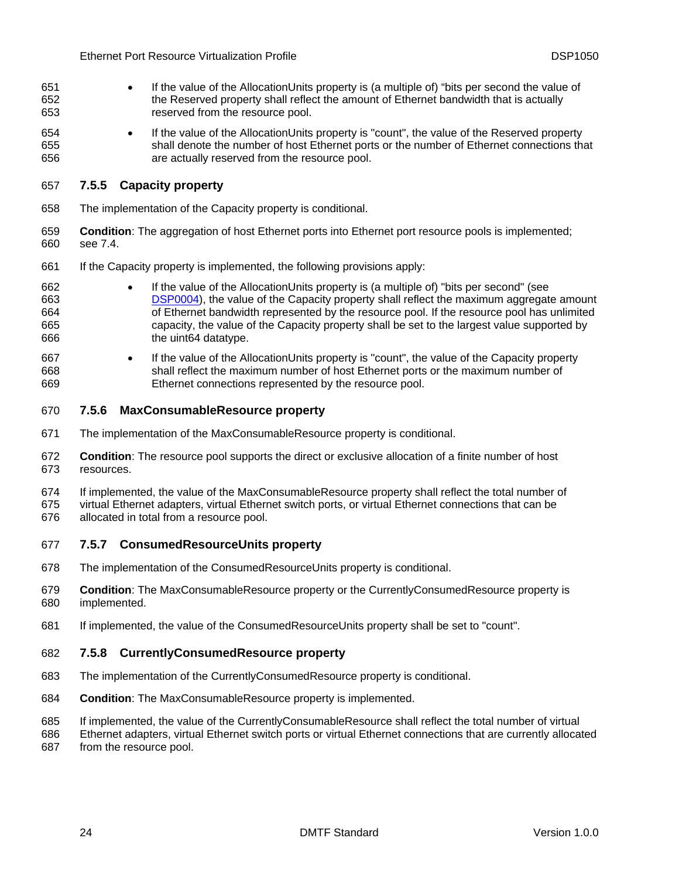- If the value of the AllocationUnits property is (a multiple of) “bits per second the value of the Reserved property shall reflect the amount of Ethernet bandwidth that is actually reserved from the resource pool.
- If the value of the AllocationUnits property is "count", the value of the Reserved property shall denote the number of host Ethernet ports or the number of Ethernet connections that are actually reserved from the resource pool.

### 7.5.5 Capacity property

The implementation of the Capacity property is conditional.

**Condition**: The aggregation of host Ethernet ports into Ethernet port resource pools is implemented; see 7.4.

If the Capacity property is implemented, the following provisions apply:

- If the value of the AllocationUnits property is (a multiple of) "bits per second" (see DSP0004), the value of the Capacity property shall reflect the maximum aggregate amount of Ethernet bandwidth represented by the resource pool. If the resource pool has unlimited capacity, the value of the Capacity property shall be set to the largest value supported by the uint64 datatype.
- If the value of the AllocationUnits property is "count", the value of the Capacity property shall reflect the maximum number of host Ethernet ports or the maximum number of Ethernet connections represented by the resource pool.

### 7.5.6 MaxConsumableResource property

The implementation of the MaxConsumableResource property is conditional.

**Condition**: The resource pool supports the direct or exclusive allocation of a finite number of host resources.

If implemented, the value of the MaxConsumableResource property shall reflect the total number of virtual Ethernet adapters, virtual Ethernet switch ports, or virtual Ethernet connections that can be allocated in total from a resource pool.

### 7.5.7 ConsumedResourceUnits property

The implementation of the ConsumedResourceUnits property is conditional.

**Condition**: The MaxConsumableResource property or the CurrentlyConsumedResource property is implemented.

If implemented, the value of the ConsumedResourceUnits property shall be set to "count".

### 7.5.8 CurrentlyConsumedResource property

The implementation of the CurrentlyConsumedResource property is conditional.

**Condition**: The MaxConsumableResource property is implemented.

If implemented, the value of the CurrentlyConsumableResource shall reflect the total number of virtual Ethernet adapters, virtual Ethernet switch ports or virtual Ethernet connections that are currently allocated from the resource pool.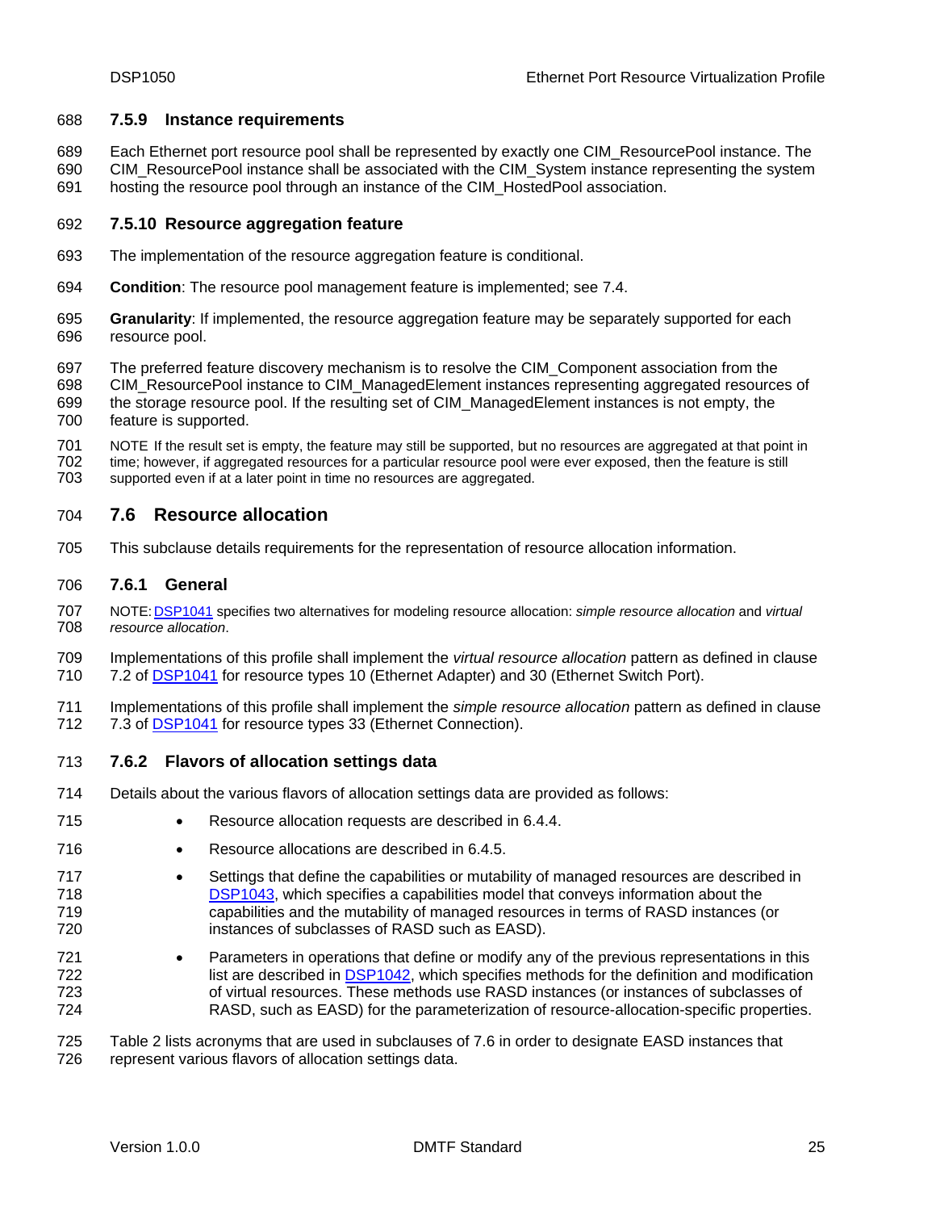#### 7.5.9 Instance requirements

Each Ethernet port resource pool shall be represented by exactly one CIM_ResourcePool instance. The CIM_ResourcePool instance shall be associated with the CIM_System instance representing the system hosting the resource pool through an instance of the CIM_HostedPool association.

#### 7.5.10 Resource aggregation feature

The implementation of the resource aggregation feature is conditional.

**Condition**: The resource pool management feature is implemented; see 7.4.

**Granularity**: If implemented, the resource aggregation feature may be separately supported for each resource pool.

The preferred feature discovery mechanism is to resolve the CIM_Component association from the CIM_ResourcePool instance to CIM_ManagedElement instances representing aggregated resources of the storage resource pool. If the resulting set of CIM_ManagedElement instances is not empty, the feature is supported.

NOTE If the result set is empty, the feature may still be supported, but no resources are aggregated at that point in time; however, if aggregated resources for a particular resource pool were ever exposed, then the feature is still supported even if at a later point in time no resources are aggregated.

### 7.6 Resource allocation

This subclause details requirements for the representation of resource allocation information.

#### 7.6.1 General

NOTE: DSP1041 specifies two alternatives for modeling resource allocation: *simple resource allocation* and *virtual resource allocation*.

Implementations of this profile shall implement the *virtual resource allocation* pattern as defined in clause 7.2 of DSP1041 for resource types 10 (Ethernet Adapter) and 30 (Ethernet Switch Port).

Implementations of this profile shall implement the *simple resource allocation* pattern as defined in clause 7.3 of DSP1041 for resource types 33 (Ethernet Connection).

#### 7.6.2 Flavors of allocation settings data

Details about the various flavors of allocation settings data are provided as follows:

- Resource allocation requests are described in 6.4.4.
- Resource allocations are described in 6.4.5.
- Settings that define the capabilities or mutability of managed resources are described in DSP1043, which specifies a capabilities model that conveys information about the capabilities and the mutability of managed resources in terms of RASD instances (or instances of subclasses of RASD such as EASD).
- Parameters in operations that define or modify any of the previous representations in this list are described in DSP1042, which specifies methods for the definition and modification of virtual resources. These methods use RASD instances (or instances of subclasses of RASD, such as EASD) for the parameterization of resource-allocation-specific properties.

Table 2 lists acronyms that are used in subclauses of 7.6 in order to designate EASD instances that represent various flavors of allocation settings data.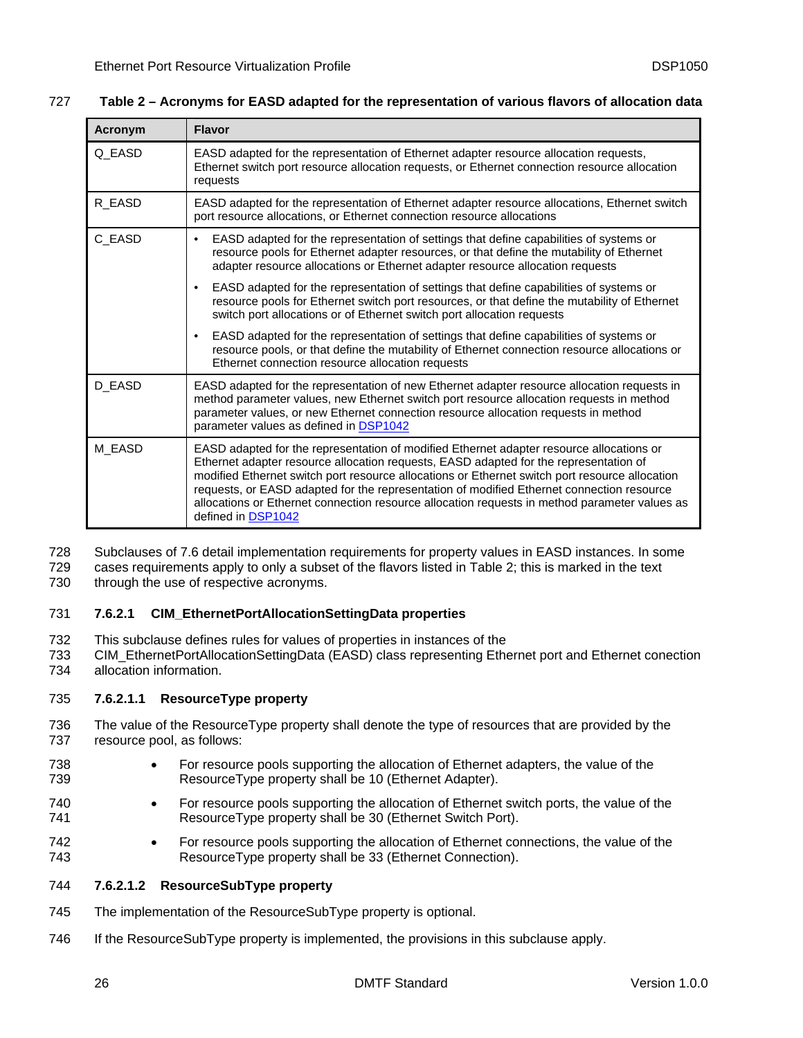**Table 2 – Acronyms for EASD adapted for the representation of various flavors of allocation data**

| Acronym | Flavor |
| --- | --- |
| Q_EASD | EASD adapted for the representation of Ethernet adapter resource allocation requests, Ethernet switch port resource allocation requests, or Ethernet connection resource allocation requests |
| R_EASD | EASD adapted for the representation of Ethernet adapter resource allocations, Ethernet switch port resource allocations, or Ethernet connection resource allocations |
| C_EASD | • EASD adapted for the representation of settings that define capabilities of systems or resource pools for Ethernet adapter resources, or that define the mutability of Ethernet adapter resource allocations or Ethernet adapter resource allocation requests<br>• EASD adapted for the representation of settings that define capabilities of systems or resource pools for Ethernet switch port resources, or that define the mutability of Ethernet switch port allocations or of Ethernet switch port allocation requests<br>• EASD adapted for the representation of settings that define capabilities of systems or resource pools, or that define the mutability of Ethernet connection resource allocations or Ethernet connection resource allocation requests |
| D_EASD | EASD adapted for the representation of new Ethernet adapter resource allocation requests in method parameter values, new Ethernet switch port resource allocation requests in method parameter values, or new Ethernet connection resource allocation requests in method parameter values as defined in DSP1042 |
| M_EASD | EASD adapted for the representation of modified Ethernet adapter resource allocations or Ethernet adapter resource allocation requests, EASD adapted for the representation of modified Ethernet switch port resource allocations or Ethernet switch port resource allocation requests, or EASD adapted for the representation of modified Ethernet connection resource allocations or Ethernet connection resource allocation requests in method parameter values as defined in DSP1042 |

Subclauses of 7.6 detail implementation requirements for property values in EASD instances. In some cases requirements apply to only a subset of the flavors listed in Table 2; this is marked in the text through the use of respective acronyms.

#### 7.6.2.1 CIM_EthernetPortAllocationSettingData properties

This subclause defines rules for values of properties in instances of the CIM_EthernetPortAllocationSettingData (EASD) class representing Ethernet port and Ethernet conection allocation information.

##### 7.6.2.1.1 ResourceType property

The value of the ResourceType property shall denote the type of resources that are provided by the resource pool, as follows:

- For resource pools supporting the allocation of Ethernet adapters, the value of the ResourceType property shall be 10 (Ethernet Adapter).
- For resource pools supporting the allocation of Ethernet switch ports, the value of the ResourceType property shall be 30 (Ethernet Switch Port).
- For resource pools supporting the allocation of Ethernet connections, the value of the ResourceType property shall be 33 (Ethernet Connection).

##### 7.6.2.1.2 ResourceSubType property

The implementation of the ResourceSubType property is optional.

If the ResourceSubType property is implemented, the provisions in this subclause apply.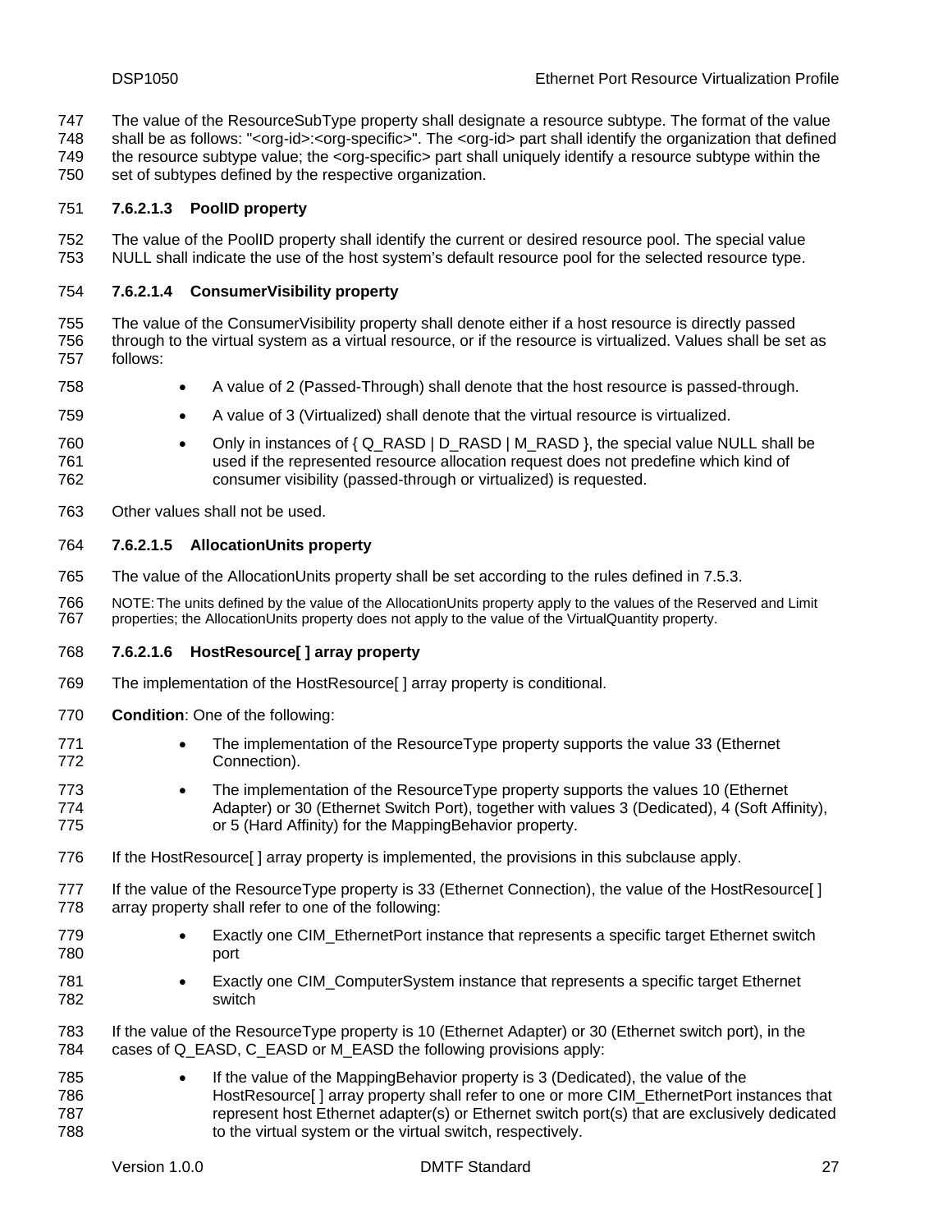The value of the ResourceSubType property shall designate a resource subtype. The format of the value shall be as follows: "<org-id>:<org-specific>". The <org-id> part shall identify the organization that defined the resource subtype value; the <org-specific> part shall uniquely identify a resource subtype within the set of subtypes defined by the respective organization.

#### 7.6.2.1.3 PoolID property

The value of the PoolID property shall identify the current or desired resource pool. The special value NULL shall indicate the use of the host system's default resource pool for the selected resource type.

#### 7.6.2.1.4 ConsumerVisibility property

The value of the ConsumerVisibility property shall denote either if a host resource is directly passed through to the virtual system as a virtual resource, or if the resource is virtualized. Values shall be set as follows:

- A value of 2 (Passed-Through) shall denote that the host resource is passed-through.
- A value of 3 (Virtualized) shall denote that the virtual resource is virtualized.
- Only in instances of { Q_RASD | D_RASD | M_RASD }, the special value NULL shall be used if the represented resource allocation request does not predefine which kind of consumer visibility (passed-through or virtualized) is requested.

Other values shall not be used.

#### 7.6.2.1.5 AllocationUnits property

The value of the AllocationUnits property shall be set according to the rules defined in 7.5.3.

NOTE: The units defined by the value of the AllocationUnits property apply to the values of the Reserved and Limit properties; the AllocationUnits property does not apply to the value of the VirtualQuantity property.

#### 7.6.2.1.6 HostResource[ ] array property

The implementation of the HostResource[ ] array property is conditional.

**Condition**: One of the following:

- The implementation of the ResourceType property supports the value 33 (Ethernet Connection).
- The implementation of the ResourceType property supports the values 10 (Ethernet Adapter) or 30 (Ethernet Switch Port), together with values 3 (Dedicated), 4 (Soft Affinity), or 5 (Hard Affinity) for the MappingBehavior property.

If the HostResource[ ] array property is implemented, the provisions in this subclause apply.

If the value of the ResourceType property is 33 (Ethernet Connection), the value of the HostResource[ ] array property shall refer to one of the following:

- Exactly one CIM_EthernetPort instance that represents a specific target Ethernet switch port
- Exactly one CIM_ComputerSystem instance that represents a specific target Ethernet switch

If the value of the ResourceType property is 10 (Ethernet Adapter) or 30 (Ethernet switch port), in the cases of Q_EASD, C_EASD or M_EASD the following provisions apply:

- If the value of the MappingBehavior property is 3 (Dedicated), the value of the HostResource[ ] array property shall refer to one or more CIM_EthernetPort instances that represent host Ethernet adapter(s) or Ethernet switch port(s) that are exclusively dedicated to the virtual system or the virtual switch, respectively.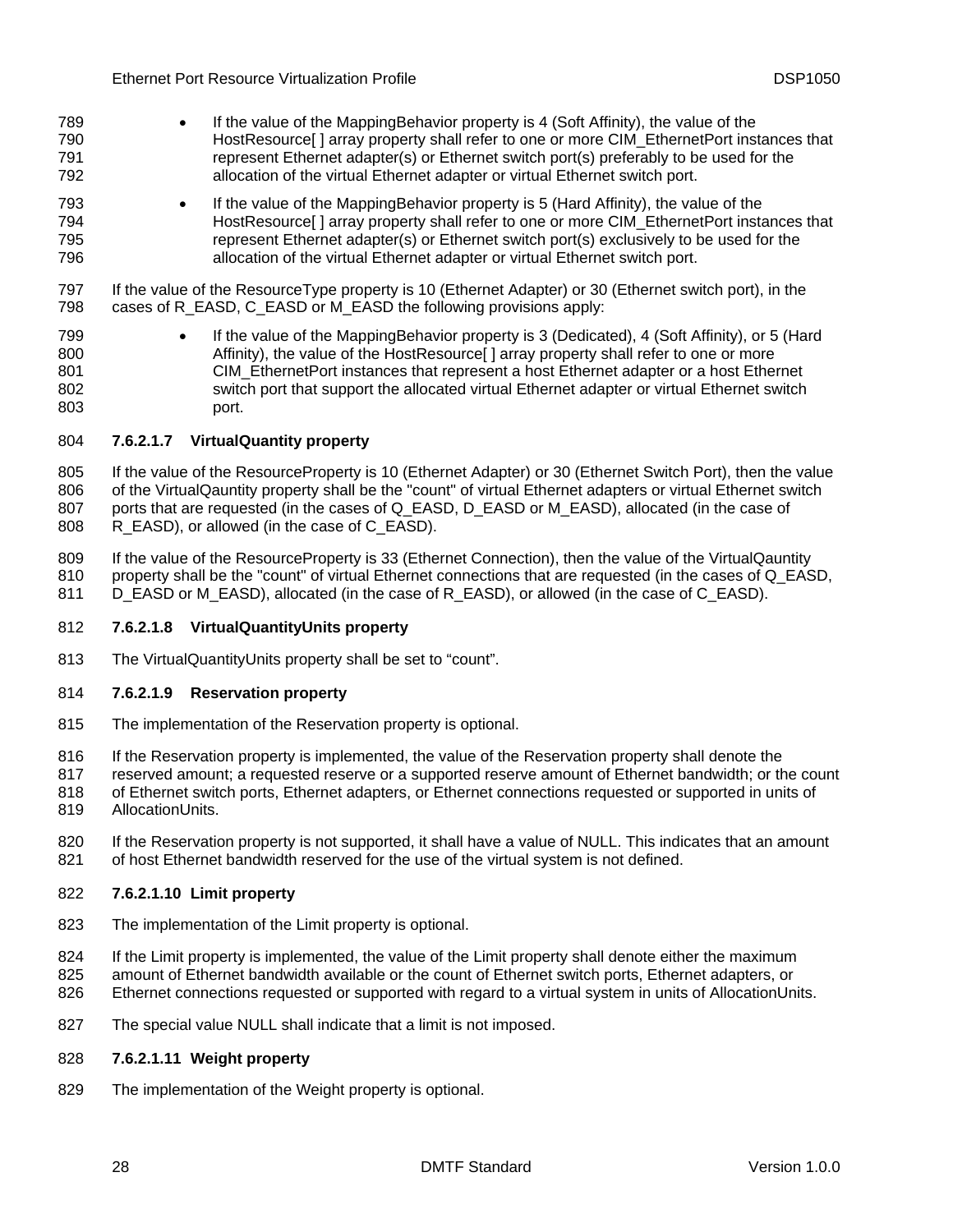- If the value of the MappingBehavior property is 4 (Soft Affinity), the value of the HostResource[ ] array property shall refer to one or more CIM_EthernetPort instances that represent Ethernet adapter(s) or Ethernet switch port(s) preferably to be used for the allocation of the virtual Ethernet adapter or virtual Ethernet switch port.
- If the value of the MappingBehavior property is 5 (Hard Affinity), the value of the HostResource[ ] array property shall refer to one or more CIM_EthernetPort instances that represent Ethernet adapter(s) or Ethernet switch port(s) exclusively to be used for the allocation of the virtual Ethernet adapter or virtual Ethernet switch port.

If the value of the ResourceType property is 10 (Ethernet Adapter) or 30 (Ethernet switch port), in the cases of R_EASD, C_EASD or M_EASD the following provisions apply:

- If the value of the MappingBehavior property is 3 (Dedicated), 4 (Soft Affinity), or 5 (Hard Affinity), the value of the HostResource[ ] array property shall refer to one or more CIM_EthernetPort instances that represent a host Ethernet adapter or a host Ethernet switch port that support the allocated virtual Ethernet adapter or virtual Ethernet switch port.

#### 7.6.2.1.7 VirtualQuantity property

If the value of the ResourceProperty is 10 (Ethernet Adapter) or 30 (Ethernet Switch Port), then the value of the VirtualQauntity property shall be the "count" of virtual Ethernet adapters or virtual Ethernet switch ports that are requested (in the cases of Q_EASD, D_EASD or M_EASD), allocated (in the case of R_EASD), or allowed (in the case of C_EASD).

If the value of the ResourceProperty is 33 (Ethernet Connection), then the value of the VirtualQauntity property shall be the "count" of virtual Ethernet connections that are requested (in the cases of Q_EASD, D_EASD or M_EASD), allocated (in the case of R_EASD), or allowed (in the case of C_EASD).

#### 7.6.2.1.8 VirtualQuantityUnits property

The VirtualQuantityUnits property shall be set to "count".

#### 7.6.2.1.9 Reservation property

The implementation of the Reservation property is optional.

If the Reservation property is implemented, the value of the Reservation property shall denote the reserved amount; a requested reserve or a supported reserve amount of Ethernet bandwidth; or the count of Ethernet switch ports, Ethernet adapters, or Ethernet connections requested or supported in units of AllocationUnits.

If the Reservation property is not supported, it shall have a value of NULL. This indicates that an amount of host Ethernet bandwidth reserved for the use of the virtual system is not defined.

#### 7.6.2.1.10 Limit property

The implementation of the Limit property is optional.

If the Limit property is implemented, the value of the Limit property shall denote either the maximum amount of Ethernet bandwidth available or the count of Ethernet switch ports, Ethernet adapters, or Ethernet connections requested or supported with regard to a virtual system in units of AllocationUnits.

The special value NULL shall indicate that a limit is not imposed.

#### 7.6.2.1.11 Weight property

The implementation of the Weight property is optional.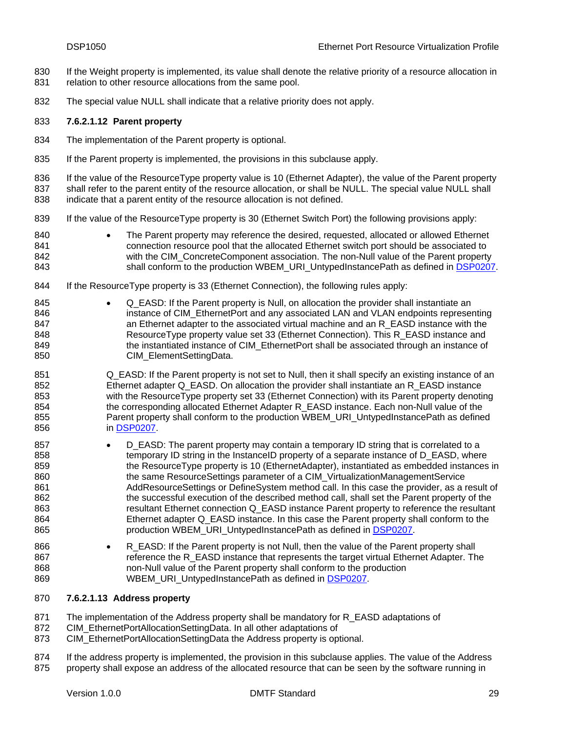If the Weight property is implemented, its value shall denote the relative priority of a resource allocation in relation to other resource allocations from the same pool.

The special value NULL shall indicate that a relative priority does not apply.

#### 7.6.2.1.12 Parent property

The implementation of the Parent property is optional.

If the Parent property is implemented, the provisions in this subclause apply.

If the value of the ResourceType property value is 10 (Ethernet Adapter), the value of the Parent property shall refer to the parent entity of the resource allocation, or shall be NULL. The special value NULL shall indicate that a parent entity of the resource allocation is not defined.

If the value of the ResourceType property is 30 (Ethernet Switch Port) the following provisions apply:

- The Parent property may reference the desired, requested, allocated or allowed Ethernet connection resource pool that the allocated Ethernet switch port should be associated to with the CIM_ConcreteComponent association. The non-Null value of the Parent property shall conform to the production WBEM_URI_UntypedInstancePath as defined in DSP0207.

If the ResourceType property is 33 (Ethernet Connection), the following rules apply:

- Q_EASD: If the Parent property is Null, on allocation the provider shall instantiate an instance of CIM_EthernetPort and any associated LAN and VLAN endpoints representing an Ethernet adapter to the associated virtual machine and an R_EASD instance with the ResourceType property value set 33 (Ethernet Connection). This R_EASD instance and the instantiated instance of CIM_EthernetPort shall be associated through an instance of CIM_ElementSettingData.

  Q_EASD: If the Parent property is not set to Null, then it shall specify an existing instance of an Ethernet adapter Q_EASD. On allocation the provider shall instantiate an R_EASD instance with the ResourceType property set 33 (Ethernet Connection) with its Parent property denoting the corresponding allocated Ethernet Adapter R_EASD instance. Each non-Null value of the Parent property shall conform to the production WBEM_URI_UntypedInstancePath as defined in DSP0207.

- D_EASD: The parent property may contain a temporary ID string that is correlated to a temporary ID string in the InstanceID property of a separate instance of D_EASD, where the ResourceType property is 10 (EthernetAdapter), instantiated as embedded instances in the same ResourceSettings parameter of a CIM_VirtualizationManagementService AddResourceSettings or DefineSystem method call. In this case the provider, as a result of the successful execution of the described method call, shall set the Parent property of the resultant Ethernet connection Q_EASD instance Parent property to reference the resultant Ethernet adapter Q_EASD instance. In this case the Parent property shall conform to the production WBEM_URI_UntypedInstancePath as defined in DSP0207.

- R_EASD: If the Parent property is not Null, then the value of the Parent property shall reference the R_EASD instance that represents the target virtual Ethernet Adapter. The non-Null value of the Parent property shall conform to the production WBEM_URI_UntypedInstancePath as defined in DSP0207.

#### 7.6.2.1.13 Address property

The implementation of the Address property shall be mandatory for R_EASD adaptations of CIM_EthernetPortAllocationSettingData. In all other adaptations of CIM_EthernetPortAllocationSettingData the Address property is optional.

If the address property is implemented, the provision in this subclause applies. The value of the Address property shall expose an address of the allocated resource that can be seen by the software running in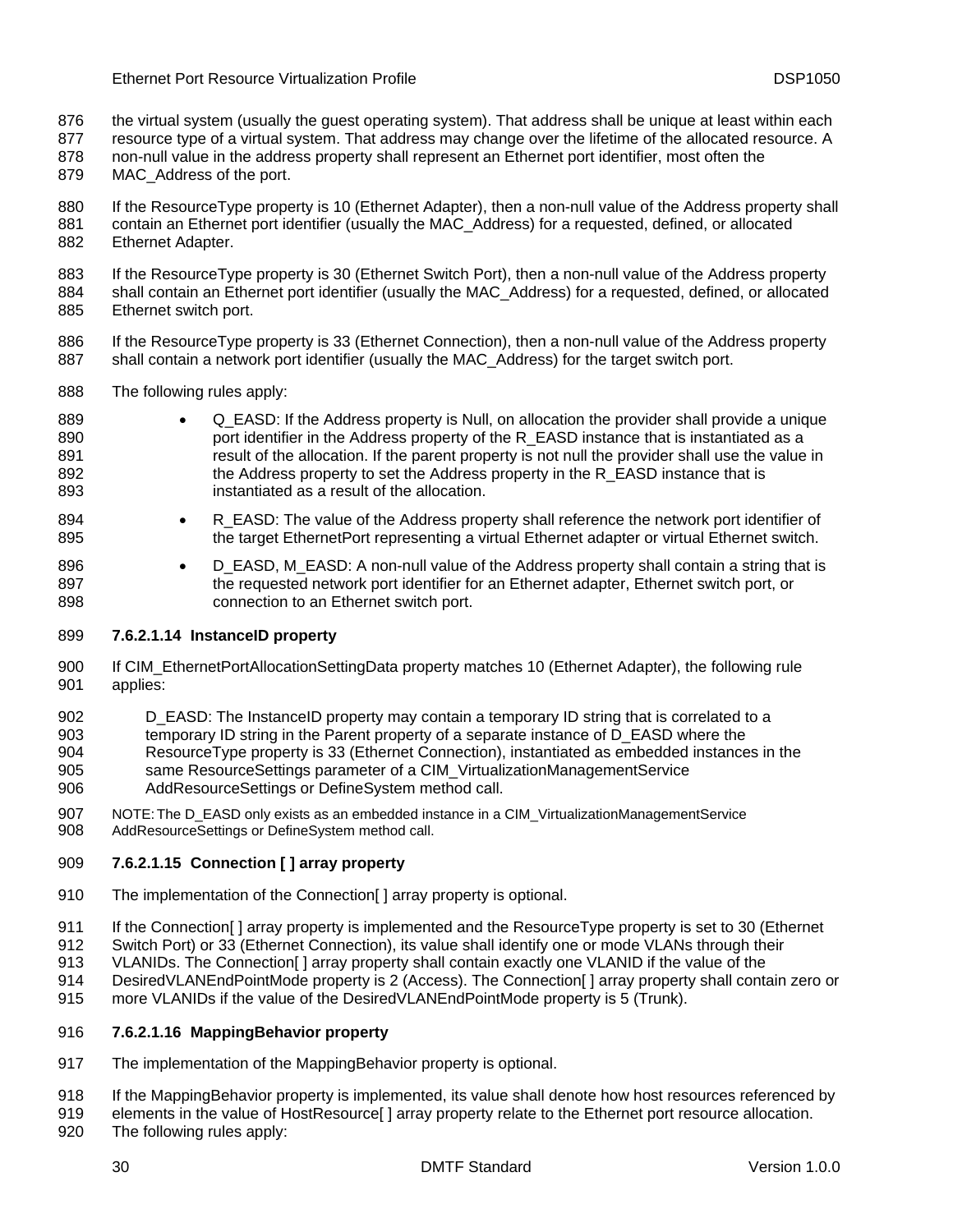the virtual system (usually the guest operating system). That address shall be unique at least within each resource type of a virtual system. That address may change over the lifetime of the allocated resource. A non-null value in the address property shall represent an Ethernet port identifier, most often the MAC_Address of the port.

If the ResourceType property is 10 (Ethernet Adapter), then a non-null value of the Address property shall contain an Ethernet port identifier (usually the MAC_Address) for a requested, defined, or allocated Ethernet Adapter.

If the ResourceType property is 30 (Ethernet Switch Port), then a non-null value of the Address property shall contain an Ethernet port identifier (usually the MAC_Address) for a requested, defined, or allocated Ethernet switch port.

If the ResourceType property is 33 (Ethernet Connection), then a non-null value of the Address property shall contain a network port identifier (usually the MAC_Address) for the target switch port.

The following rules apply:

- Q_EASD: If the Address property is Null, on allocation the provider shall provide a unique port identifier in the Address property of the R_EASD instance that is instantiated as a result of the allocation. If the parent property is not null the provider shall use the value in the Address property to set the Address property in the R_EASD instance that is instantiated as a result of the allocation.
- R_EASD: The value of the Address property shall reference the network port identifier of the target EthernetPort representing a virtual Ethernet adapter or virtual Ethernet switch.
- D_EASD, M_EASD: A non-null value of the Address property shall contain a string that is the requested network port identifier for an Ethernet adapter, Ethernet switch port, or connection to an Ethernet switch port.

#### 7.6.2.1.14 InstanceID property

If CIM_EthernetPortAllocationSettingData property matches 10 (Ethernet Adapter), the following rule applies:

D_EASD: The InstanceID property may contain a temporary ID string that is correlated to a temporary ID string in the Parent property of a separate instance of D_EASD where the ResourceType property is 33 (Ethernet Connection), instantiated as embedded instances in the same ResourceSettings parameter of a CIM_VirtualizationManagementService AddResourceSettings or DefineSystem method call.

NOTE: The D_EASD only exists as an embedded instance in a CIM_VirtualizationManagementService AddResourceSettings or DefineSystem method call.

#### 7.6.2.1.15 Connection [ ] array property

The implementation of the Connection[ ] array property is optional.

If the Connection[ ] array property is implemented and the ResourceType property is set to 30 (Ethernet Switch Port) or 33 (Ethernet Connection), its value shall identify one or mode VLANs through their VLANIDs. The Connection[ ] array property shall contain exactly one VLANID if the value of the DesiredVLANEndPointMode property is 2 (Access). The Connection[ ] array property shall contain zero or more VLANIDs if the value of the DesiredVLANEndPointMode property is 5 (Trunk).

#### 7.6.2.1.16 MappingBehavior property

The implementation of the MappingBehavior property is optional.

If the MappingBehavior property is implemented, its value shall denote how host resources referenced by elements in the value of HostResource[ ] array property relate to the Ethernet port resource allocation. The following rules apply: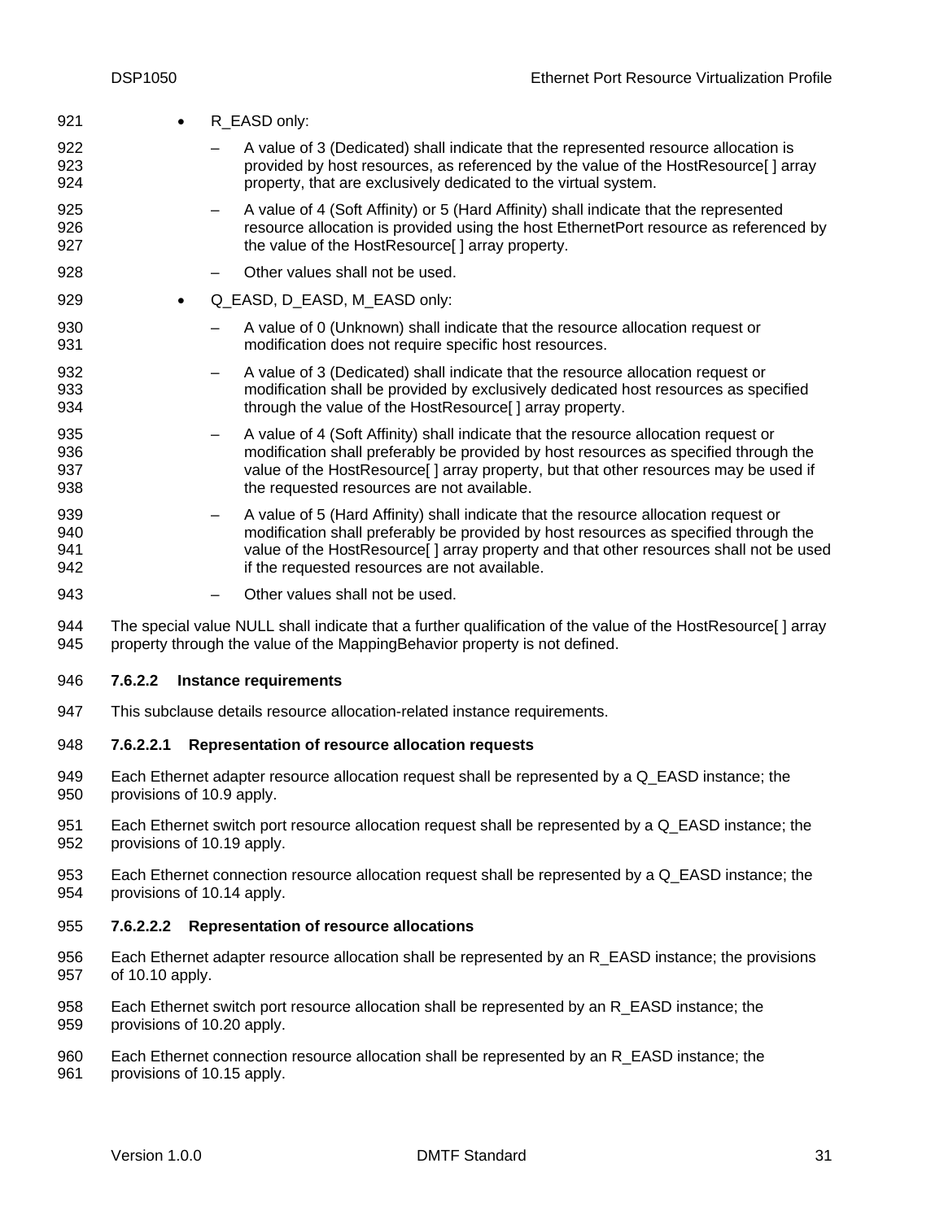- R_EASD only:
  - A value of 3 (Dedicated) shall indicate that the represented resource allocation is provided by host resources, as referenced by the value of the HostResource[ ] array property, that are exclusively dedicated to the virtual system.
  - A value of 4 (Soft Affinity) or 5 (Hard Affinity) shall indicate that the represented resource allocation is provided using the host EthernetPort resource as referenced by the value of the HostResource[ ] array property.
  - Other values shall not be used.
- Q_EASD, D_EASD, M_EASD only:
  - A value of 0 (Unknown) shall indicate that the resource allocation request or modification does not require specific host resources.
  - A value of 3 (Dedicated) shall indicate that the resource allocation request or modification shall be provided by exclusively dedicated host resources as specified through the value of the HostResource[ ] array property.
  - A value of 4 (Soft Affinity) shall indicate that the resource allocation request or modification shall preferably be provided by host resources as specified through the value of the HostResource[ ] array property, but that other resources may be used if the requested resources are not available.
  - A value of 5 (Hard Affinity) shall indicate that the resource allocation request or modification shall preferably be provided by host resources as specified through the value of the HostResource[ ] array property and that other resources shall not be used if the requested resources are not available.
  - Other values shall not be used.

The special value NULL shall indicate that a further qualification of the value of the HostResource[ ] array property through the value of the MappingBehavior property is not defined.

#### 7.6.2.2 Instance requirements

This subclause details resource allocation-related instance requirements.

##### 7.6.2.2.1 Representation of resource allocation requests

Each Ethernet adapter resource allocation request shall be represented by a Q_EASD instance; the provisions of 10.9 apply.

Each Ethernet switch port resource allocation request shall be represented by a Q_EASD instance; the provisions of 10.19 apply.

Each Ethernet connection resource allocation request shall be represented by a Q_EASD instance; the provisions of 10.14 apply.

##### 7.6.2.2.2 Representation of resource allocations

Each Ethernet adapter resource allocation shall be represented by an R_EASD instance; the provisions of 10.10 apply.

Each Ethernet switch port resource allocation shall be represented by an R_EASD instance; the provisions of 10.20 apply.

Each Ethernet connection resource allocation shall be represented by an R_EASD instance; the provisions of 10.15 apply.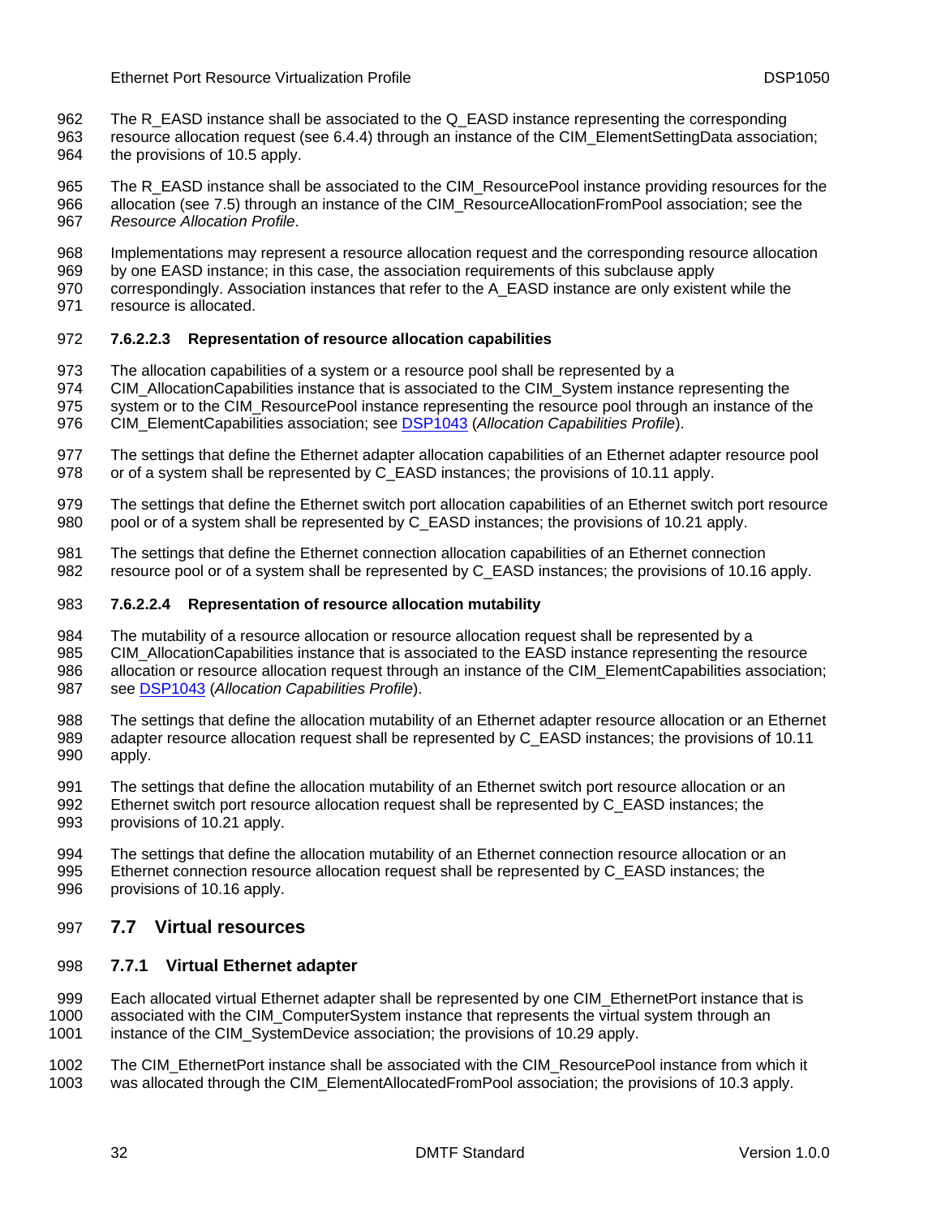The R_EASD instance shall be associated to the Q_EASD instance representing the corresponding resource allocation request (see 6.4.4) through an instance of the CIM_ElementSettingData association; the provisions of 10.5 apply.

The R_EASD instance shall be associated to the CIM_ResourcePool instance providing resources for the allocation (see 7.5) through an instance of the CIM_ResourceAllocationFromPool association; see the *Resource Allocation Profile*.

Implementations may represent a resource allocation request and the corresponding resource allocation by one EASD instance; in this case, the association requirements of this subclause apply correspondingly. Association instances that refer to the A_EASD instance are only existent while the resource is allocated.

#### 7.6.2.2.3 Representation of resource allocation capabilities

The allocation capabilities of a system or a resource pool shall be represented by a CIM_AllocationCapabilities instance that is associated to the CIM_System instance representing the system or to the CIM_ResourcePool instance representing the resource pool through an instance of the CIM_ElementCapabilities association; see DSP1043 (*Allocation Capabilities Profile*).

The settings that define the Ethernet adapter allocation capabilities of an Ethernet adapter resource pool or of a system shall be represented by C_EASD instances; the provisions of 10.11 apply.

The settings that define the Ethernet switch port allocation capabilities of an Ethernet switch port resource pool or of a system shall be represented by C_EASD instances; the provisions of 10.21 apply.

The settings that define the Ethernet connection allocation capabilities of an Ethernet connection resource pool or of a system shall be represented by C_EASD instances; the provisions of 10.16 apply.

#### 7.6.2.2.4 Representation of resource allocation mutability

The mutability of a resource allocation or resource allocation request shall be represented by a CIM_AllocationCapabilities instance that is associated to the EASD instance representing the resource allocation or resource allocation request through an instance of the CIM_ElementCapabilities association; see DSP1043 (*Allocation Capabilities Profile*).

The settings that define the allocation mutability of an Ethernet adapter resource allocation or an Ethernet adapter resource allocation request shall be represented by C_EASD instances; the provisions of 10.11 apply.

The settings that define the allocation mutability of an Ethernet switch port resource allocation or an Ethernet switch port resource allocation request shall be represented by C_EASD instances; the provisions of 10.21 apply.

The settings that define the allocation mutability of an Ethernet connection resource allocation or an Ethernet connection resource allocation request shall be represented by C_EASD instances; the provisions of 10.16 apply.

## 7.7 Virtual resources

### 7.7.1 Virtual Ethernet adapter

Each allocated virtual Ethernet adapter shall be represented by one CIM_EthernetPort instance that is associated with the CIM_ComputerSystem instance that represents the virtual system through an instance of the CIM_SystemDevice association; the provisions of 10.29 apply.

The CIM_EthernetPort instance shall be associated with the CIM_ResourcePool instance from which it was allocated through the CIM_ElementAllocatedFromPool association; the provisions of 10.3 apply.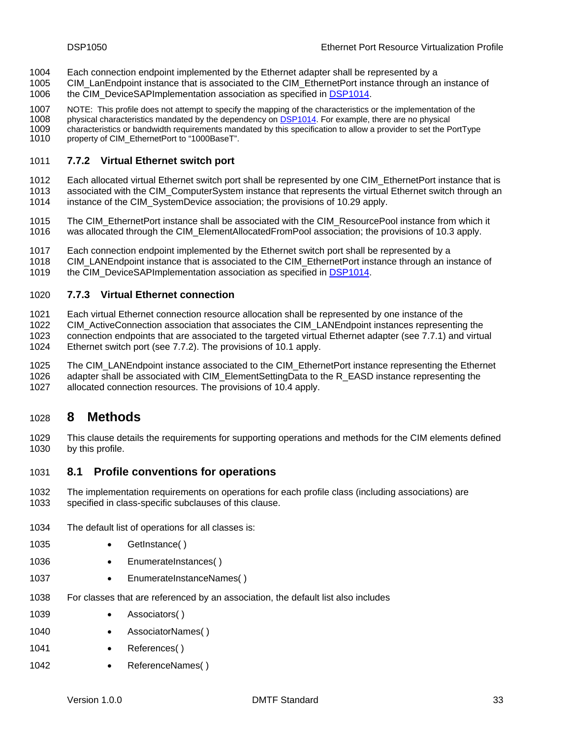Each connection endpoint implemented by the Ethernet adapter shall be represented by a CIM_LanEndpoint instance that is associated to the CIM_EthernetPort instance through an instance of the CIM_DeviceSAPImplementation association as specified in DSP1014.

NOTE: This profile does not attempt to specify the mapping of the characteristics or the implementation of the physical characteristics mandated by the dependency on DSP1014. For example, there are no physical characteristics or bandwidth requirements mandated by this specification to allow a provider to set the PortType property of CIM_EthernetPort to "1000BaseT".

### 7.7.2 Virtual Ethernet switch port

Each allocated virtual Ethernet switch port shall be represented by one CIM_EthernetPort instance that is associated with the CIM_ComputerSystem instance that represents the virtual Ethernet switch through an instance of the CIM_SystemDevice association; the provisions of 10.29 apply.

The CIM_EthernetPort instance shall be associated with the CIM_ResourcePool instance from which it was allocated through the CIM_ElementAllocatedFromPool association; the provisions of 10.3 apply.

Each connection endpoint implemented by the Ethernet switch port shall be represented by a CIM_LANEndpoint instance that is associated to the CIM_EthernetPort instance through an instance of the CIM_DeviceSAPImplementation association as specified in DSP1014.

### 7.7.3 Virtual Ethernet connection

Each virtual Ethernet connection resource allocation shall be represented by one instance of the CIM_ActiveConnection association that associates the CIM_LANEndpoint instances representing the connection endpoints that are associated to the targeted virtual Ethernet adapter (see 7.7.1) and virtual Ethernet switch port (see 7.7.2). The provisions of 10.1 apply.

The CIM_LANEndpoint instance associated to the CIM_EthernetPort instance representing the Ethernet adapter shall be associated with CIM_ElementSettingData to the R_EASD instance representing the allocated connection resources. The provisions of 10.4 apply.

# 8 Methods

This clause details the requirements for supporting operations and methods for the CIM elements defined by this profile.

## 8.1 Profile conventions for operations

The implementation requirements on operations for each profile class (including associations) are specified in class-specific subclauses of this clause.

The default list of operations for all classes is:

- GetInstance( )
- EnumerateInstances( )
- EnumerateInstanceNames( )

For classes that are referenced by an association, the default list also includes

- Associators( )
- AssociatorNames( )
- References( )
- ReferenceNames( )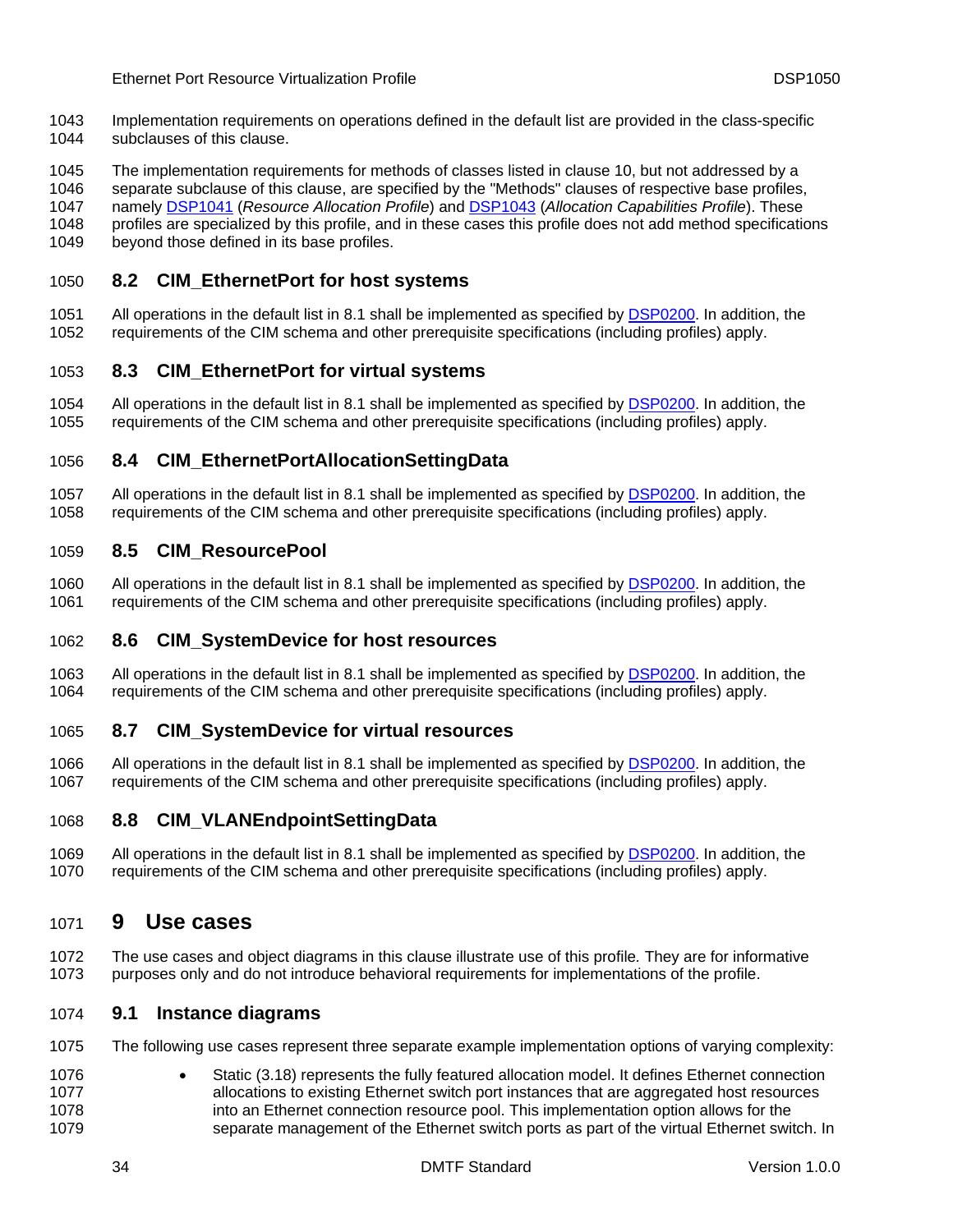Implementation requirements on operations defined in the default list are provided in the class-specific subclauses of this clause.

The implementation requirements for methods of classes listed in clause 10, but not addressed by a separate subclause of this clause, are specified by the "Methods" clauses of respective base profiles, namely DSP1041 (*Resource Allocation Profile*) and DSP1043 (*Allocation Capabilities Profile*). These profiles are specialized by this profile, and in these cases this profile does not add method specifications beyond those defined in its base profiles.

### 8.2 CIM_EthernetPort for host systems

All operations in the default list in 8.1 shall be implemented as specified by DSP0200. In addition, the requirements of the CIM schema and other prerequisite specifications (including profiles) apply.

### 8.3 CIM_EthernetPort for virtual systems

All operations in the default list in 8.1 shall be implemented as specified by DSP0200. In addition, the requirements of the CIM schema and other prerequisite specifications (including profiles) apply.

### 8.4 CIM_EthernetPortAllocationSettingData

All operations in the default list in 8.1 shall be implemented as specified by DSP0200. In addition, the requirements of the CIM schema and other prerequisite specifications (including profiles) apply.

### 8.5 CIM_ResourcePool

All operations in the default list in 8.1 shall be implemented as specified by DSP0200. In addition, the requirements of the CIM schema and other prerequisite specifications (including profiles) apply.

### 8.6 CIM_SystemDevice for host resources

All operations in the default list in 8.1 shall be implemented as specified by DSP0200. In addition, the requirements of the CIM schema and other prerequisite specifications (including profiles) apply.

### 8.7 CIM_SystemDevice for virtual resources

All operations in the default list in 8.1 shall be implemented as specified by DSP0200. In addition, the requirements of the CIM schema and other prerequisite specifications (including profiles) apply.

### 8.8 CIM_VLANEndpointSettingData

All operations in the default list in 8.1 shall be implemented as specified by DSP0200. In addition, the requirements of the CIM schema and other prerequisite specifications (including profiles) apply.

## 9 Use cases

The use cases and object diagrams in this clause illustrate use of this profile. They are for informative purposes only and do not introduce behavioral requirements for implementations of the profile.

### 9.1 Instance diagrams

The following use cases represent three separate example implementation options of varying complexity:

- Static (3.18) represents the fully featured allocation model. It defines Ethernet connection allocations to existing Ethernet switch port instances that are aggregated host resources into an Ethernet connection resource pool. This implementation option allows for the separate management of the Ethernet switch ports as part of the virtual Ethernet switch. In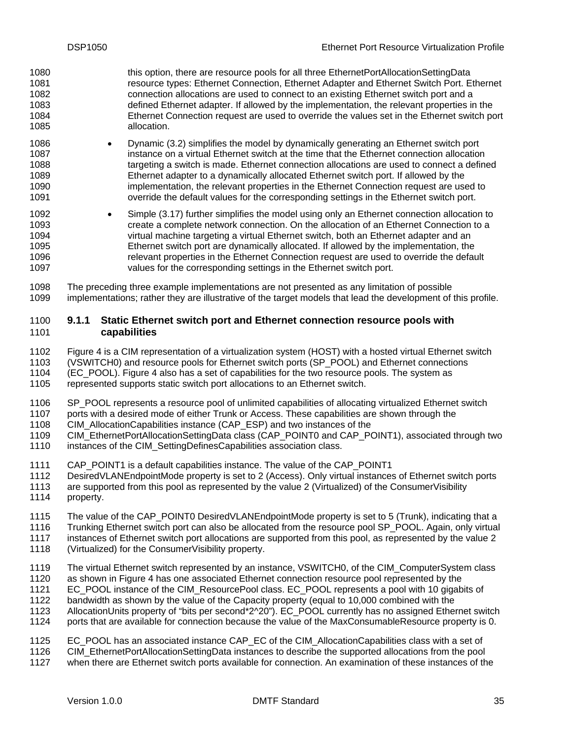this option, there are resource pools for all three EthernetPortAllocationSettingData resource types: Ethernet Connection, Ethernet Adapter and Ethernet Switch Port. Ethernet connection allocations are used to connect to an existing Ethernet switch port and a defined Ethernet adapter. If allowed by the implementation, the relevant properties in the Ethernet Connection request are used to override the values set in the Ethernet switch port allocation.

- Dynamic (3.2) simplifies the model by dynamically generating an Ethernet switch port instance on a virtual Ethernet switch at the time that the Ethernet connection allocation targeting a switch is made. Ethernet connection allocations are used to connect a defined Ethernet adapter to a dynamically allocated Ethernet switch port. If allowed by the implementation, the relevant properties in the Ethernet Connection request are used to override the default values for the corresponding settings in the Ethernet switch port.
- Simple (3.17) further simplifies the model using only an Ethernet connection allocation to create a complete network connection. On the allocation of an Ethernet Connection to a virtual machine targeting a virtual Ethernet switch, both an Ethernet adapter and an Ethernet switch port are dynamically allocated. If allowed by the implementation, the relevant properties in the Ethernet Connection request are used to override the default values for the corresponding settings in the Ethernet switch port.

The preceding three example implementations are not presented as any limitation of possible implementations; rather they are illustrative of the target models that lead the development of this profile.

### 9.1.1 Static Ethernet switch port and Ethernet connection resource pools with capabilities

Figure 4 is a CIM representation of a virtualization system (HOST) with a hosted virtual Ethernet switch (VSWITCH0) and resource pools for Ethernet switch ports (SP_POOL) and Ethernet connections (EC_POOL). Figure 4 also has a set of capabilities for the two resource pools. The system as represented supports static switch port allocations to an Ethernet switch.

SP_POOL represents a resource pool of unlimited capabilities of allocating virtualized Ethernet switch ports with a desired mode of either Trunk or Access. These capabilities are shown through the CIM_AllocationCapabilities instance (CAP_ESP) and two instances of the CIM_EthernetPortAllocationSettingData class (CAP_POINT0 and CAP_POINT1), associated through two instances of the CIM_SettingDefinesCapabilities association class.

CAP_POINT1 is a default capabilities instance. The value of the CAP_POINT1 DesiredVLANEndpointMode property is set to 2 (Access). Only virtual instances of Ethernet switch ports are supported from this pool as represented by the value 2 (Virtualized) of the ConsumerVisibility property.

The value of the CAP_POINT0 DesiredVLANEndpointMode property is set to 5 (Trunk), indicating that a Trunking Ethernet switch port can also be allocated from the resource pool SP_POOL. Again, only virtual instances of Ethernet switch port allocations are supported from this pool, as represented by the value 2 (Virtualized) for the ConsumerVisibility property.

The virtual Ethernet switch represented by an instance, VSWITCH0, of the CIM_ComputerSystem class as shown in Figure 4 has one associated Ethernet connection resource pool represented by the EC_POOL instance of the CIM_ResourcePool class. EC_POOL represents a pool with 10 gigabits of bandwidth as shown by the value of the Capacity property (equal to 10,000 combined with the AllocationUnits property of "bits per second*2^20"). EC_POOL currently has no assigned Ethernet switch ports that are available for connection because the value of the MaxConsumableResource property is 0.

EC_POOL has an associated instance CAP_EC of the CIM_AllocationCapabilities class with a set of CIM_EthernetPortAllocationSettingData instances to describe the supported allocations from the pool when there are Ethernet switch ports available for connection. An examination of these instances of the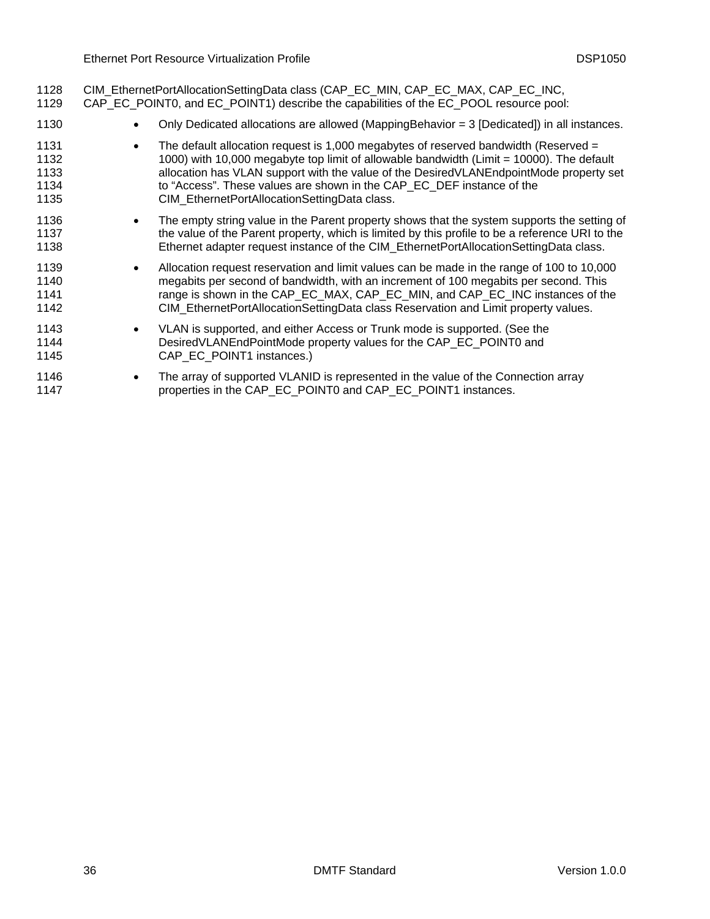CIM_EthernetPortAllocationSettingData class (CAP_EC_MIN, CAP_EC_MAX, CAP_EC_INC, CAP_EC_POINT0, and EC_POINT1) describe the capabilities of the EC_POOL resource pool:

- Only Dedicated allocations are allowed (MappingBehavior = 3 [Dedicated]) in all instances.
- The default allocation request is 1,000 megabytes of reserved bandwidth (Reserved = 1000) with 10,000 megabyte top limit of allowable bandwidth (Limit = 10000). The default allocation has VLAN support with the value of the DesiredVLANEndpointMode property set to "Access". These values are shown in the CAP_EC_DEF instance of the CIM_EthernetPortAllocationSettingData class.
- The empty string value in the Parent property shows that the system supports the setting of the value of the Parent property, which is limited by this profile to be a reference URI to the Ethernet adapter request instance of the CIM_EthernetPortAllocationSettingData class.
- Allocation request reservation and limit values can be made in the range of 100 to 10,000 megabits per second of bandwidth, with an increment of 100 megabits per second. This range is shown in the CAP_EC_MAX, CAP_EC_MIN, and CAP_EC_INC instances of the CIM_EthernetPortAllocationSettingData class Reservation and Limit property values.
- VLAN is supported, and either Access or Trunk mode is supported. (See the DesiredVLANEndPointMode property values for the CAP_EC_POINT0 and CAP_EC_POINT1 instances.)
- The array of supported VLANID is represented in the value of the Connection array properties in the CAP_EC_POINT0 and CAP_EC_POINT1 instances.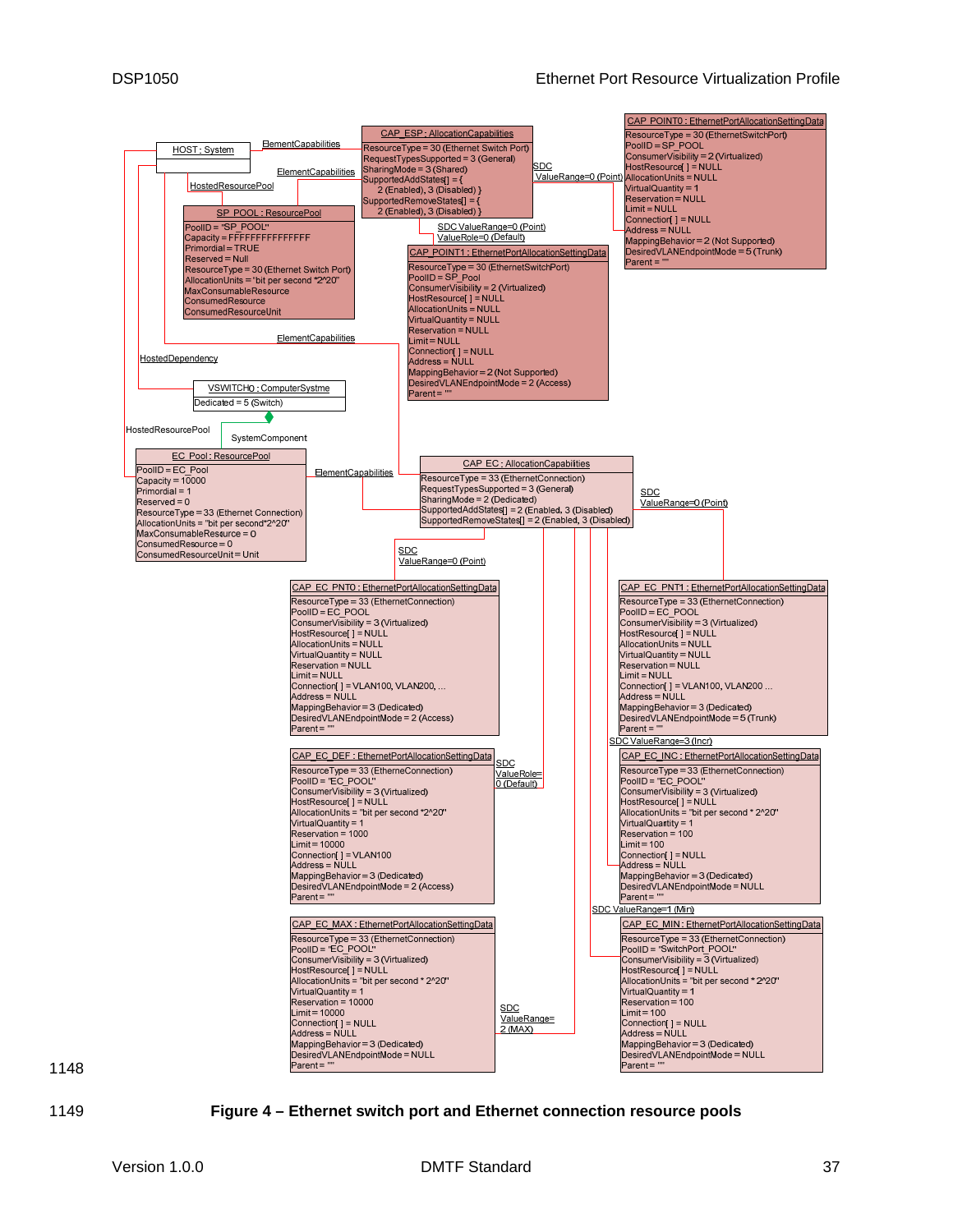HOST : System

ElementCapabilities

ElementCapabilities

HostedResourcePool

SP_POOL : ResourcePool
PoolID = "SP_POOL"
Capacity = FFFFFFFFFFFFFFFF
Primordial = TRUE
Reserved = Null
ResourceType = 30 (Ethernet Switch Port)
AllocationUnits = "bit per second *2^20"
MaxConsumableResource
ConsumedResource
ConsumedResourceUnit

CAP_ESP : AllocationCapabilities
ResourceType = 30 (Ethernet Switch Port)
RequestTypesSupported = 3 (General)
SharingMode = 3 (Shared)
SupportedAddStates[] = { 2 (Enabled), 3 (Disabled) }
SupportedRemoveStates[] = { 2 (Enabled), 3 (Disabled) }

SDC ValueRange=0 (Point)

CAP_POINT0 : EthernetPortAllocationSettingData
ResourceType = 30 (EthernetSwitchPort)
PoolID = SP_POOL
ConsumerVisibility = 2 (Virtualized)
HostResource[ ] = NULL
AllocationUnits = NULL
VirtualQuantity = 1
Reservation = NULL
Limit = NULL
Connection[ ] = NULL
Address = NULL
MappingBehavior = 2 (Not Supported)
DesiredVLANEndpointMode = 5 (Trunk)
Parent = ""

SDC ValueRange=0 (Point)
ValueRole=0 (Default)

CAP_POINT1 : EthernetPortAllocationSettingData
ResourceType = 30 (EthernetSwitchPort)
PoolID = SP_Pool
ConsumerVisibility = 2 (Virtualized)
HostResource[ ] = NULL
AllocationUnits = NULL
VirtualQuantity = NULL
Reservation = NULL
Limit = NULL
Connection[ ] = NULL
Address = NULL
MappingBehavior = 2 (Not Supported)
DesiredVLANEndpointMode = 2 (Access)
Parent = ""

ElementCapabilities

HostedDependency

VSWITCH0 : ComputerSystme
Dedicated = 5 (Switch)

HostedResourcePool

SystemComponent

EC_Pool : ResourcePool
PoolID = EC_Pool
Capacity = 10000
Primordial = 1
Reserved = 0
ResourceType = 33 (Ethernet Connection)
AllocationUnits = "bit per second*2^20"
MaxConsumableResource = 0
ConsumedResource = 0
ConsumedResourceUnit = Unit

ElementCapabilities

CAP_EC : AllocationCapabilities
ResourceType = 33 (EthernetConnection)
RequestTypesSupported = 3 (General)
SharingMode = 2 (Dedicated)
SupportedAddStates[] = 2 (Enabled, 3 (Disabled)
SupportedRemoveStates[] = 2 (Enabled, 3 (Disabled)

SDC ValueRange=0 (Point)

SDC ValueRange=0 (Point)

CAP_EC_PNT0 : EthernetPortAllocationSettingData
ResourceType = 33 (EthernetConnection)
PoolID = EC_POOL
ConsumerVisibility = 3 (Virtualized)
HostResource[ ] = NULL
AllocationUnits = NULL
VirtualQuantity = NULL
Reservation = NULL
Limit = NULL
Connection[ ] = VLAN100, VLAN200, ...
Address = NULL
MappingBehavior = 3 (Dedicated)
DesiredVLANEndpointMode = 2 (Access)
Parent = ""

CAP_EC_PNT1 : EthernetPortAllocationSettingData
ResourceType = 33 (EthernetConnection)
PoolID = EC_POOL
ConsumerVisibility = 3 (Virtualized)
HostResource[ ] = NULL
AllocationUnits = NULL
VirtualQuantity = NULL
Reservation = NULL
Limit = NULL
Connection[ ] = VLAN100, VLAN200 ...
Address = NULL
MappingBehavior = 3 (Dedicated)
DesiredVLANEndpointMode = 5 (Trunk)
Parent = ""

SDC ValueRange=3 (Incr)

CAP_EC_DEF : EthernetPortAllocationSettingData
ResourceType = 33 (EthernetConnection)
PoolID = "EC_POOL"
ConsumerVisibility = 3 (Virtualized)
HostResource[ ] = NULL
AllocationUnits = "bit per second *2^20"
VirtualQuantity = 1
Reservation = 1000
Limit = 10000
Connection[ ] = VLAN100
Address = NULL
MappingBehavior = 3 (Dedicated)
DesiredVLANEndpointMode = 2 (Access)
Parent = ""

SDC ValueRole= 0 (Default)

CAP_EC_INC : EthernetPortAllocationSettingData
ResourceType = 33 (EthernetConnection)
PoolID = "EC_POOL"
ConsumerVisibility = 3 (Virtualized)
HostResource[ ] = NULL
AllocationUnits = "bit per second * 2^20"
VirtualQuantity = 1
Reservation = 100
Limit = 100
Connection[ ] = NULL
Address = NULL
MappingBehavior = 3 (Dedicated)
DesiredVLANEndpointMode = NULL
Parent = ""

SDC ValueRange=1 (Min)

CAP_EC_MAX : EthernetPortAllocationSettingData
ResourceType = 33 (EthernetConnection)
PoolID = "EC_POOL"
ConsumerVisibility = 3 (Virtualized)
HostResource[ ] = NULL
AllocationUnits = "bit per second * 2^20"
VirtualQuantity = 1
Reservation = 10000
Limit = 10000
Connection[ ] = NULL
Address = NULL
MappingBehavior = 3 (Dedicated)
DesiredVLANEndpointMode = NULL
Parent = ""

SDC ValueRange= 2 (MAX)

CAP_EC_MIN : EthernetPortAllocationSettingData
ResourceType = 33 (EthernetConnection)
PoolID = "SwitchPort_POOL"
ConsumerVisibility = 3 (Virtualized)
HostResource[ ] = NULL
AllocationUnits = "bit per second * 2^20"
VirtualQuantity = 1
Reservation = 100
Limit = 100
Connection[ ] = NULL
Address = NULL
MappingBehavior = 3 (Dedicated)
DesiredVLANEndpointMode = NULL
Parent = ""

1148

1149 **Figure 4 – Ethernet switch port and Ethernet connection resource pools**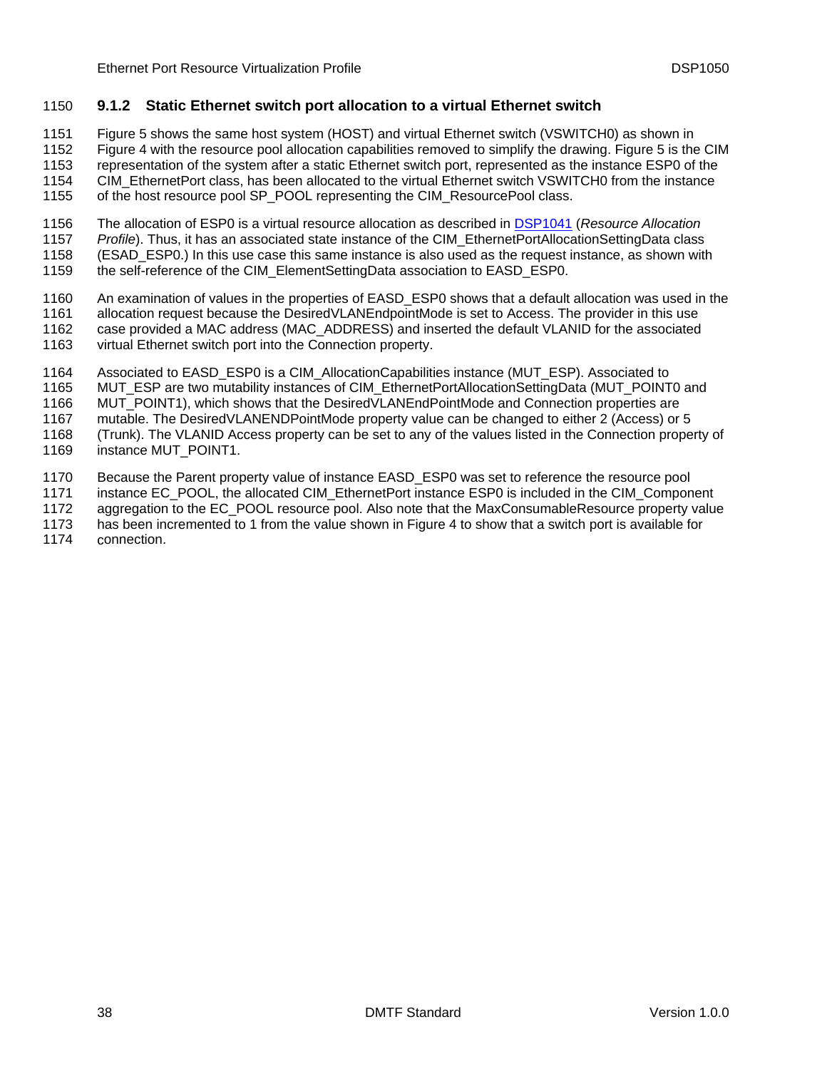### 9.1.2 Static Ethernet switch port allocation to a virtual Ethernet switch

Figure 5 shows the same host system (HOST) and virtual Ethernet switch (VSWITCH0) as shown in Figure 4 with the resource pool allocation capabilities removed to simplify the drawing. Figure 5 is the CIM representation of the system after a static Ethernet switch port, represented as the instance ESP0 of the CIM_EthernetPort class, has been allocated to the virtual Ethernet switch VSWITCH0 from the instance of the host resource pool SP_POOL representing the CIM_ResourcePool class.

The allocation of ESP0 is a virtual resource allocation as described in DSP1041 (*Resource Allocation Profile*). Thus, it has an associated state instance of the CIM_EthernetPortAllocationSettingData class (ESAD_ESP0.) In this use case this same instance is also used as the request instance, as shown with the self-reference of the CIM_ElementSettingData association to EASD_ESP0.

An examination of values in the properties of EASD_ESP0 shows that a default allocation was used in the allocation request because the DesiredVLANEndpointMode is set to Access. The provider in this use case provided a MAC address (MAC_ADDRESS) and inserted the default VLANID for the associated virtual Ethernet switch port into the Connection property.

Associated to EASD_ESP0 is a CIM_AllocationCapabilities instance (MUT_ESP). Associated to MUT_ESP are two mutability instances of CIM_EthernetPortAllocationSettingData (MUT_POINT0 and MUT_POINT1), which shows that the DesiredVLANEndPointMode and Connection properties are mutable. The DesiredVLANENDPointMode property value can be changed to either 2 (Access) or 5 (Trunk). The VLANID Access property can be set to any of the values listed in the Connection property of instance MUT_POINT1.

Because the Parent property value of instance EASD_ESP0 was set to reference the resource pool instance EC_POOL, the allocated CIM_EthernetPort instance ESP0 is included in the CIM_Component aggregation to the EC_POOL resource pool. Also note that the MaxConsumableResource property value has been incremented to 1 from the value shown in Figure 4 to show that a switch port is available for connection.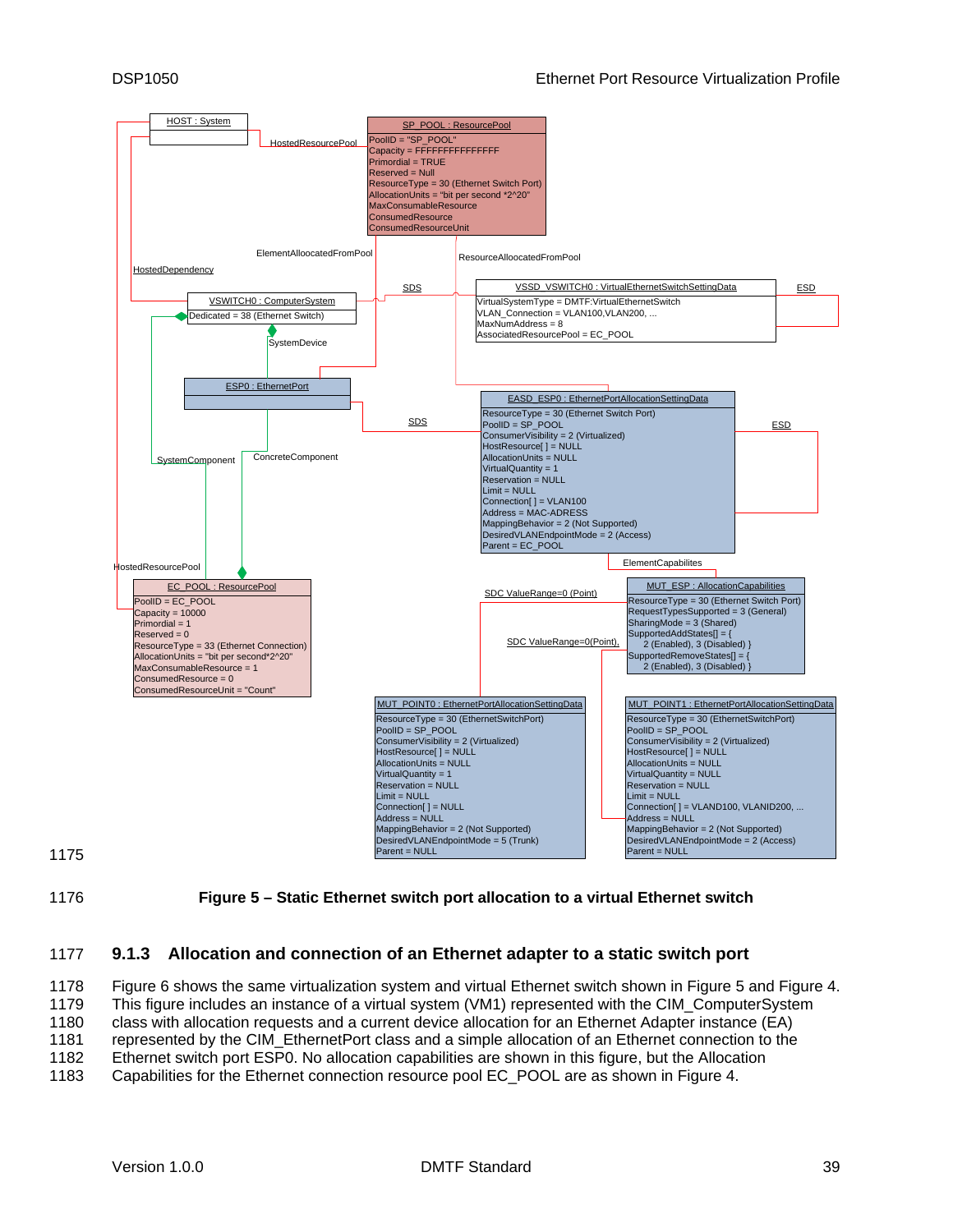**Figure 5 – Static Ethernet switch port allocation to a virtual Ethernet switch**

### 9.1.3 Allocation and connection of an Ethernet adapter to a static switch port

Figure 6 shows the same virtualization system and virtual Ethernet switch shown in Figure 5 and Figure 4. This figure includes an instance of a virtual system (VM1) represented with the CIM_ComputerSystem class with allocation requests and a current device allocation for an Ethernet Adapter instance (EA) represented by the CIM_EthernetPort class and a simple allocation of an Ethernet connection to the Ethernet switch port ESP0. No allocation capabilities are shown in this figure, but the Allocation Capabilities for the Ethernet connection resource pool EC_POOL are as shown in Figure 4.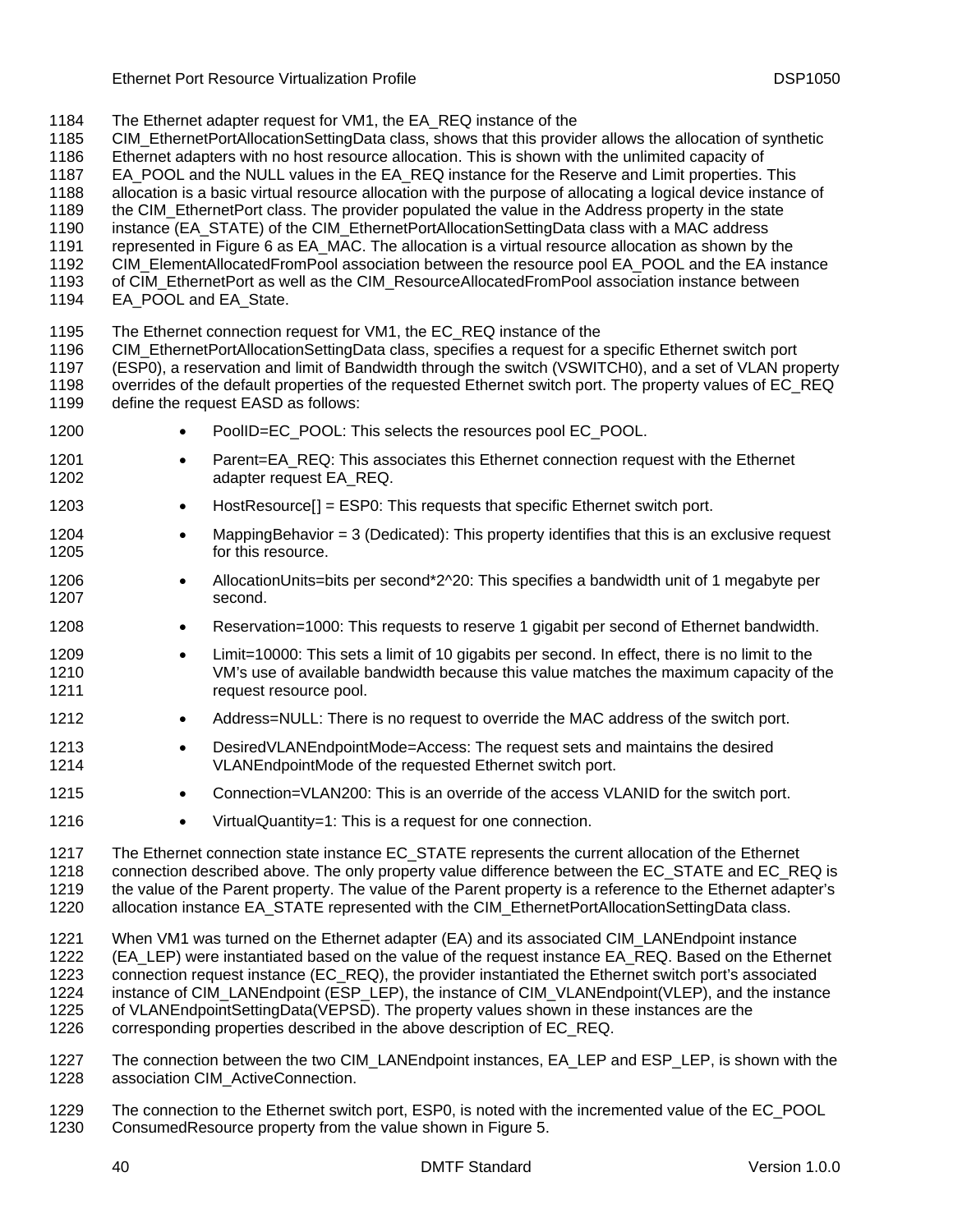The Ethernet adapter request for VM1, the EA_REQ instance of the CIM_EthernetPortAllocationSettingData class, shows that this provider allows the allocation of synthetic Ethernet adapters with no host resource allocation. This is shown with the unlimited capacity of EA_POOL and the NULL values in the EA_REQ instance for the Reserve and Limit properties. This allocation is a basic virtual resource allocation with the purpose of allocating a logical device instance of the CIM_EthernetPort class. The provider populated the value in the Address property in the state instance (EA_STATE) of the CIM_EthernetPortAllocationSettingData class with a MAC address represented in Figure 6 as EA_MAC. The allocation is a virtual resource allocation as shown by the CIM_ElementAllocatedFromPool association between the resource pool EA_POOL and the EA instance of CIM_EthernetPort as well as the CIM_ResourceAllocatedFromPool association instance between EA_POOL and EA_State.

The Ethernet connection request for VM1, the EC_REQ instance of the CIM_EthernetPortAllocationSettingData class, specifies a request for a specific Ethernet switch port (ESP0), a reservation and limit of Bandwidth through the switch (VSWITCH0), and a set of VLAN property overrides of the default properties of the requested Ethernet switch port. The property values of EC_REQ define the request EASD as follows:

- PoolID=EC_POOL: This selects the resources pool EC_POOL.
- Parent=EA_REQ: This associates this Ethernet connection request with the Ethernet adapter request EA_REQ.
- HostResource[] = ESP0: This requests that specific Ethernet switch port.
- MappingBehavior = 3 (Dedicated): This property identifies that this is an exclusive request for this resource.
- AllocationUnits=bits per second*2^20: This specifies a bandwidth unit of 1 megabyte per second.
- Reservation=1000: This requests to reserve 1 gigabit per second of Ethernet bandwidth.
- Limit=10000: This sets a limit of 10 gigabits per second. In effect, there is no limit to the VM's use of available bandwidth because this value matches the maximum capacity of the request resource pool.
- Address=NULL: There is no request to override the MAC address of the switch port.
- DesiredVLANEndpointMode=Access: The request sets and maintains the desired VLANEndpointMode of the requested Ethernet switch port.
- Connection=VLAN200: This is an override of the access VLANID for the switch port.
- VirtualQuantity=1: This is a request for one connection.

The Ethernet connection state instance EC_STATE represents the current allocation of the Ethernet connection described above. The only property value difference between the EC_STATE and EC_REQ is the value of the Parent property. The value of the Parent property is a reference to the Ethernet adapter's allocation instance EA_STATE represented with the CIM_EthernetPortAllocationSettingData class.

When VM1 was turned on the Ethernet adapter (EA) and its associated CIM_LANEndpoint instance (EA_LEP) were instantiated based on the value of the request instance EA_REQ. Based on the Ethernet connection request instance (EC_REQ), the provider instantiated the Ethernet switch port's associated instance of CIM_LANEndpoint (ESP_LEP), the instance of CIM_VLANEndpoint(VLEP), and the instance of VLANEndpointSettingData(VEPSD). The property values shown in these instances are the corresponding properties described in the above description of EC_REQ.

The connection between the two CIM_LANEndpoint instances, EA_LEP and ESP_LEP, is shown with the association CIM_ActiveConnection.

The connection to the Ethernet switch port, ESP0, is noted with the incremented value of the EC_POOL ConsumedResource property from the value shown in Figure 5.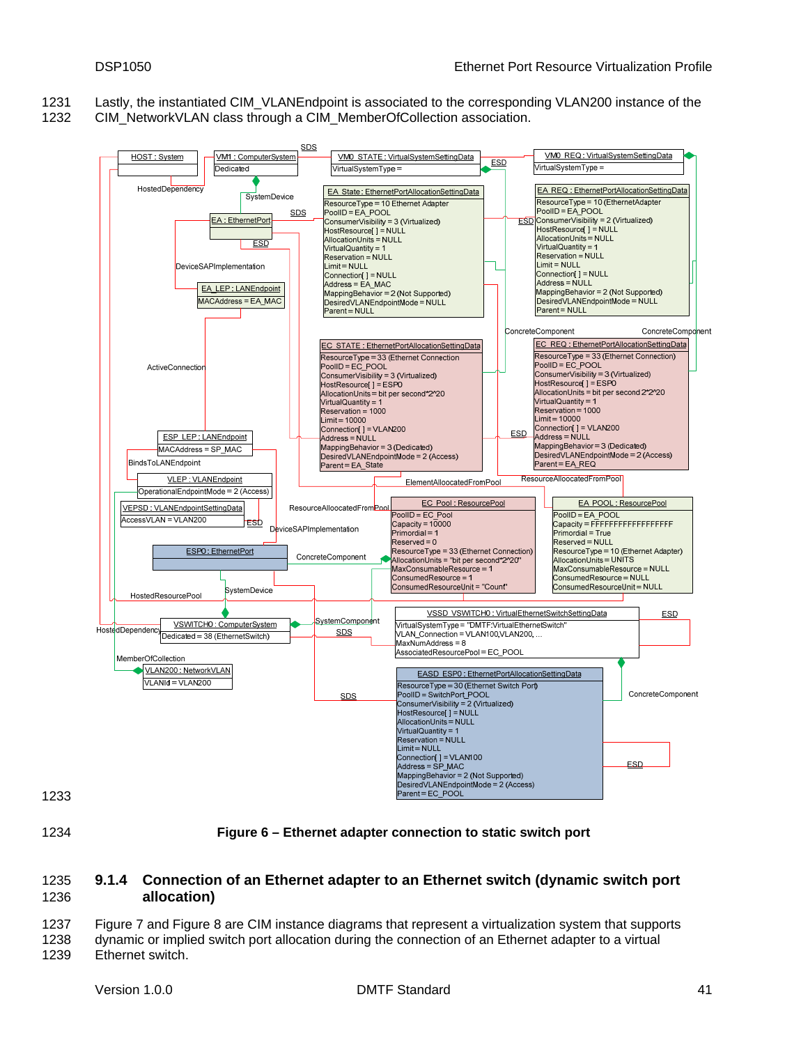Lastly, the instantiated CIM_VLANEndpoint is associated to the corresponding VLAN200 instance of the CIM_NetworkVLAN class through a CIM_MemberOfCollection association.

**Figure 6 – Ethernet adapter connection to static switch port**

### 9.1.4 Connection of an Ethernet adapter to an Ethernet switch (dynamic switch port allocation)

Figure 7 and Figure 8 are CIM instance diagrams that represent a virtualization system that supports dynamic or implied switch port allocation during the connection of an Ethernet adapter to a virtual Ethernet switch.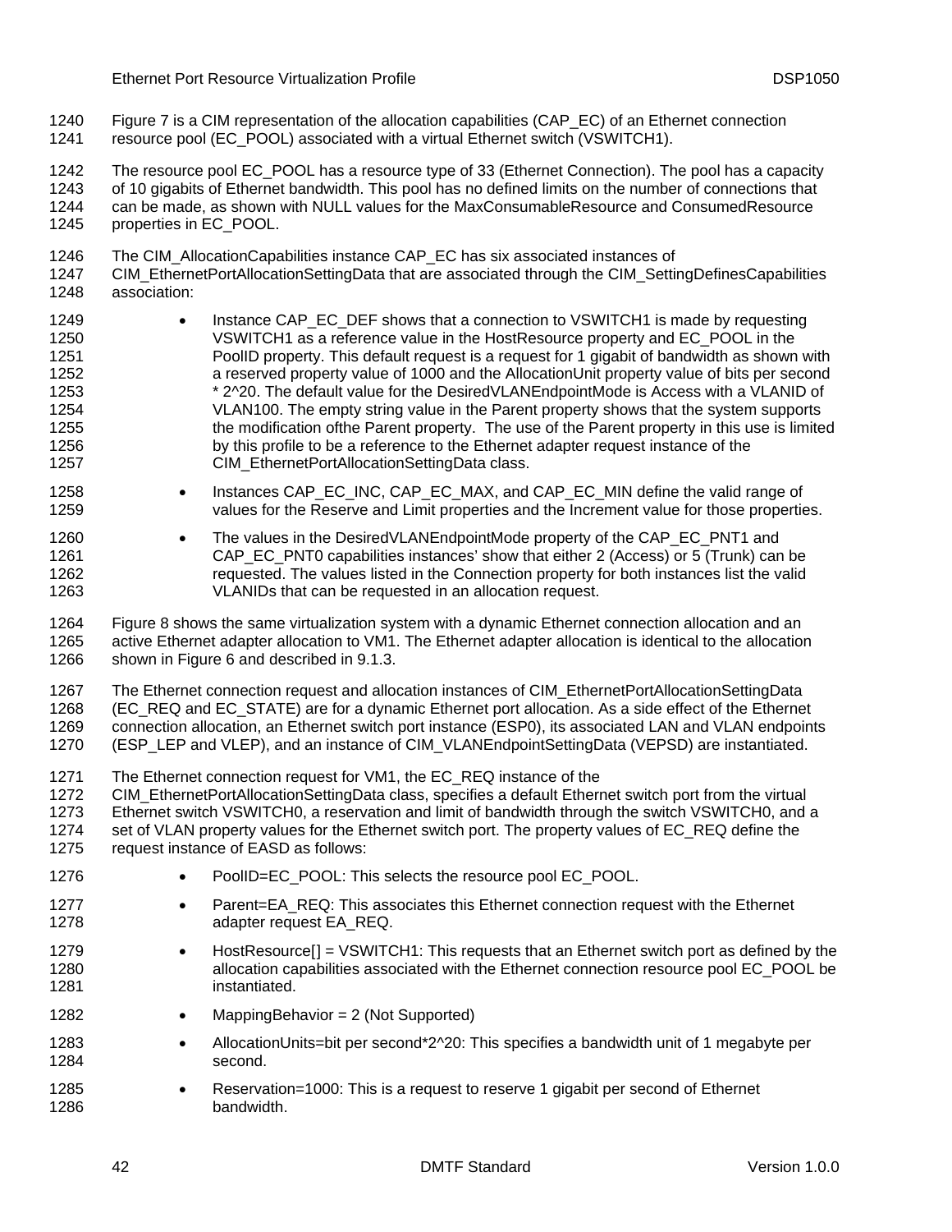Figure 7 is a CIM representation of the allocation capabilities (CAP_EC) of an Ethernet connection resource pool (EC_POOL) associated with a virtual Ethernet switch (VSWITCH1).

The resource pool EC_POOL has a resource type of 33 (Ethernet Connection). The pool has a capacity of 10 gigabits of Ethernet bandwidth. This pool has no defined limits on the number of connections that can be made, as shown with NULL values for the MaxConsumableResource and ConsumedResource properties in EC_POOL.

The CIM_AllocationCapabilities instance CAP_EC has six associated instances of CIM_EthernetPortAllocationSettingData that are associated through the CIM_SettingDefinesCapabilities association:

- Instance CAP_EC_DEF shows that a connection to VSWITCH1 is made by requesting VSWITCH1 as a reference value in the HostResource property and EC_POOL in the PoolID property. This default request is a request for 1 gigabit of bandwidth as shown with a reserved property value of 1000 and the AllocationUnit property value of bits per second * 2^20. The default value for the DesiredVLANEndpointMode is Access with a VLANID of VLAN100. The empty string value in the Parent property shows that the system supports the modification ofthe Parent property. The use of the Parent property in this use is limited by this profile to be a reference to the Ethernet adapter request instance of the CIM_EthernetPortAllocationSettingData class.
- Instances CAP_EC_INC, CAP_EC_MAX, and CAP_EC_MIN define the valid range of values for the Reserve and Limit properties and the Increment value for those properties.
- The values in the DesiredVLANEndpointMode property of the CAP_EC_PNT1 and CAP_EC_PNT0 capabilities instances' show that either 2 (Access) or 5 (Trunk) can be requested. The values listed in the Connection property for both instances list the valid VLANIDs that can be requested in an allocation request.

Figure 8 shows the same virtualization system with a dynamic Ethernet connection allocation and an active Ethernet adapter allocation to VM1. The Ethernet adapter allocation is identical to the allocation shown in Figure 6 and described in 9.1.3.

The Ethernet connection request and allocation instances of CIM_EthernetPortAllocationSettingData (EC_REQ and EC_STATE) are for a dynamic Ethernet port allocation. As a side effect of the Ethernet connection allocation, an Ethernet switch port instance (ESP0), its associated LAN and VLAN endpoints (ESP_LEP and VLEP), and an instance of CIM_VLANEndpointSettingData (VEPSD) are instantiated.

The Ethernet connection request for VM1, the EC_REQ instance of the CIM_EthernetPortAllocationSettingData class, specifies a default Ethernet switch port from the virtual Ethernet switch VSWITCH0, a reservation and limit of bandwidth through the switch VSWITCH0, and a set of VLAN property values for the Ethernet switch port. The property values of EC_REQ define the request instance of EASD as follows:

- PoolID=EC_POOL: This selects the resource pool EC_POOL.
- Parent=EA_REQ: This associates this Ethernet connection request with the Ethernet adapter request EA_REQ.
- HostResource[] = VSWITCH1: This requests that an Ethernet switch port as defined by the allocation capabilities associated with the Ethernet connection resource pool EC_POOL be instantiated.
- MappingBehavior = 2 (Not Supported)
- AllocationUnits=bit per second*2^20: This specifies a bandwidth unit of 1 megabyte per second.
- Reservation=1000: This is a request to reserve 1 gigabit per second of Ethernet bandwidth.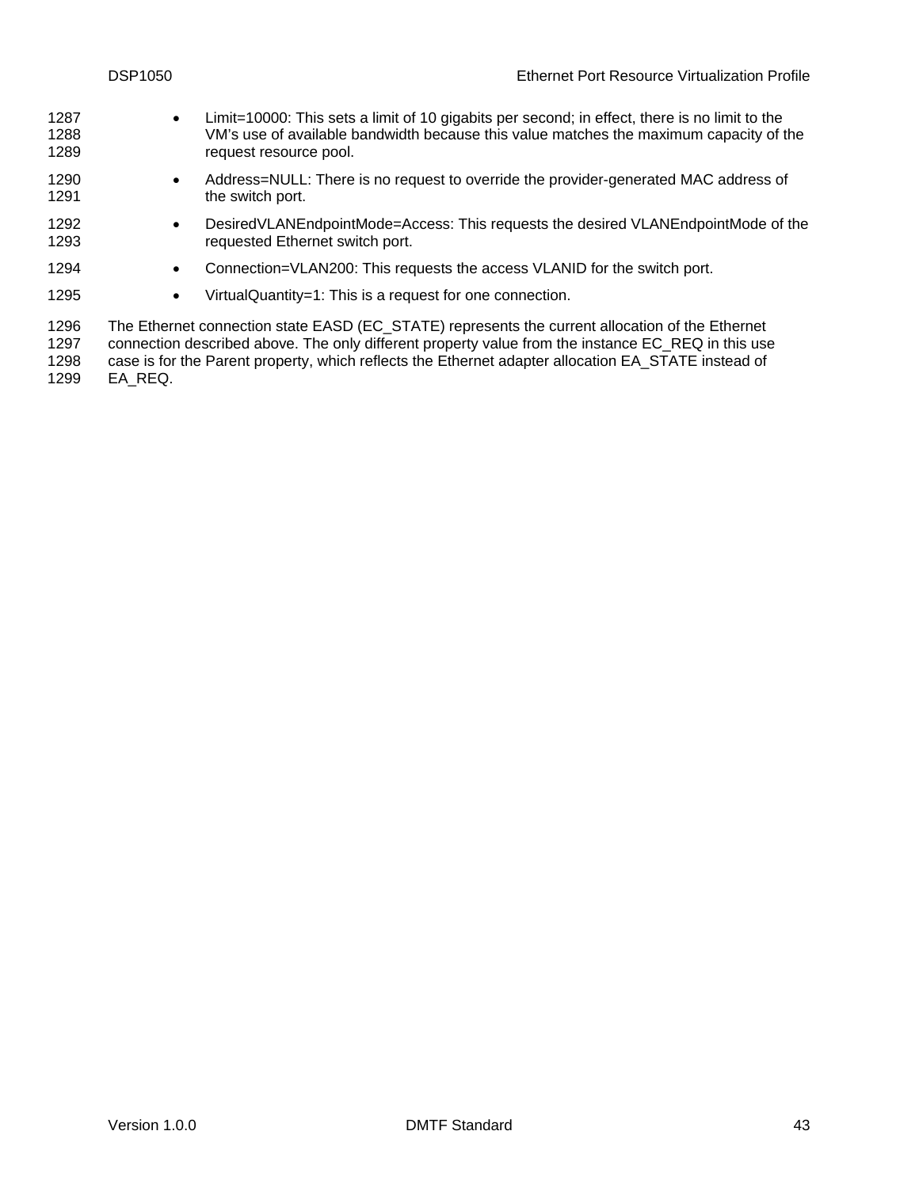- Limit=10000: This sets a limit of 10 gigabits per second; in effect, there is no limit to the VM's use of available bandwidth because this value matches the maximum capacity of the request resource pool.
- Address=NULL: There is no request to override the provider-generated MAC address of the switch port.
- DesiredVLANEndpointMode=Access: This requests the desired VLANEndpointMode of the requested Ethernet switch port.
- Connection=VLAN200: This requests the access VLANID for the switch port.
- VirtualQuantity=1: This is a request for one connection.

The Ethernet connection state EASD (EC_STATE) represents the current allocation of the Ethernet connection described above. The only different property value from the instance EC_REQ in this use case is for the Parent property, which reflects the Ethernet adapter allocation EA_STATE instead of EA_REQ.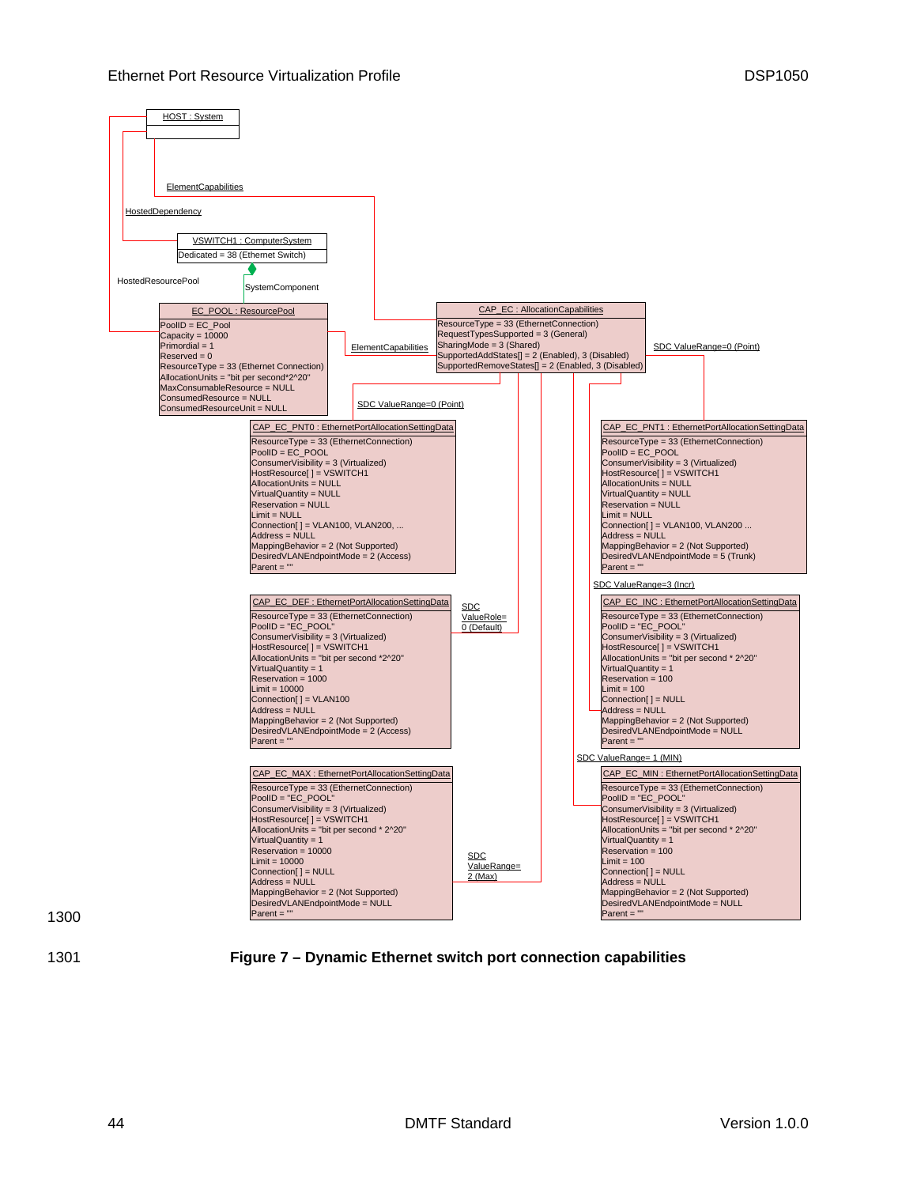HOST : System

ElementCapabilities

HostedDependency

VSWITCH1 : ComputerSystem
Dedicated = 38 (Ethernet Switch)

HostedResourcePool

SystemComponent

EC_POOL : ResourcePool
PoolID = EC_Pool
Capacity = 10000
Primordial = 1
Reserved = 0
ResourceType = 33 (Ethernet Connection)
AllocationUnits = "bit per second*2^20"
MaxConsumableResource = NULL
ConsumedResource = NULL
ConsumedResourceUnit = NULL

ElementCapabilities

CAP_EC : AllocationCapabilities
ResourceType = 33 (EthernetConnection)
RequestTypesSupported = 3 (General)
SharingMode = 3 (Shared)
SupportedAddStates[] = 2 (Enabled), 3 (Disabled)
SupportedRemoveStates[] = 2 (Enabled, 3 (Disabled)

SDC ValueRange=0 (Point)

SDC ValueRange=0 (Point)

CAP_EC_PNT0 : EthernetPortAllocationSettingData
ResourceType = 33 (EthernetConnection)
PoolID = EC_POOL
ConsumerVisibility = 3 (Virtualized)
HostResource[ ] = VSWITCH1
AllocationUnits = NULL
VirtualQuantity = NULL
Reservation = NULL
Limit = NULL
Connection[ ] = VLAN100, VLAN200, ...
Address = NULL
MappingBehavior = 2 (Not Supported)
DesiredVLANEndpointMode = 2 (Access)
Parent = ""

CAP_EC_PNT1 : EthernetPortAllocationSettingData
ResourceType = 33 (EthernetConnection)
PoolID = EC_POOL
ConsumerVisibility = 3 (Virtualized)
HostResource[ ] = VSWITCH1
AllocationUnits = NULL
VirtualQuantity = NULL
Reservation = NULL
Limit = NULL
Connection[ ] = VLAN100, VLAN200 ...
Address = NULL
MappingBehavior = 2 (Not Supported)
DesiredVLANEndpointMode = 5 (Trunk)
Parent = ""

SDC ValueRange=3 (Incr)

CAP_EC_DEF : EthernetPortAllocationSettingData
ResourceType = 33 (EthernetConnection)
PoolID = "EC_POOL"
ConsumerVisibility = 3 (Virtualized)
HostResource[ ] = VSWITCH1
AllocationUnits = "bit per second *2^20"
VirtualQuantity = 1
Reservation = 1000
Limit = 10000
Connection[ ] = VLAN100
Address = NULL
MappingBehavior = 2 (Not Supported)
DesiredVLANEndpointMode = 2 (Access)
Parent = ""

SDC ValueRole= 0 (Default)

CAP_EC_INC : EthernetPortAllocationSettingData
ResourceType = 33 (EthernetConnection)
PoolID = "EC_POOL"
ConsumerVisibility = 3 (Virtualized)
HostResource[ ] = VSWITCH1
AllocationUnits = "bit per second * 2^20"
VirtualQuantity = 1
Reservation = 100
Limit = 100
Connection[ ] = NULL
Address = NULL
MappingBehavior = 2 (Not Supported)
DesiredVLANEndpointMode = NULL
Parent = ""

SDC ValueRange= 1 (MIN)

CAP_EC_MAX : EthernetPortAllocationSettingData
ResourceType = 33 (EthernetConnection)
PoolID = "EC_POOL"
ConsumerVisibility = 3 (Virtualized)
HostResource[ ] = VSWITCH1
AllocationUnits = "bit per second * 2^20"
VirtualQuantity = 1
Reservation = 10000
Limit = 10000
Connection[ ] = NULL
Address = NULL
MappingBehavior = 2 (Not Supported)
DesiredVLANEndpointMode = NULL
Parent = ""

SDC ValueRange= 2 (Max)

CAP_EC_MIN : EthernetPortAllocationSettingData
ResourceType = 33 (EthernetConnection)
PoolID = "EC_POOL"
ConsumerVisibility = 3 (Virtualized)
HostResource[ ] = VSWITCH1
AllocationUnits = "bit per second * 2^20"
VirtualQuantity = 1
Reservation = 100
Limit = 100
Connection[ ] = NULL
Address = NULL
MappingBehavior = 2 (Not Supported)
DesiredVLANEndpointMode = NULL
Parent = ""

1300

1301 **Figure 7 – Dynamic Ethernet switch port connection capabilities**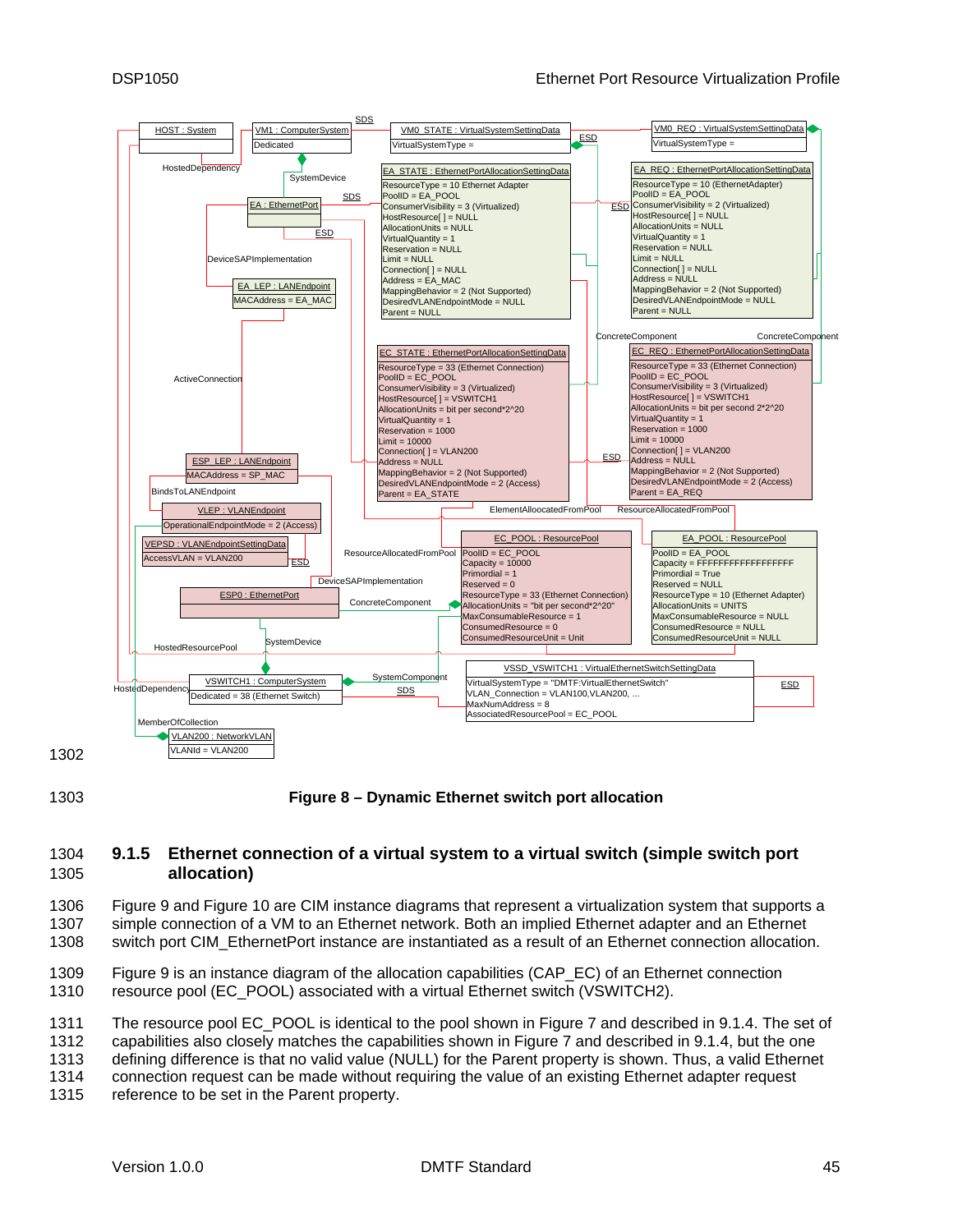HOST : System

VM1 : ComputerSystem
Dedicated

SDS

VM0_STATE : VirtualSystemSettingData
VirtualSystemType =

ESD

VM0_REQ : VirtualSystemSettingData
VirtualSystemType =

HostedDependency

SystemDevice

EA : EthernetPort

SDS

ESD

EA_STATE : EthernetPortAllocationSettingData
ResourceType = 10 Ethernet Adapter
PoolID = EA_POOL
ConsumerVisibility = 3 (Virtualized)
HostResource[ ] = NULL
AllocationUnits = NULL
VirtualQuantity = 1
Reservation = NULL
Limit = NULL
Connection[ ] = NULL
Address = EA_MAC
MappingBehavior = 2 (Not Supported)
DesiredVLANEndpointMode = NULL
Parent = NULL

ESD

EA_REQ : EthernetPortAllocationSettingData
ResourceType = 10 (EthernetAdapter)
PoolID = EA_POOL
ConsumerVisibility = 2 (Virtualized)
HostResource[ ] = NULL
AllocationUnits = NULL
VirtualQuantity = 1
Reservation = NULL
Limit = NULL
Connection[ ] = NULL
Address = NULL
MappingBehavior = 2 (Not Supported)
DesiredVLANEndpointMode = NULL
Parent = NULL

DeviceSAPImplementation

EA_LEP : LANEndpoint
MACAddress = EA_MAC

ConcreteComponent

ConcreteComponent

ActiveConnection

EC_STATE : EthernetPortAllocationSettingData
ResourceType = 33 (Ethernet Connection)
PoolID = EC_POOL
ConsumerVisibility = 3 (Virtualized)
HostResource[ ] = VSWITCH1
AllocationUnits = bit per second*2^20
VirtualQuantity = 1
Reservation = 1000
Limit = 10000
Connection[ ] = VLAN200
Address = NULL
MappingBehavior = 2 (Not Supported)
DesiredVLANEndpointMode = 2 (Access)
Parent = EA_STATE

ESD

EC_REQ : EthernetPortAllocationSettingData
ResourceType = 33 (Ethernet Connection)
PoolID = EC_POOL
ConsumerVisibility = 3 (Virtualized)
HostResource[ ] = VSWITCH1
AllocationUnits = bit per second 2*2^20
VirtualQuantity = 1
Reservation = 1000
Limit = 10000
Connection[ ] = VLAN200
Address = NULL
MappingBehavior = 2 (Not Supported)
DesiredVLANEndpointMode = 2 (Access)
Parent = EA_REQ

ESP_LEP : LANEndpoint
MACAddress = SP_MAC

BindsToLANEndpoint

VLEP : VLANEndpoint
OperationalEndpointMode = 2 (Access)

VEPSD : VLANEndpointSettingData
AccessVLAN = VLAN200

ESD

ElementAllocatedFromPool

ResourceAllocatedFromPool

ResourceAllocatedFromPool

EC_POOL : ResourcePool
PoolID = EC_POOL
Capacity = 10000
Primordial = 1
Reserved = 0
ResourceType = 33 (Ethernet Connection)
AllocationUnits = "bit per second*2^20"
MaxConsumableResource = 1
ConsumedResource = 0
ConsumedResourceUnit = Unit

EA_POOL : ResourcePool
PoolID = EA_POOL
Capacity = FFFFFFFFFFFFFFFFFF
Primordial = True
Reserved = NULL
ResourceType = 10 (Ethernet Adapter)
AllocationUnits = UNITS
MaxConsumableResource = NULL
ConsumedResource = NULL
ConsumedResourceUnit = NULL

DeviceSAPImplementation

ESP0 : EthernetPort

ConcreteComponent

SystemDevice

HostedResourcePool

HostedDependency

VSWITCH1 : ComputerSystem
Dedicated = 38 (Ethernet Switch)

SystemComponent

SDS

VSSD_VSWITCH1 : VirtualEthernetSwitchSettingData
VirtualSystemType = "DMTF:VirtualEthernetSwitch"
VLAN_Connection = VLAN100,VLAN200, ...
MaxNumAddress = 8
AssociatedResourcePool = EC_POOL

ESD

MemberOfCollection

VLAN200 : NetworkVLAN
VLANId = VLAN200

**Figure 8 – Dynamic Ethernet switch port allocation**

### 9.1.5 Ethernet connection of a virtual system to a virtual switch (simple switch port allocation)

Figure 9 and Figure 10 are CIM instance diagrams that represent a virtualization system that supports a simple connection of a VM to an Ethernet network. Both an implied Ethernet adapter and an Ethernet switch port CIM_EthernetPort instance are instantiated as a result of an Ethernet connection allocation.

Figure 9 is an instance diagram of the allocation capabilities (CAP_EC) of an Ethernet connection resource pool (EC_POOL) associated with a virtual Ethernet switch (VSWITCH2).

The resource pool EC_POOL is identical to the pool shown in Figure 7 and described in 9.1.4. The set of capabilities also closely matches the capabilities shown in Figure 7 and described in 9.1.4, but the one defining difference is that no valid value (NULL) for the Parent property is shown. Thus, a valid Ethernet connection request can be made without requiring the value of an existing Ethernet adapter request reference to be set in the Parent property.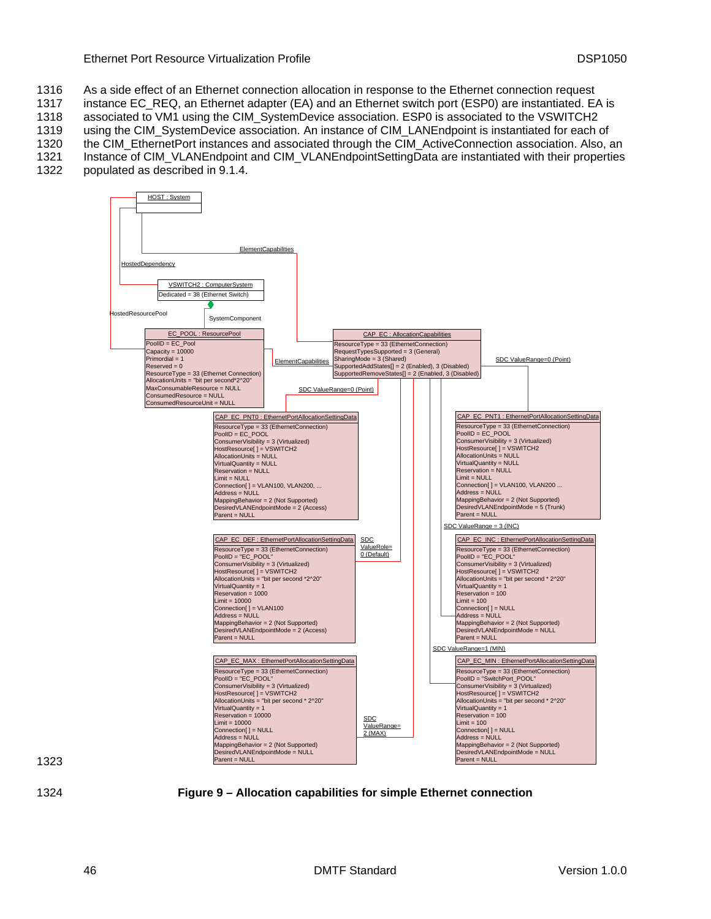As a side effect of an Ethernet connection allocation in response to the Ethernet connection request instance EC_REQ, an Ethernet adapter (EA) and an Ethernet switch port (ESP0) are instantiated. EA is associated to VM1 using the CIM_SystemDevice association. ESP0 is associated to the VSWITCH2 using the CIM_SystemDevice association. An instance of CIM_LANEndpoint is instantiated for each of the CIM_EthernetPort instances and associated through the CIM_ActiveConnection association. Also, an Instance of CIM_VLANEndpoint and CIM_VLANEndpointSettingData are instantiated with their properties populated as described in 9.1.4.

HOST : System

ElementCapabilities

HostedDependency

VSWITCH2 : ComputerSystem
Dedicated = 38 (Ethernet Switch)

HostedResourcePool

SystemComponent

EC_POOL : ResourcePool
PoolID = EC_Pool
Capacity = 10000
Primordial = 1
Reserved = 0
ResourceType = 33 (Ethernet Connection)
AllocationUnits = "bit per second*2^20"
MaxConsumableResource = NULL
ConsumedResource = NULL
ConsumedResourceUnit = NULL

ElementCapabilities

CAP_EC : AllocationCapabilities
ResourceType = 33 (EthernetConnection)
RequestTypesSupported = 3 (General)
SharingMode = 3 (Shared)
SupportedAddStates[] = 2 (Enabled), 3 (Disabled)
SupportedRemoveStates[] = 2 (Enabled, 3 (Disabled)

SDC ValueRange=0 (Point)

SDC ValueRange=0 (Point)

CAP_EC_PNT0 : EthernetPortAllocationSettingData
ResourceType = 33 (EthernetConnection)
PoolID = EC_POOL
ConsumerVisibility = 3 (Virtualized)
HostResource[ ] = VSWITCH2
AllocationUnits = NULL
VirtualQuantity = NULL
Reservation = NULL
Limit = NULL
Connection[ ] = VLAN100, VLAN200, ...
Address = NULL
MappingBehavior = 2 (Not Supported)
DesiredVLANEndpointMode = 2 (Access)
Parent = NULL

CAP_EC_PNT1 : EthernetPortAllocationSettingData
ResourceType = 33 (EthernetConnection)
PoolID = EC_POOL
ConsumerVisibility = 3 (Virtualized)
HostResource[ ] = VSWITCH2
AllocationUnits = NULL
VirtualQuantity = NULL
Reservation = NULL
Limit = NULL
Connection[ ] = VLAN100, VLAN200 ...
Address = NULL
MappingBehavior = 2 (Not Supported)
DesiredVLANEndpointMode = 5 (Trunk)
Parent = NULL

SDC ValueRange = 3 (INC)

CAP_EC_DEF : EthernetPortAllocationSettingData
ResourceType = 33 (EthernetConnection)
PoolID = "EC_POOL"
ConsumerVisibility = 3 (Virtualized)
HostResource[ ] = VSWITCH2
AllocationUnits = "bit per second *2^20"
VirtualQuantity = 1
Reservation = 1000
Limit = 10000
Connection[ ] = VLAN100
Address = NULL
MappingBehavior = 2 (Not Supported)
DesiredVLANEndpointMode = 2 (Access)
Parent = NULL

SDC ValueRole= 0 (Default)

CAP_EC_INC : EthernetPortAllocationSettingData
ResourceType = 33 (EthernetConnection)
PoolID = "EC_POOL"
ConsumerVisibility = 3 (Virtualized)
HostResource[ ] = VSWITCH2
AllocationUnits = "bit per second * 2^20"
VirtualQuantity = 1
Reservation = 100
Limit = 100
Connection[ ] = NULL
Address = NULL
MappingBehavior = 2 (Not Supported)
DesiredVLANEndpointMode = NULL
Parent = NULL

SDC ValueRange=1 (MIN)

CAP_EC_MAX : EthernetPortAllocationSettingData
ResourceType = 33 (EthernetConnection)
PoolID = "EC_POOL"
ConsumerVisibility = 3 (Virtualized)
HostResource[ ] = VSWITCH2
AllocationUnits = "bit per second * 2^20"
VirtualQuantity = 1
Reservation = 10000
Limit = 10000
Connection[ ] = NULL
Address = NULL
MappingBehavior = 2 (Not Supported)
DesiredVLANEndpointMode = NULL
Parent = NULL

SDC ValueRange= 2 (MAX)

CAP_EC_MIN : EthernetPortAllocationSettingData
ResourceType = 33 (EthernetConnection)
PoolID = "SwitchPort_POOL"
ConsumerVisibility = 3 (Virtualized)
HostResource[ ] = VSWITCH2
AllocationUnits = "bit per second * 2^20"
VirtualQuantity = 1
Reservation = 100
Limit = 100
Connection[ ] = NULL
Address = NULL
MappingBehavior = 2 (Not Supported)
DesiredVLANEndpointMode = NULL
Parent = NULL

**Figure 9 – Allocation capabilities for simple Ethernet connection**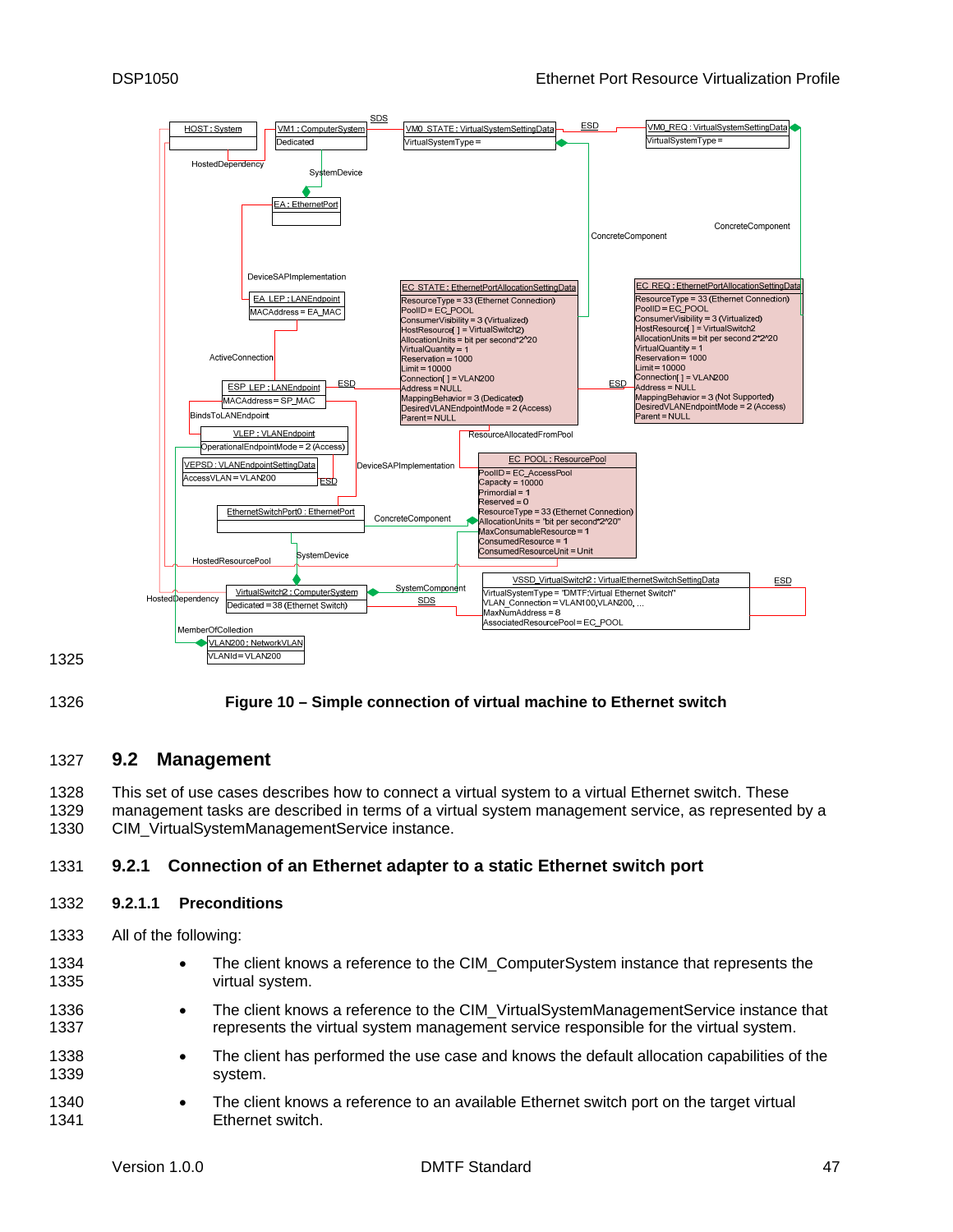Figure 10 – Simple connection of virtual machine to Ethernet switch

## 9.2 Management

This set of use cases describes how to connect a virtual system to a virtual Ethernet switch. These management tasks are described in terms of a virtual system management service, as represented by a CIM_VirtualSystemManagementService instance.

### 9.2.1 Connection of an Ethernet adapter to a static Ethernet switch port

#### 9.2.1.1 Preconditions

All of the following:

- The client knows a reference to the CIM_ComputerSystem instance that represents the virtual system.
- The client knows a reference to the CIM_VirtualSystemManagementService instance that represents the virtual system management service responsible for the virtual system.
- The client has performed the use case and knows the default allocation capabilities of the system.
- The client knows a reference to an available Ethernet switch port on the target virtual Ethernet switch.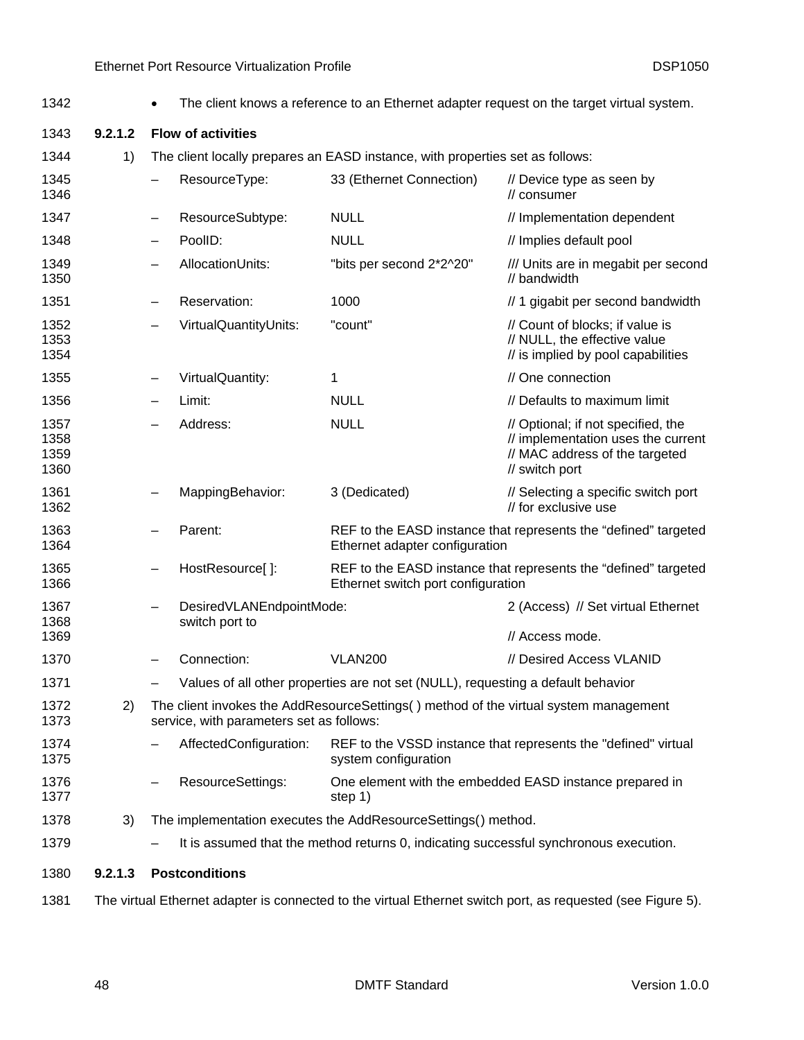- The client knows a reference to an Ethernet adapter request on the target virtual system.

#### 9.2.1.2 Flow of activities

1) The client locally prepares an EASD instance, with properties set as follows:

   – ResourceType: 33 (Ethernet Connection) // Device type as seen by // consumer

   – ResourceSubtype: NULL // Implementation dependent

   – PoolID: NULL // Implies default pool

   – AllocationUnits: "bits per second 2*2^20" /// Units are in megabit per second // bandwidth

   – Reservation: 1000 // 1 gigabit per second bandwidth

   – VirtualQuantityUnits: "count" // Count of blocks; if value is // NULL, the effective value // is implied by pool capabilities

   – VirtualQuantity: 1 // One connection

   – Limit: NULL // Defaults to maximum limit

   – Address: NULL // Optional; if not specified, the // implementation uses the current // MAC address of the targeted // switch port

   – MappingBehavior: 3 (Dedicated) // Selecting a specific switch port // for exclusive use

   – Parent: REF to the EASD instance that represents the “defined” targeted Ethernet adapter configuration

   – HostResource[ ]: REF to the EASD instance that represents the “defined” targeted Ethernet switch port configuration

   – DesiredVLANEndpointMode: 2 (Access) // Set virtual Ethernet switch port to // Access mode.

   – Connection: VLAN200 // Desired Access VLANID

   – Values of all other properties are not set (NULL), requesting a default behavior

2) The client invokes the AddResourceSettings( ) method of the virtual system management service, with parameters set as follows:

   – AffectedConfiguration: REF to the VSSD instance that represents the "defined" virtual system configuration

   – ResourceSettings: One element with the embedded EASD instance prepared in step 1)

3) The implementation executes the AddResourceSettings() method.

   – It is assumed that the method returns 0, indicating successful synchronous execution.

#### 9.2.1.3 Postconditions

The virtual Ethernet adapter is connected to the virtual Ethernet switch port, as requested (see Figure 5).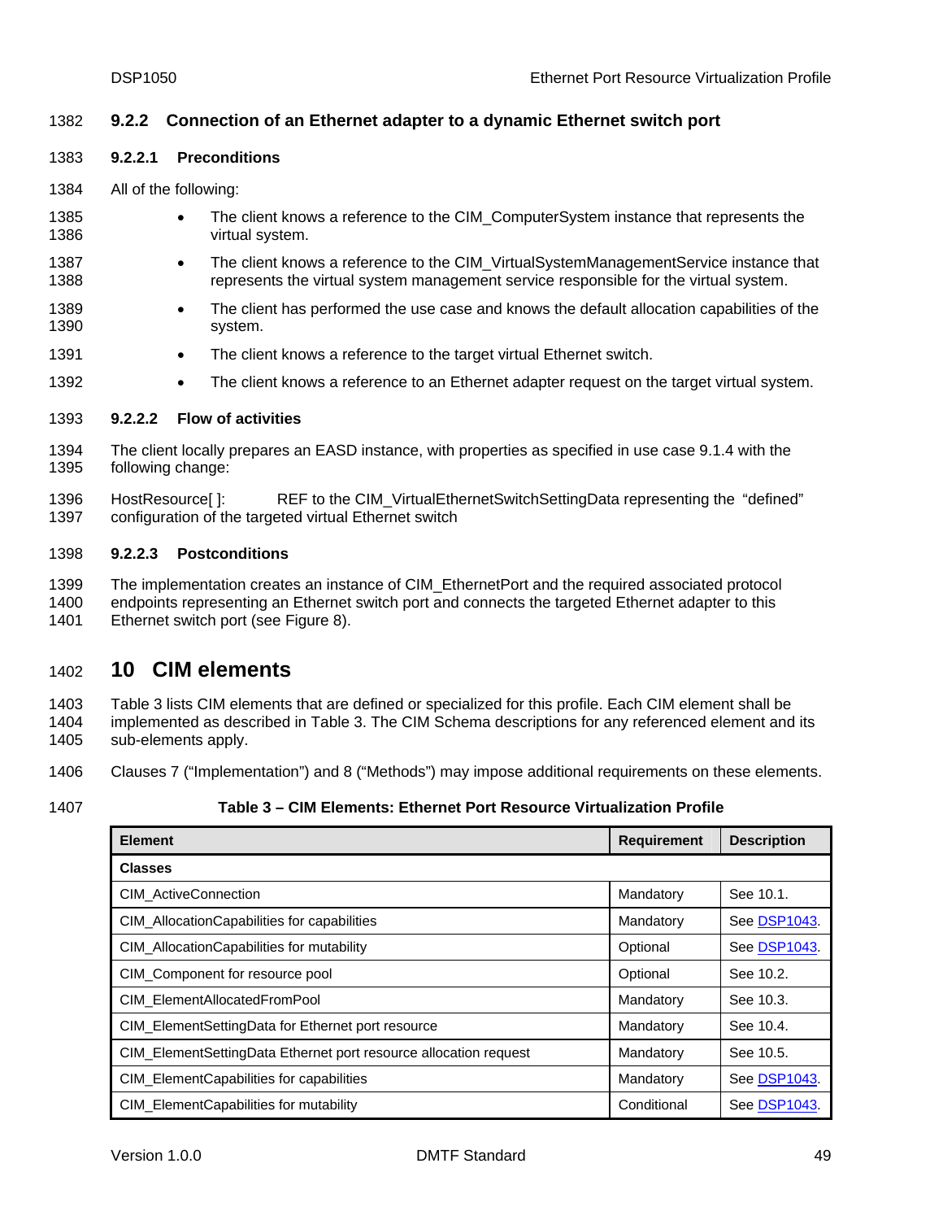### 9.2.2 Connection of an Ethernet adapter to a dynamic Ethernet switch port

#### 9.2.2.1 Preconditions

All of the following:

- The client knows a reference to the CIM_ComputerSystem instance that represents the virtual system.
- The client knows a reference to the CIM_VirtualSystemManagementService instance that represents the virtual system management service responsible for the virtual system.
- The client has performed the use case and knows the default allocation capabilities of the system.
- The client knows a reference to the target virtual Ethernet switch.
- The client knows a reference to an Ethernet adapter request on the target virtual system.

#### 9.2.2.2 Flow of activities

The client locally prepares an EASD instance, with properties as specified in use case 9.1.4 with the following change:

HostResource[ ]: REF to the CIM_VirtualEthernetSwitchSettingData representing the "defined" configuration of the targeted virtual Ethernet switch

#### 9.2.2.3 Postconditions

The implementation creates an instance of CIM_EthernetPort and the required associated protocol endpoints representing an Ethernet switch port and connects the targeted Ethernet adapter to this Ethernet switch port (see Figure 8).

# 10 CIM elements

Table 3 lists CIM elements that are defined or specialized for this profile. Each CIM element shall be implemented as described in Table 3. The CIM Schema descriptions for any referenced element and its sub-elements apply.

Clauses 7 ("Implementation") and 8 ("Methods") may impose additional requirements on these elements.

**Table 3 – CIM Elements: Ethernet Port Resource Virtualization Profile**

| Element | Requirement | Description |
|---|---|---|
| **Classes** | | |
| CIM_ActiveConnection | Mandatory | See 10.1. |
| CIM_AllocationCapabilities for capabilities | Mandatory | See DSP1043. |
| CIM_AllocationCapabilities for mutability | Optional | See DSP1043. |
| CIM_Component for resource pool | Optional | See 10.2. |
| CIM_ElementAllocatedFromPool | Mandatory | See 10.3. |
| CIM_ElementSettingData for Ethernet port resource | Mandatory | See 10.4. |
| CIM_ElementSettingData Ethernet port resource allocation request | Mandatory | See 10.5. |
| CIM_ElementCapabilities for capabilities | Mandatory | See DSP1043. |
| CIM_ElementCapabilities for mutability | Conditional | See DSP1043. |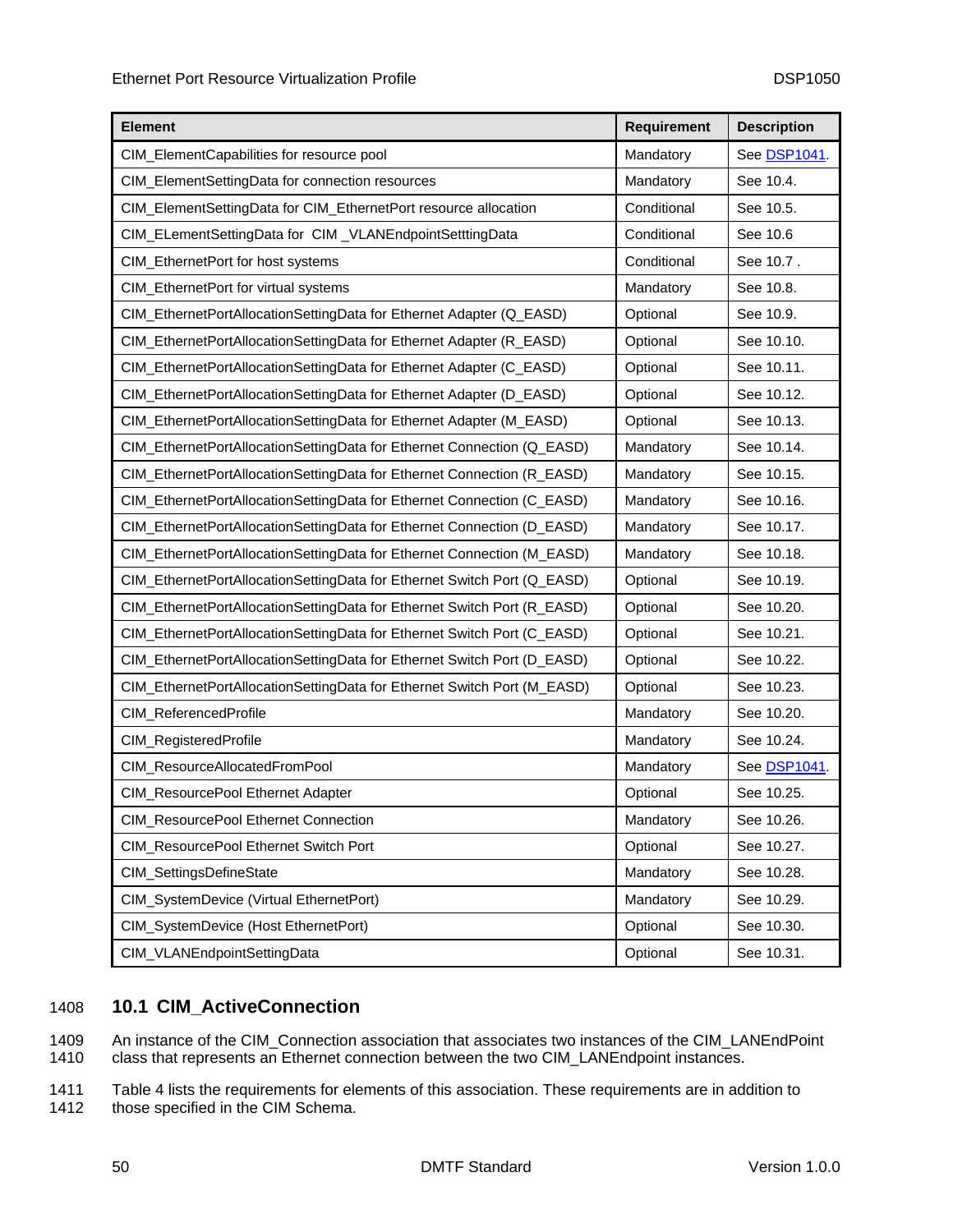| Element | Requirement | Description |
|---|---|---|
| CIM_ElementCapabilities for resource pool | Mandatory | See DSP1041. |
| CIM_ElementSettingData for connection resources | Mandatory | See 10.4. |
| CIM_ElementSettingData for CIM_EthernetPort resource allocation | Conditional | See 10.5. |
| CIM_ELementSettingData for  CIM _VLANEndpointSetttingData | Conditional | See 10.6 |
| CIM_EthernetPort for host systems | Conditional | See 10.7 . |
| CIM_EthernetPort for virtual systems | Mandatory | See 10.8. |
| CIM_EthernetPortAllocationSettingData for Ethernet Adapter (Q_EASD) | Optional | See 10.9. |
| CIM_EthernetPortAllocationSettingData for Ethernet Adapter (R_EASD) | Optional | See 10.10. |
| CIM_EthernetPortAllocationSettingData for Ethernet Adapter (C_EASD) | Optional | See 10.11. |
| CIM_EthernetPortAllocationSettingData for Ethernet Adapter (D_EASD) | Optional | See 10.12. |
| CIM_EthernetPortAllocationSettingData for Ethernet Adapter (M_EASD) | Optional | See 10.13. |
| CIM_EthernetPortAllocationSettingData for Ethernet Connection (Q_EASD) | Mandatory | See 10.14. |
| CIM_EthernetPortAllocationSettingData for Ethernet Connection (R_EASD) | Mandatory | See 10.15. |
| CIM_EthernetPortAllocationSettingData for Ethernet Connection (C_EASD) | Mandatory | See 10.16. |
| CIM_EthernetPortAllocationSettingData for Ethernet Connection (D_EASD) | Mandatory | See 10.17. |
| CIM_EthernetPortAllocationSettingData for Ethernet Connection (M_EASD) | Mandatory | See 10.18. |
| CIM_EthernetPortAllocationSettingData for Ethernet Switch Port (Q_EASD) | Optional | See 10.19. |
| CIM_EthernetPortAllocationSettingData for Ethernet Switch Port (R_EASD) | Optional | See 10.20. |
| CIM_EthernetPortAllocationSettingData for Ethernet Switch Port (C_EASD) | Optional | See 10.21. |
| CIM_EthernetPortAllocationSettingData for Ethernet Switch Port (D_EASD) | Optional | See 10.22. |
| CIM_EthernetPortAllocationSettingData for Ethernet Switch Port (M_EASD) | Optional | See 10.23. |
| CIM_ReferencedProfile | Mandatory | See 10.20. |
| CIM_RegisteredProfile | Mandatory | See 10.24. |
| CIM_ResourceAllocatedFromPool | Mandatory | See DSP1041. |
| CIM_ResourcePool Ethernet Adapter | Optional | See 10.25. |
| CIM_ResourcePool Ethernet Connection | Mandatory | See 10.26. |
| CIM_ResourcePool Ethernet Switch Port | Optional | See 10.27. |
| CIM_SettingsDefineState | Mandatory | See 10.28. |
| CIM_SystemDevice (Virtual EthernetPort) | Mandatory | See 10.29. |
| CIM_SystemDevice (Host EthernetPort) | Optional | See 10.30. |
| CIM_VLANEndpointSettingData | Optional | See 10.31. |

## 10.1 CIM_ActiveConnection

An instance of the CIM_Connection association that associates two instances of the CIM_LANEndPoint class that represents an Ethernet connection between the two CIM_LANEndpoint instances.

Table 4 lists the requirements for elements of this association. These requirements are in addition to those specified in the CIM Schema.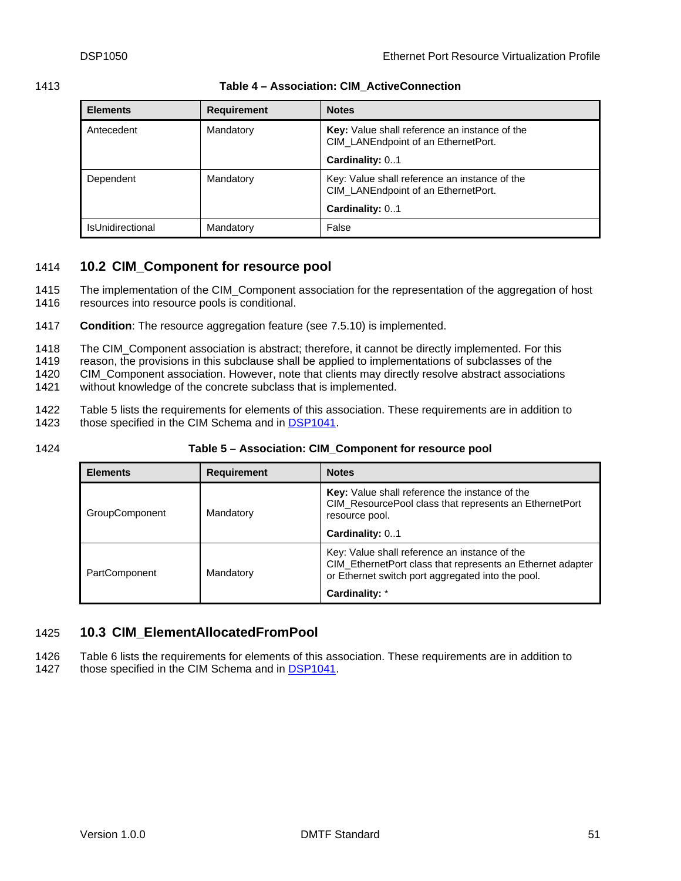**Table 4 – Association: CIM_ActiveConnection**

| Elements | Requirement | Notes |
|---|---|---|
| Antecedent | Mandatory | **Key:** Value shall reference an instance of the CIM_LANEndpoint of an EthernetPort.<br>**Cardinality:** 0..1 |
| Dependent | Mandatory | Key: Value shall reference an instance of the CIM_LANEndpoint of an EthernetPort.<br>**Cardinality:** 0..1 |
| IsUnidirectional | Mandatory | False |

## 10.2 CIM_Component for resource pool

The implementation of the CIM_Component association for the representation of the aggregation of host resources into resource pools is conditional.

**Condition**: The resource aggregation feature (see 7.5.10) is implemented.

The CIM_Component association is abstract; therefore, it cannot be directly implemented. For this reason, the provisions in this subclause shall be applied to implementations of subclasses of the CIM_Component association. However, note that clients may directly resolve abstract associations without knowledge of the concrete subclass that is implemented.

Table 5 lists the requirements for elements of this association. These requirements are in addition to those specified in the CIM Schema and in DSP1041.

**Table 5 – Association: CIM_Component for resource pool**

| Elements | Requirement | Notes |
|---|---|---|
| GroupComponent | Mandatory | **Key:** Value shall reference the instance of the CIM_ResourcePool class that represents an EthernetPort resource pool.<br>**Cardinality:** 0..1 |
| PartComponent | Mandatory | Key: Value shall reference an instance of the CIM_EthernetPort class that represents an Ethernet adapter or Ethernet switch port aggregated into the pool.<br>**Cardinality:** * |

## 10.3 CIM_ElementAllocatedFromPool

Table 6 lists the requirements for elements of this association. These requirements are in addition to those specified in the CIM Schema and in DSP1041.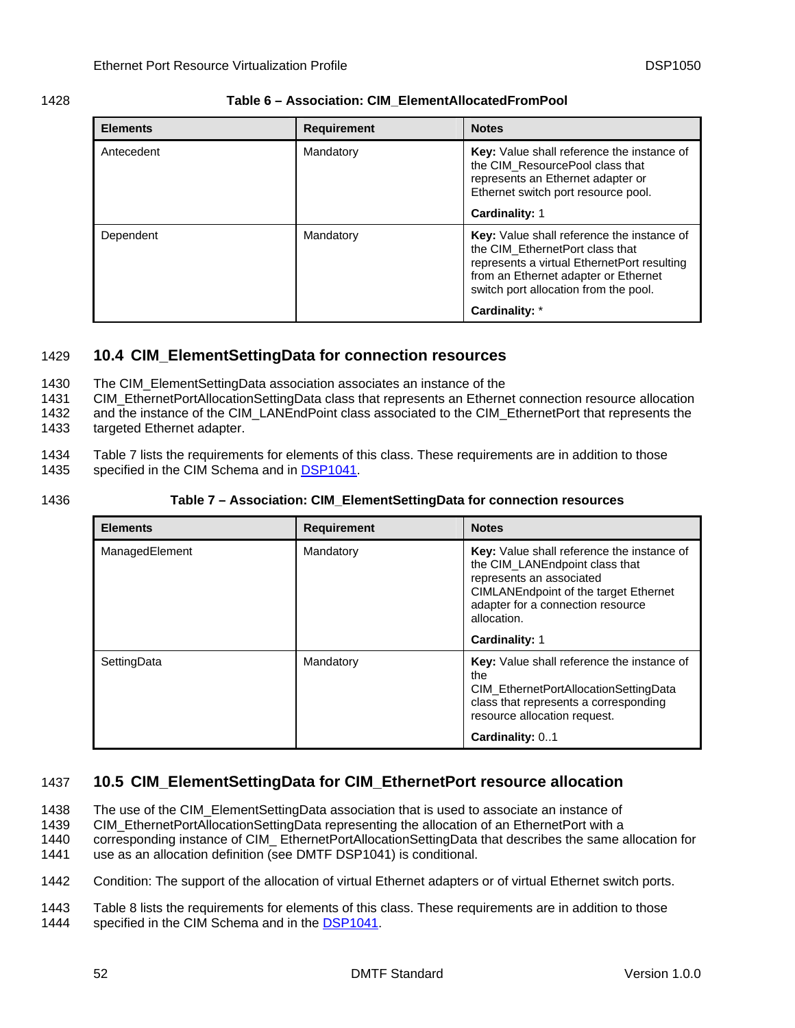**Table 6 – Association: CIM_ElementAllocatedFromPool**

| Elements | Requirement | Notes |
|---|---|---|
| Antecedent | Mandatory | **Key:** Value shall reference the instance of the CIM_ResourcePool class that represents an Ethernet adapter or Ethernet switch port resource pool.<br><br>**Cardinality:** 1 |
| Dependent | Mandatory | **Key:** Value shall reference the instance of the CIM_EthernetPort class that represents a virtual EthernetPort resulting from an Ethernet adapter or Ethernet switch port allocation from the pool.<br><br>**Cardinality:** * |

## 10.4 CIM_ElementSettingData for connection resources

The CIM_ElementSettingData association associates an instance of the CIM_EthernetPortAllocationSettingData class that represents an Ethernet connection resource allocation and the instance of the CIM_LANEndPoint class associated to the CIM_EthernetPort that represents the targeted Ethernet adapter.

Table 7 lists the requirements for elements of this class. These requirements are in addition to those specified in the CIM Schema and in DSP1041.

**Table 7 – Association: CIM_ElementSettingData for connection resources**

| Elements | Requirement | Notes |
|---|---|---|
| ManagedElement | Mandatory | **Key:** Value shall reference the instance of the CIM_LANEndpoint class that represents an associated CIMLANEndpoint of the target Ethernet adapter for a connection resource allocation.<br><br>**Cardinality:** 1 |
| SettingData | Mandatory | **Key:** Value shall reference the instance of the CIM_EthernetPortAllocationSettingData class that represents a corresponding resource allocation request.<br><br>**Cardinality:** 0..1 |

## 10.5 CIM_ElementSettingData for CIM_EthernetPort resource allocation

The use of the CIM_ElementSettingData association that is used to associate an instance of CIM_EthernetPortAllocationSettingData representing the allocation of an EthernetPort with a corresponding instance of CIM_ EthernetPortAllocationSettingData that describes the same allocation for use as an allocation definition (see DMTF DSP1041) is conditional.

Condition: The support of the allocation of virtual Ethernet adapters or of virtual Ethernet switch ports.

Table 8 lists the requirements for elements of this class. These requirements are in addition to those specified in the CIM Schema and in the DSP1041.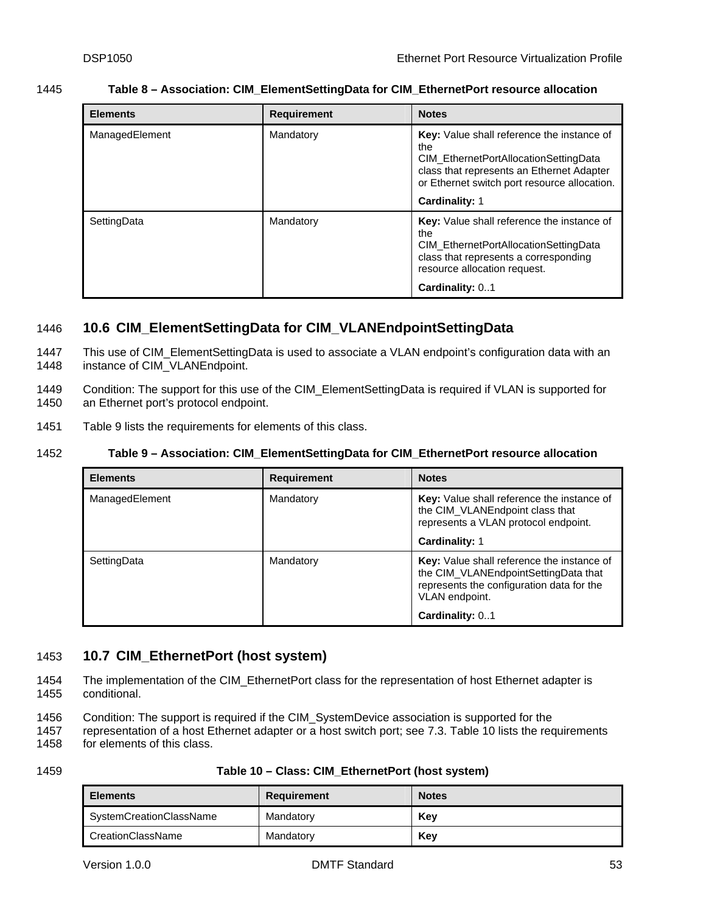**Table 8 – Association: CIM_ElementSettingData for CIM_EthernetPort resource allocation**

| Elements | Requirement | Notes |
|---|---|---|
| ManagedElement | Mandatory | **Key:** Value shall reference the instance of the CIM_EthernetPortAllocationSettingData class that represents an Ethernet Adapter or Ethernet switch port resource allocation.<br>**Cardinality:** 1 |
| SettingData | Mandatory | **Key:** Value shall reference the instance of the CIM_EthernetPortAllocationSettingData class that represents a corresponding resource allocation request.<br>**Cardinality:** 0..1 |

## 10.6 CIM_ElementSettingData for CIM_VLANEndpointSettingData

This use of CIM_ElementSettingData is used to associate a VLAN endpoint's configuration data with an instance of CIM_VLANEndpoint.

Condition: The support for this use of the CIM_ElementSettingData is required if VLAN is supported for an Ethernet port's protocol endpoint.

Table 9 lists the requirements for elements of this class.

**Table 9 – Association: CIM_ElementSettingData for CIM_EthernetPort resource allocation**

| Elements | Requirement | Notes |
|---|---|---|
| ManagedElement | Mandatory | **Key:** Value shall reference the instance of the CIM_VLANEndpoint class that represents a VLAN protocol endpoint.<br>**Cardinality:** 1 |
| SettingData | Mandatory | **Key:** Value shall reference the instance of the CIM_VLANEndpointSettingData that represents the configuration data for the VLAN endpoint.<br>**Cardinality:** 0..1 |

## 10.7 CIM_EthernetPort (host system)

The implementation of the CIM_EthernetPort class for the representation of host Ethernet adapter is conditional.

Condition: The support is required if the CIM_SystemDevice association is supported for the representation of a host Ethernet adapter or a host switch port; see 7.3. Table 10 lists the requirements for elements of this class.

**Table 10 – Class: CIM_EthernetPort (host system)**

| Elements | Requirement | Notes |
|---|---|---|
| SystemCreationClassName | Mandatory | **Key** |
| CreationClassName | Mandatory | **Key** |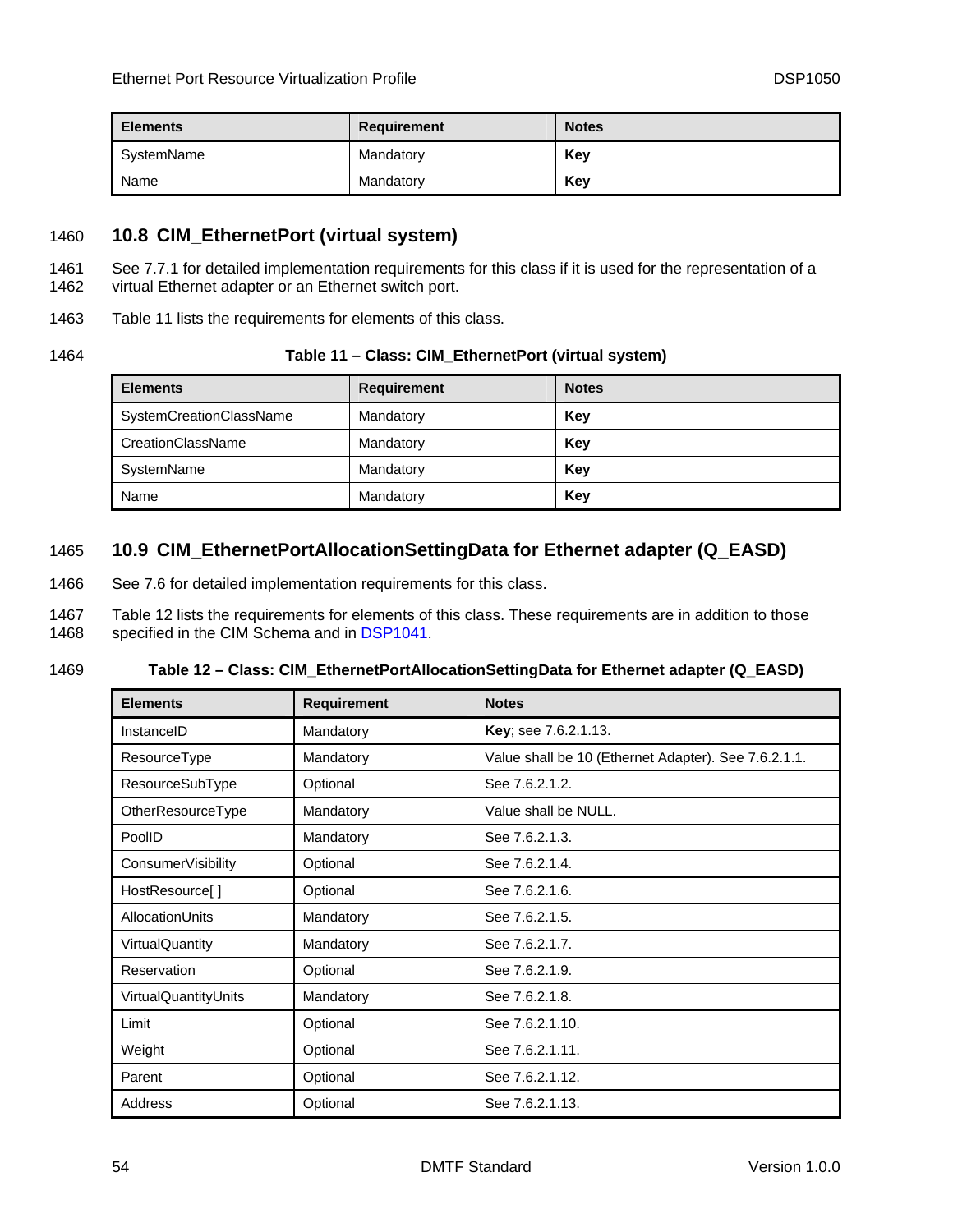| Elements | Requirement | Notes |
|---|---|---|
| SystemName | Mandatory | **Key** |
| Name | Mandatory | **Key** |

## 10.8 CIM_EthernetPort (virtual system)

See 7.7.1 for detailed implementation requirements for this class if it is used for the representation of a virtual Ethernet adapter or an Ethernet switch port.

Table 11 lists the requirements for elements of this class.

**Table 11 – Class: CIM_EthernetPort (virtual system)**

| Elements | Requirement | Notes |
|---|---|---|
| SystemCreationClassName | Mandatory | **Key** |
| CreationClassName | Mandatory | **Key** |
| SystemName | Mandatory | **Key** |
| Name | Mandatory | **Key** |

## 10.9 CIM_EthernetPortAllocationSettingData for Ethernet adapter (Q_EASD)

See 7.6 for detailed implementation requirements for this class.

Table 12 lists the requirements for elements of this class. These requirements are in addition to those specified in the CIM Schema and in DSP1041.

**Table 12 – Class: CIM_EthernetPortAllocationSettingData for Ethernet adapter (Q_EASD)**

| Elements | Requirement | Notes |
|---|---|---|
| InstanceID | Mandatory | **Key**; see 7.6.2.1.13. |
| ResourceType | Mandatory | Value shall be 10 (Ethernet Adapter). See 7.6.2.1.1. |
| ResourceSubType | Optional | See 7.6.2.1.2. |
| OtherResourceType | Mandatory | Value shall be NULL. |
| PoolID | Mandatory | See 7.6.2.1.3. |
| ConsumerVisibility | Optional | See 7.6.2.1.4. |
| HostResource[ ] | Optional | See 7.6.2.1.6. |
| AllocationUnits | Mandatory | See 7.6.2.1.5. |
| VirtualQuantity | Mandatory | See 7.6.2.1.7. |
| Reservation | Optional | See 7.6.2.1.9. |
| VirtualQuantityUnits | Mandatory | See 7.6.2.1.8. |
| Limit | Optional | See 7.6.2.1.10. |
| Weight | Optional | See 7.6.2.1.11. |
| Parent | Optional | See 7.6.2.1.12. |
| Address | Optional | See 7.6.2.1.13. |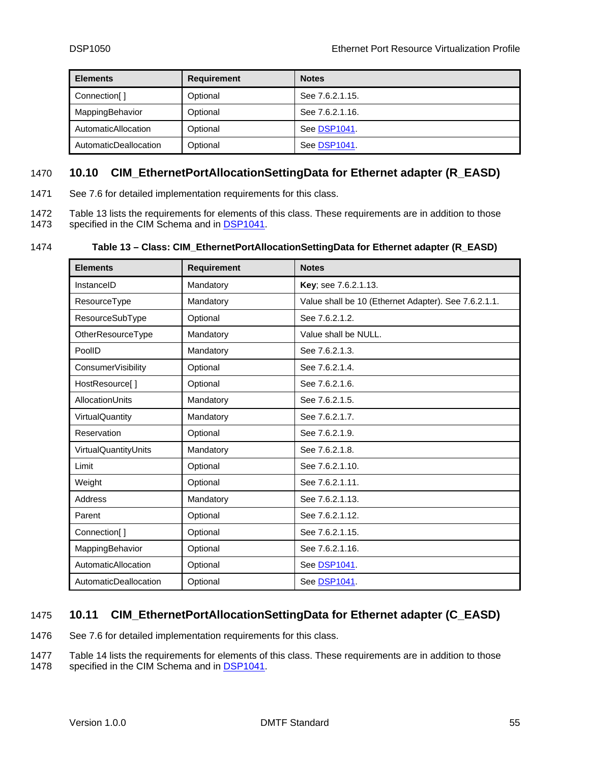| Elements | Requirement | Notes |
|---|---|---|
| Connection[ ] | Optional | See 7.6.2.1.15. |
| MappingBehavior | Optional | See 7.6.2.1.16. |
| AutomaticAllocation | Optional | See DSP1041. |
| AutomaticDeallocation | Optional | See DSP1041. |

## 10.10 CIM_EthernetPortAllocationSettingData for Ethernet adapter (R_EASD)

See 7.6 for detailed implementation requirements for this class.

Table 13 lists the requirements for elements of this class. These requirements are in addition to those specified in the CIM Schema and in DSP1041.

**Table 13 – Class: CIM_EthernetPortAllocationSettingData for Ethernet adapter (R_EASD)**

| Elements | Requirement | Notes |
|---|---|---|
| InstanceID | Mandatory | **Key**; see 7.6.2.1.13. |
| ResourceType | Mandatory | Value shall be 10 (Ethernet Adapter). See 7.6.2.1.1. |
| ResourceSubType | Optional | See 7.6.2.1.2. |
| OtherResourceType | Mandatory | Value shall be NULL. |
| PoolID | Mandatory | See 7.6.2.1.3. |
| ConsumerVisibility | Optional | See 7.6.2.1.4. |
| HostResource[ ] | Optional | See 7.6.2.1.6. |
| AllocationUnits | Mandatory | See 7.6.2.1.5. |
| VirtualQuantity | Mandatory | See 7.6.2.1.7. |
| Reservation | Optional | See 7.6.2.1.9. |
| VirtualQuantityUnits | Mandatory | See 7.6.2.1.8. |
| Limit | Optional | See 7.6.2.1.10. |
| Weight | Optional | See 7.6.2.1.11. |
| Address | Mandatory | See 7.6.2.1.13. |
| Parent | Optional | See 7.6.2.1.12. |
| Connection[ ] | Optional | See 7.6.2.1.15. |
| MappingBehavior | Optional | See 7.6.2.1.16. |
| AutomaticAllocation | Optional | See DSP1041. |
| AutomaticDeallocation | Optional | See DSP1041. |

## 10.11 CIM_EthernetPortAllocationSettingData for Ethernet adapter (C_EASD)

See 7.6 for detailed implementation requirements for this class.

Table 14 lists the requirements for elements of this class. These requirements are in addition to those specified in the CIM Schema and in DSP1041.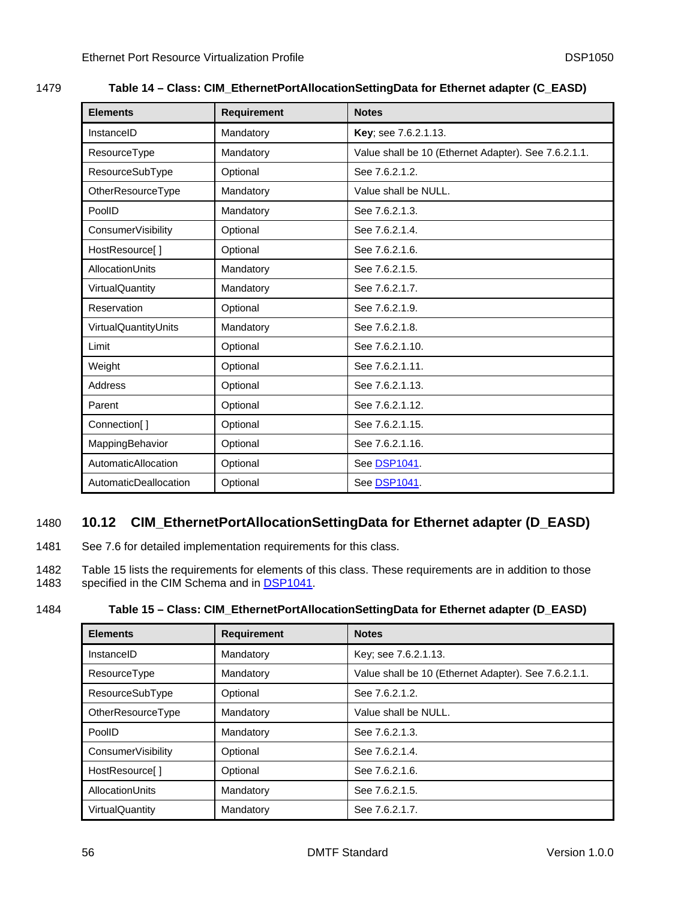**Table 14 – Class: CIM_EthernetPortAllocationSettingData for Ethernet adapter (C_EASD)**

| Elements | Requirement | Notes |
|---|---|---|
| InstanceID | Mandatory | **Key**; see 7.6.2.1.13. |
| ResourceType | Mandatory | Value shall be 10 (Ethernet Adapter). See 7.6.2.1.1. |
| ResourceSubType | Optional | See 7.6.2.1.2. |
| OtherResourceType | Mandatory | Value shall be NULL. |
| PoolID | Mandatory | See 7.6.2.1.3. |
| ConsumerVisibility | Optional | See 7.6.2.1.4. |
| HostResource[ ] | Optional | See 7.6.2.1.6. |
| AllocationUnits | Mandatory | See 7.6.2.1.5. |
| VirtualQuantity | Mandatory | See 7.6.2.1.7. |
| Reservation | Optional | See 7.6.2.1.9. |
| VirtualQuantityUnits | Mandatory | See 7.6.2.1.8. |
| Limit | Optional | See 7.6.2.1.10. |
| Weight | Optional | See 7.6.2.1.11. |
| Address | Optional | See 7.6.2.1.13. |
| Parent | Optional | See 7.6.2.1.12. |
| Connection[ ] | Optional | See 7.6.2.1.15. |
| MappingBehavior | Optional | See 7.6.2.1.16. |
| AutomaticAllocation | Optional | See DSP1041. |
| AutomaticDeallocation | Optional | See DSP1041. |

## 10.12 CIM_EthernetPortAllocationSettingData for Ethernet adapter (D_EASD)

See 7.6 for detailed implementation requirements for this class.

Table 15 lists the requirements for elements of this class. These requirements are in addition to those specified in the CIM Schema and in DSP1041.

**Table 15 – Class: CIM_EthernetPortAllocationSettingData for Ethernet adapter (D_EASD)**

| Elements | Requirement | Notes |
|---|---|---|
| InstanceID | Mandatory | Key; see 7.6.2.1.13. |
| ResourceType | Mandatory | Value shall be 10 (Ethernet Adapter). See 7.6.2.1.1. |
| ResourceSubType | Optional | See 7.6.2.1.2. |
| OtherResourceType | Mandatory | Value shall be NULL. |
| PoolID | Mandatory | See 7.6.2.1.3. |
| ConsumerVisibility | Optional | See 7.6.2.1.4. |
| HostResource[ ] | Optional | See 7.6.2.1.6. |
| AllocationUnits | Mandatory | See 7.6.2.1.5. |
| VirtualQuantity | Mandatory | See 7.6.2.1.7. |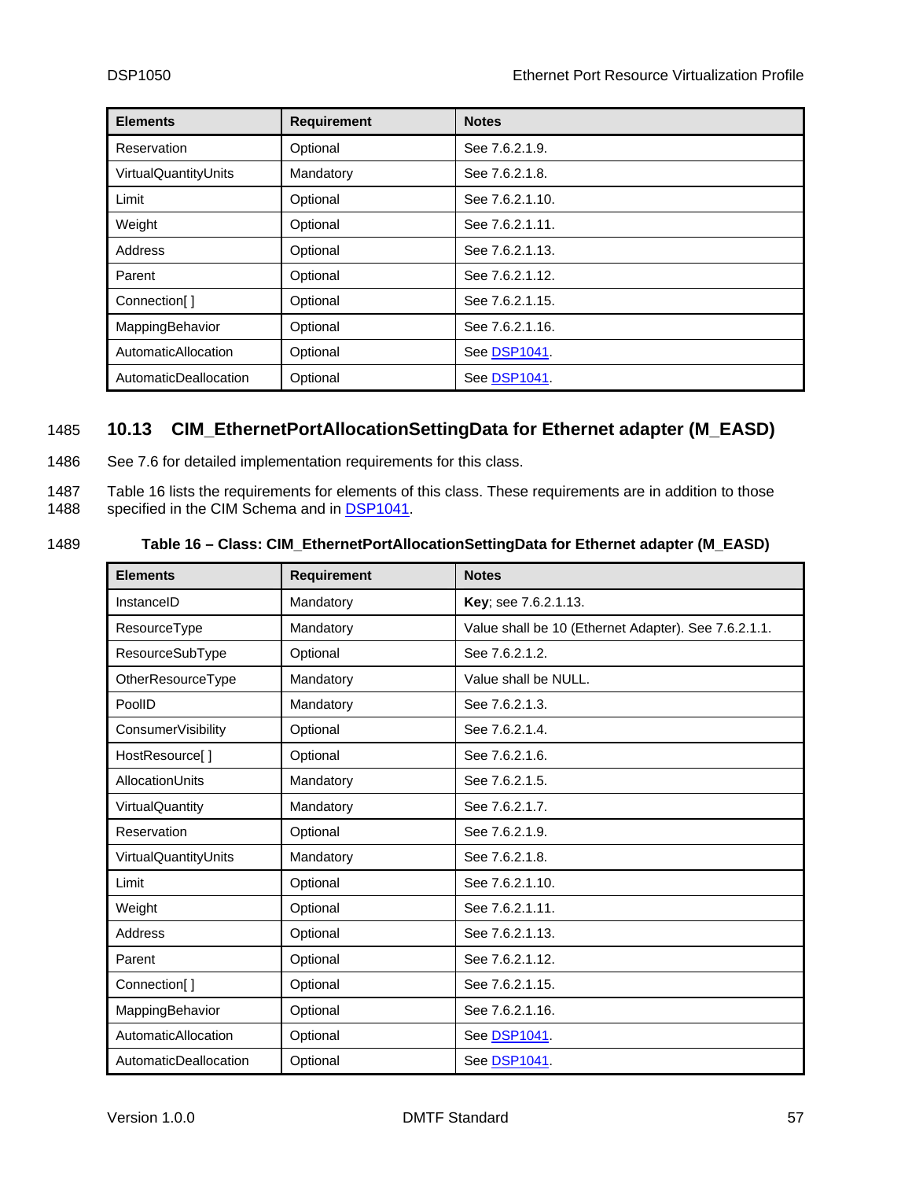| Elements | Requirement | Notes |
|---|---|---|
| Reservation | Optional | See 7.6.2.1.9. |
| VirtualQuantityUnits | Mandatory | See 7.6.2.1.8. |
| Limit | Optional | See 7.6.2.1.10. |
| Weight | Optional | See 7.6.2.1.11. |
| Address | Optional | See 7.6.2.1.13. |
| Parent | Optional | See 7.6.2.1.12. |
| Connection[ ] | Optional | See 7.6.2.1.15. |
| MappingBehavior | Optional | See 7.6.2.1.16. |
| AutomaticAllocation | Optional | See DSP1041. |
| AutomaticDeallocation | Optional | See DSP1041. |

## 10.13 CIM_EthernetPortAllocationSettingData for Ethernet adapter (M_EASD)

See 7.6 for detailed implementation requirements for this class.

Table 16 lists the requirements for elements of this class. These requirements are in addition to those specified in the CIM Schema and in DSP1041.

**Table 16 – Class: CIM_EthernetPortAllocationSettingData for Ethernet adapter (M_EASD)**

| Elements | Requirement | Notes |
|---|---|---|
| InstanceID | Mandatory | **Key**; see 7.6.2.1.13. |
| ResourceType | Mandatory | Value shall be 10 (Ethernet Adapter). See 7.6.2.1.1. |
| ResourceSubType | Optional | See 7.6.2.1.2. |
| OtherResourceType | Mandatory | Value shall be NULL. |
| PoolID | Mandatory | See 7.6.2.1.3. |
| ConsumerVisibility | Optional | See 7.6.2.1.4. |
| HostResource[ ] | Optional | See 7.6.2.1.6. |
| AllocationUnits | Mandatory | See 7.6.2.1.5. |
| VirtualQuantity | Mandatory | See 7.6.2.1.7. |
| Reservation | Optional | See 7.6.2.1.9. |
| VirtualQuantityUnits | Mandatory | See 7.6.2.1.8. |
| Limit | Optional | See 7.6.2.1.10. |
| Weight | Optional | See 7.6.2.1.11. |
| Address | Optional | See 7.6.2.1.13. |
| Parent | Optional | See 7.6.2.1.12. |
| Connection[ ] | Optional | See 7.6.2.1.15. |
| MappingBehavior | Optional | See 7.6.2.1.16. |
| AutomaticAllocation | Optional | See DSP1041. |
| AutomaticDeallocation | Optional | See DSP1041. |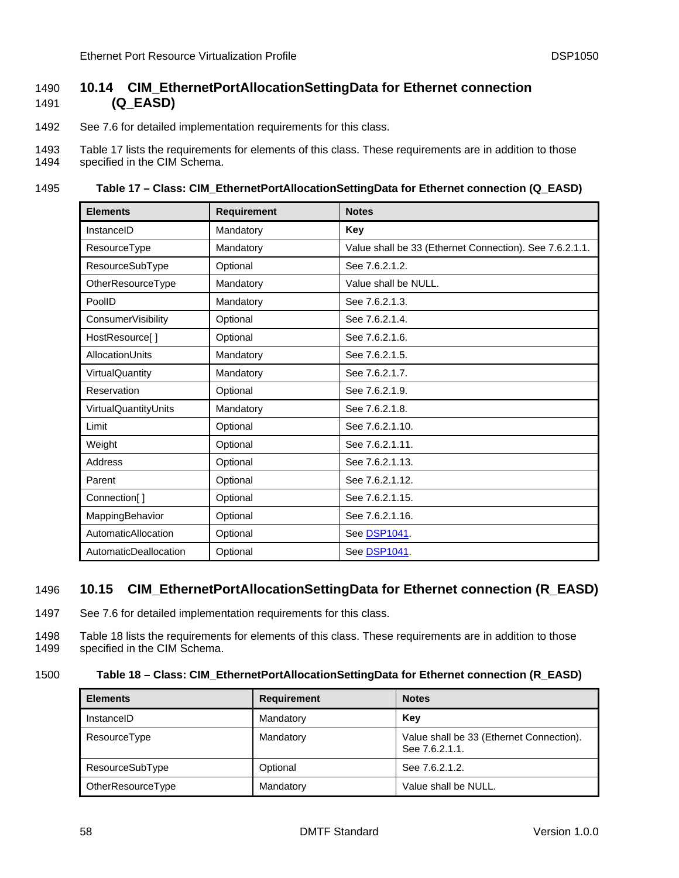## 10.14 CIM_EthernetPortAllocationSettingData for Ethernet connection (Q_EASD)

See 7.6 for detailed implementation requirements for this class.

Table 17 lists the requirements for elements of this class. These requirements are in addition to those specified in the CIM Schema.

**Table 17 – Class: CIM_EthernetPortAllocationSettingData for Ethernet connection (Q_EASD)**

| Elements | Requirement | Notes |
|---|---|---|
| InstanceID | Mandatory | **Key** |
| ResourceType | Mandatory | Value shall be 33 (Ethernet Connection). See 7.6.2.1.1. |
| ResourceSubType | Optional | See 7.6.2.1.2. |
| OtherResourceType | Mandatory | Value shall be NULL. |
| PoolID | Mandatory | See 7.6.2.1.3. |
| ConsumerVisibility | Optional | See 7.6.2.1.4. |
| HostResource[ ] | Optional | See 7.6.2.1.6. |
| AllocationUnits | Mandatory | See 7.6.2.1.5. |
| VirtualQuantity | Mandatory | See 7.6.2.1.7. |
| Reservation | Optional | See 7.6.2.1.9. |
| VirtualQuantityUnits | Mandatory | See 7.6.2.1.8. |
| Limit | Optional | See 7.6.2.1.10. |
| Weight | Optional | See 7.6.2.1.11. |
| Address | Optional | See 7.6.2.1.13. |
| Parent | Optional | See 7.6.2.1.12. |
| Connection[ ] | Optional | See 7.6.2.1.15. |
| MappingBehavior | Optional | See 7.6.2.1.16. |
| AutomaticAllocation | Optional | See DSP1041. |
| AutomaticDeallocation | Optional | See DSP1041. |

## 10.15 CIM_EthernetPortAllocationSettingData for Ethernet connection (R_EASD)

See 7.6 for detailed implementation requirements for this class.

Table 18 lists the requirements for elements of this class. These requirements are in addition to those specified in the CIM Schema.

**Table 18 – Class: CIM_EthernetPortAllocationSettingData for Ethernet connection (R_EASD)**

| Elements | Requirement | Notes |
|---|---|---|
| InstanceID | Mandatory | **Key** |
| ResourceType | Mandatory | Value shall be 33 (Ethernet Connection). See 7.6.2.1.1. |
| ResourceSubType | Optional | See 7.6.2.1.2. |
| OtherResourceType | Mandatory | Value shall be NULL. |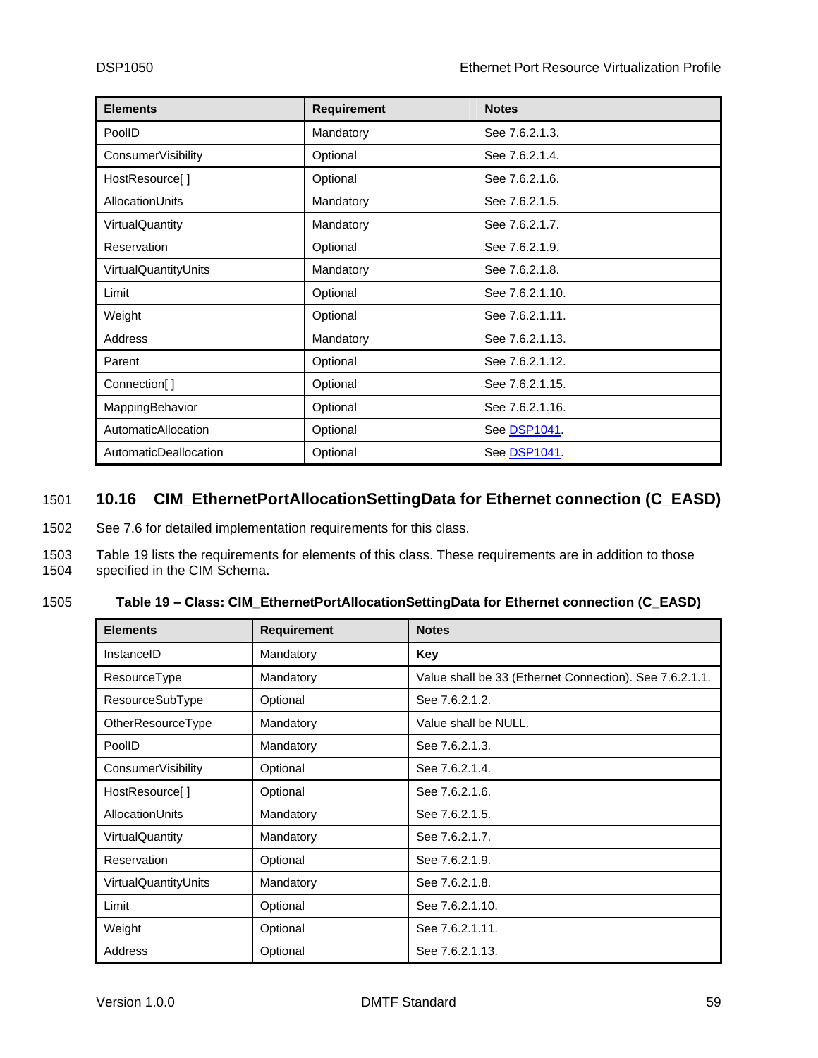| Elements | Requirement | Notes |
|---|---|---|
| PoolID | Mandatory | See 7.6.2.1.3. |
| ConsumerVisibility | Optional | See 7.6.2.1.4. |
| HostResource[ ] | Optional | See 7.6.2.1.6. |
| AllocationUnits | Mandatory | See 7.6.2.1.5. |
| VirtualQuantity | Mandatory | See 7.6.2.1.7. |
| Reservation | Optional | See 7.6.2.1.9. |
| VirtualQuantityUnits | Mandatory | See 7.6.2.1.8. |
| Limit | Optional | See 7.6.2.1.10. |
| Weight | Optional | See 7.6.2.1.11. |
| Address | Mandatory | See 7.6.2.1.13. |
| Parent | Optional | See 7.6.2.1.12. |
| Connection[ ] | Optional | See 7.6.2.1.15. |
| MappingBehavior | Optional | See 7.6.2.1.16. |
| AutomaticAllocation | Optional | See DSP1041. |
| AutomaticDeallocation | Optional | See DSP1041. |

## 10.16 CIM_EthernetPortAllocationSettingData for Ethernet connection (C_EASD)

See 7.6 for detailed implementation requirements for this class.

Table 19 lists the requirements for elements of this class. These requirements are in addition to those specified in the CIM Schema.

**Table 19 – Class: CIM_EthernetPortAllocationSettingData for Ethernet connection (C_EASD)**

| Elements | Requirement | Notes |
|---|---|---|
| InstanceID | Mandatory | **Key** |
| ResourceType | Mandatory | Value shall be 33 (Ethernet Connection). See 7.6.2.1.1. |
| ResourceSubType | Optional | See 7.6.2.1.2. |
| OtherResourceType | Mandatory | Value shall be NULL. |
| PoolID | Mandatory | See 7.6.2.1.3. |
| ConsumerVisibility | Optional | See 7.6.2.1.4. |
| HostResource[ ] | Optional | See 7.6.2.1.6. |
| AllocationUnits | Mandatory | See 7.6.2.1.5. |
| VirtualQuantity | Mandatory | See 7.6.2.1.7. |
| Reservation | Optional | See 7.6.2.1.9. |
| VirtualQuantityUnits | Mandatory | See 7.6.2.1.8. |
| Limit | Optional | See 7.6.2.1.10. |
| Weight | Optional | See 7.6.2.1.11. |
| Address | Optional | See 7.6.2.1.13. |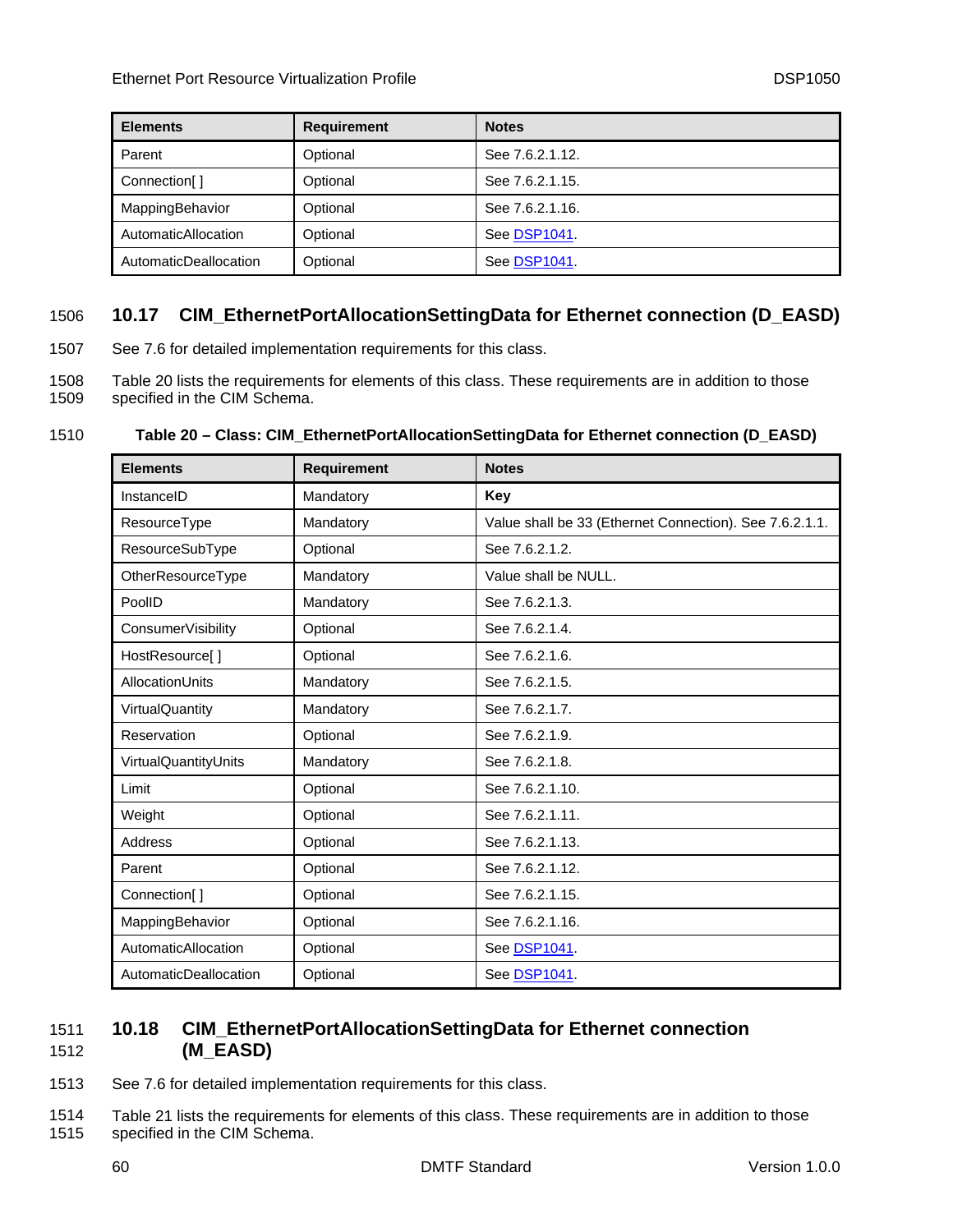| Elements | Requirement | Notes |
|---|---|---|
| Parent | Optional | See 7.6.2.1.12. |
| Connection[ ] | Optional | See 7.6.2.1.15. |
| MappingBehavior | Optional | See 7.6.2.1.16. |
| AutomaticAllocation | Optional | See DSP1041. |
| AutomaticDeallocation | Optional | See DSP1041. |

## 10.17 CIM_EthernetPortAllocationSettingData for Ethernet connection (D_EASD)

See 7.6 for detailed implementation requirements for this class.

Table 20 lists the requirements for elements of this class. These requirements are in addition to those specified in the CIM Schema.

**Table 20 – Class: CIM_EthernetPortAllocationSettingData for Ethernet connection (D_EASD)**

| Elements | Requirement | Notes |
|---|---|---|
| InstanceID | Mandatory | **Key** |
| ResourceType | Mandatory | Value shall be 33 (Ethernet Connection). See 7.6.2.1.1. |
| ResourceSubType | Optional | See 7.6.2.1.2. |
| OtherResourceType | Mandatory | Value shall be NULL. |
| PoolID | Mandatory | See 7.6.2.1.3. |
| ConsumerVisibility | Optional | See 7.6.2.1.4. |
| HostResource[ ] | Optional | See 7.6.2.1.6. |
| AllocationUnits | Mandatory | See 7.6.2.1.5. |
| VirtualQuantity | Mandatory | See 7.6.2.1.7. |
| Reservation | Optional | See 7.6.2.1.9. |
| VirtualQuantityUnits | Mandatory | See 7.6.2.1.8. |
| Limit | Optional | See 7.6.2.1.10. |
| Weight | Optional | See 7.6.2.1.11. |
| Address | Optional | See 7.6.2.1.13. |
| Parent | Optional | See 7.6.2.1.12. |
| Connection[ ] | Optional | See 7.6.2.1.15. |
| MappingBehavior | Optional | See 7.6.2.1.16. |
| AutomaticAllocation | Optional | See DSP1041. |
| AutomaticDeallocation | Optional | See DSP1041. |

## 10.18 CIM_EthernetPortAllocationSettingData for Ethernet connection (M_EASD)

See 7.6 for detailed implementation requirements for this class.

Table 21 lists the requirements for elements of this class. These requirements are in addition to those specified in the CIM Schema.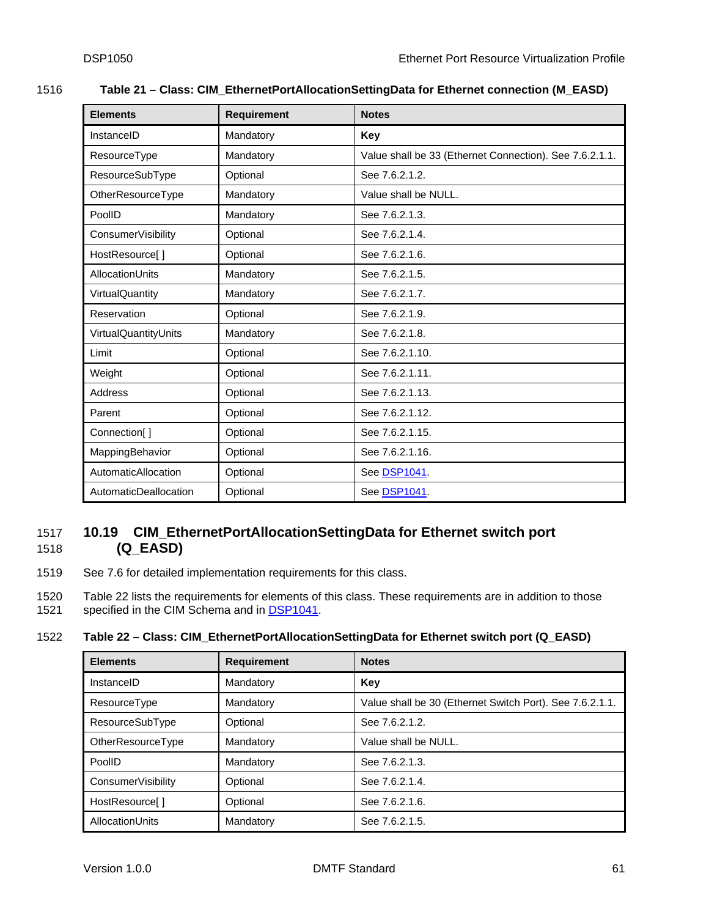**Table 21 – Class: CIM_EthernetPortAllocationSettingData for Ethernet connection (M_EASD)**

| Elements | Requirement | Notes |
|---|---|---|
| InstanceID | Mandatory | **Key** |
| ResourceType | Mandatory | Value shall be 33 (Ethernet Connection). See 7.6.2.1.1. |
| ResourceSubType | Optional | See 7.6.2.1.2. |
| OtherResourceType | Mandatory | Value shall be NULL. |
| PoolID | Mandatory | See 7.6.2.1.3. |
| ConsumerVisibility | Optional | See 7.6.2.1.4. |
| HostResource[ ] | Optional | See 7.6.2.1.6. |
| AllocationUnits | Mandatory | See 7.6.2.1.5. |
| VirtualQuantity | Mandatory | See 7.6.2.1.7. |
| Reservation | Optional | See 7.6.2.1.9. |
| VirtualQuantityUnits | Mandatory | See 7.6.2.1.8. |
| Limit | Optional | See 7.6.2.1.10. |
| Weight | Optional | See 7.6.2.1.11. |
| Address | Optional | See 7.6.2.1.13. |
| Parent | Optional | See 7.6.2.1.12. |
| Connection[ ] | Optional | See 7.6.2.1.15. |
| MappingBehavior | Optional | See 7.6.2.1.16. |
| AutomaticAllocation | Optional | See DSP1041. |
| AutomaticDeallocation | Optional | See DSP1041. |

## 10.19 CIM_EthernetPortAllocationSettingData for Ethernet switch port (Q_EASD)

See 7.6 for detailed implementation requirements for this class.

Table 22 lists the requirements for elements of this class. These requirements are in addition to those specified in the CIM Schema and in DSP1041.

**Table 22 – Class: CIM_EthernetPortAllocationSettingData for Ethernet switch port (Q_EASD)**

| Elements | Requirement | Notes |
|---|---|---|
| InstanceID | Mandatory | **Key** |
| ResourceType | Mandatory | Value shall be 30 (Ethernet Switch Port). See 7.6.2.1.1. |
| ResourceSubType | Optional | See 7.6.2.1.2. |
| OtherResourceType | Mandatory | Value shall be NULL. |
| PoolID | Mandatory | See 7.6.2.1.3. |
| ConsumerVisibility | Optional | See 7.6.2.1.4. |
| HostResource[ ] | Optional | See 7.6.2.1.6. |
| AllocationUnits | Mandatory | See 7.6.2.1.5. |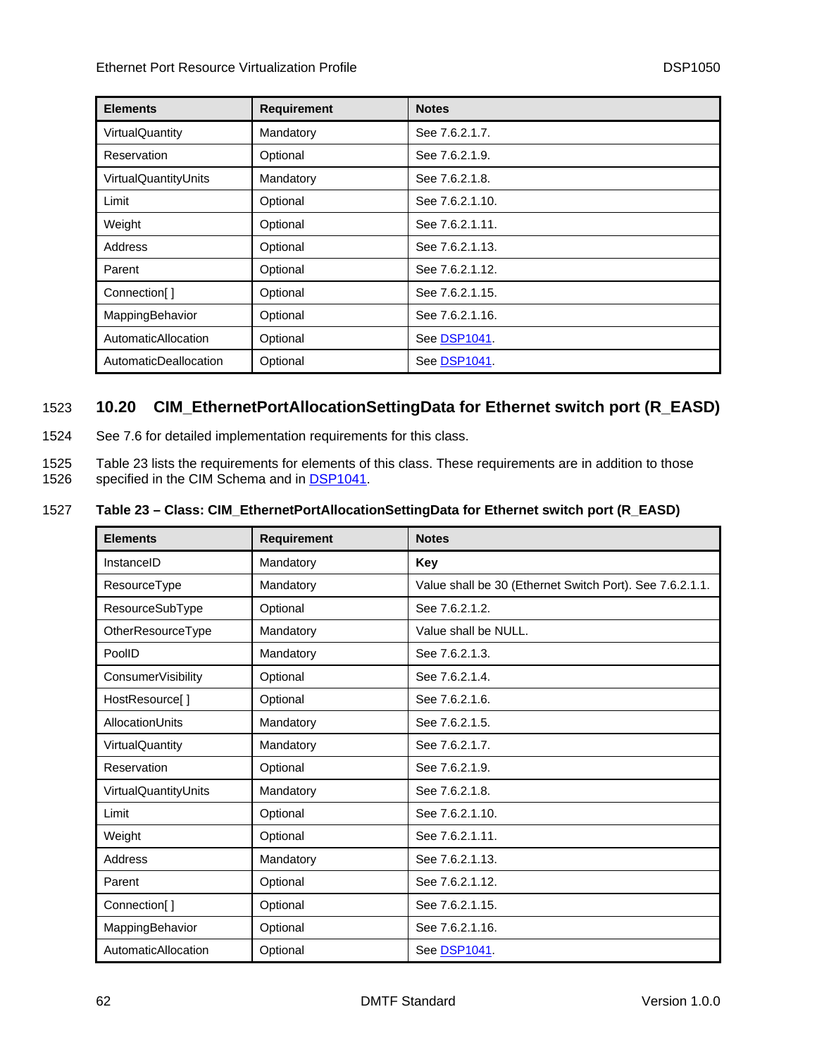| Elements | Requirement | Notes |
|---|---|---|
| VirtualQuantity | Mandatory | See 7.6.2.1.7. |
| Reservation | Optional | See 7.6.2.1.9. |
| VirtualQuantityUnits | Mandatory | See 7.6.2.1.8. |
| Limit | Optional | See 7.6.2.1.10. |
| Weight | Optional | See 7.6.2.1.11. |
| Address | Optional | See 7.6.2.1.13. |
| Parent | Optional | See 7.6.2.1.12. |
| Connection[ ] | Optional | See 7.6.2.1.15. |
| MappingBehavior | Optional | See 7.6.2.1.16. |
| AutomaticAllocation | Optional | See DSP1041. |
| AutomaticDeallocation | Optional | See DSP1041. |

## 10.20 CIM_EthernetPortAllocationSettingData for Ethernet switch port (R_EASD)

See 7.6 for detailed implementation requirements for this class.

Table 23 lists the requirements for elements of this class. These requirements are in addition to those specified in the CIM Schema and in DSP1041.

**Table 23 – Class: CIM_EthernetPortAllocationSettingData for Ethernet switch port (R_EASD)**

| Elements | Requirement | Notes |
|---|---|---|
| InstanceID | Mandatory | **Key** |
| ResourceType | Mandatory | Value shall be 30 (Ethernet Switch Port). See 7.6.2.1.1. |
| ResourceSubType | Optional | See 7.6.2.1.2. |
| OtherResourceType | Mandatory | Value shall be NULL. |
| PoolID | Mandatory | See 7.6.2.1.3. |
| ConsumerVisibility | Optional | See 7.6.2.1.4. |
| HostResource[ ] | Optional | See 7.6.2.1.6. |
| AllocationUnits | Mandatory | See 7.6.2.1.5. |
| VirtualQuantity | Mandatory | See 7.6.2.1.7. |
| Reservation | Optional | See 7.6.2.1.9. |
| VirtualQuantityUnits | Mandatory | See 7.6.2.1.8. |
| Limit | Optional | See 7.6.2.1.10. |
| Weight | Optional | See 7.6.2.1.11. |
| Address | Mandatory | See 7.6.2.1.13. |
| Parent | Optional | See 7.6.2.1.12. |
| Connection[ ] | Optional | See 7.6.2.1.15. |
| MappingBehavior | Optional | See 7.6.2.1.16. |
| AutomaticAllocation | Optional | See DSP1041. |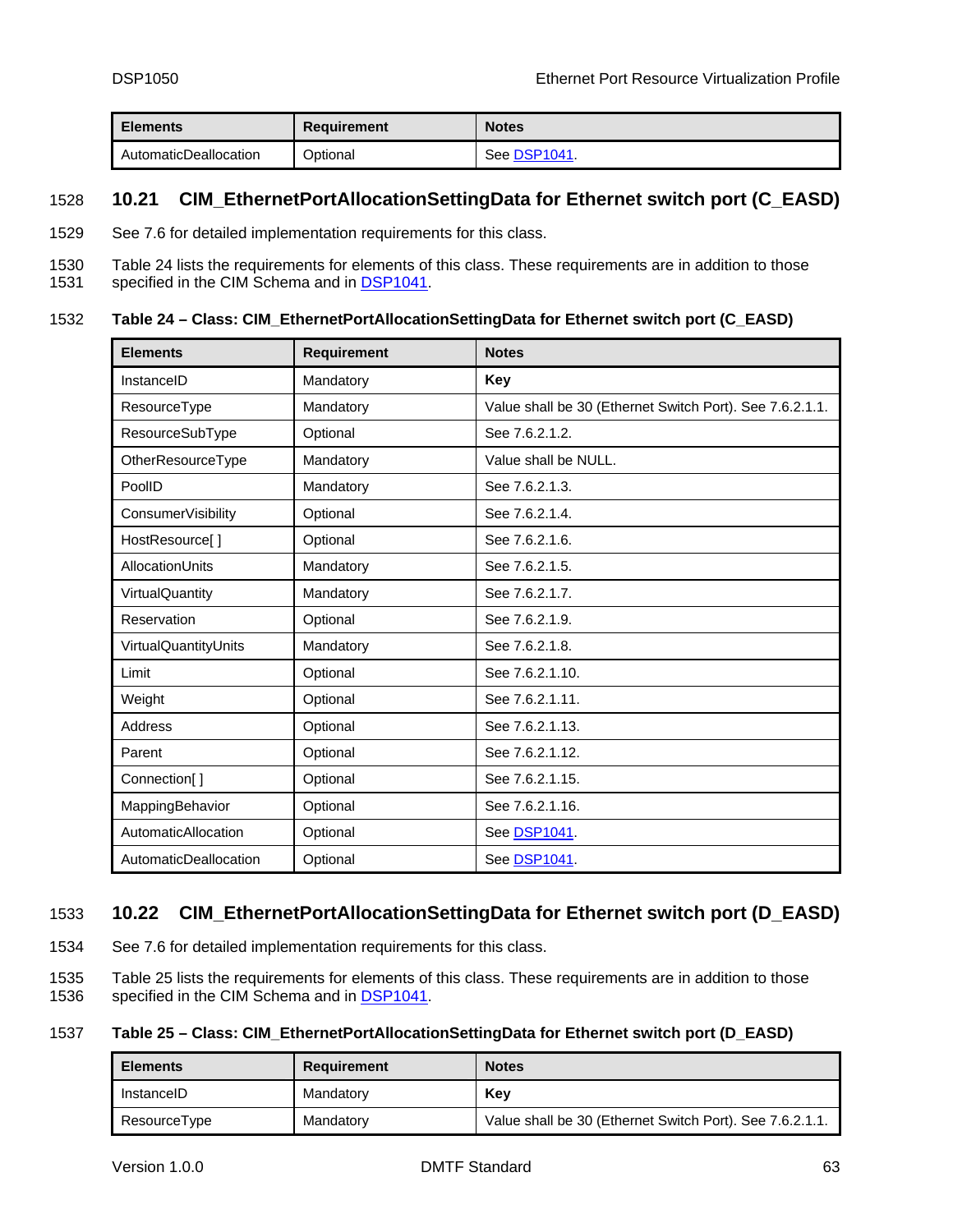| Elements | Requirement | Notes |
|---|---|---|
| AutomaticDeallocation | Optional | See DSP1041. |

## 10.21 CIM_EthernetPortAllocationSettingData for Ethernet switch port (C_EASD)

See 7.6 for detailed implementation requirements for this class.

Table 24 lists the requirements for elements of this class. These requirements are in addition to those specified in the CIM Schema and in DSP1041.

**Table 24 – Class: CIM_EthernetPortAllocationSettingData for Ethernet switch port (C_EASD)**

| Elements | Requirement | Notes |
|---|---|---|
| InstanceID | Mandatory | **Key** |
| ResourceType | Mandatory | Value shall be 30 (Ethernet Switch Port). See 7.6.2.1.1. |
| ResourceSubType | Optional | See 7.6.2.1.2. |
| OtherResourceType | Mandatory | Value shall be NULL. |
| PoolID | Mandatory | See 7.6.2.1.3. |
| ConsumerVisibility | Optional | See 7.6.2.1.4. |
| HostResource[ ] | Optional | See 7.6.2.1.6. |
| AllocationUnits | Mandatory | See 7.6.2.1.5. |
| VirtualQuantity | Mandatory | See 7.6.2.1.7. |
| Reservation | Optional | See 7.6.2.1.9. |
| VirtualQuantityUnits | Mandatory | See 7.6.2.1.8. |
| Limit | Optional | See 7.6.2.1.10. |
| Weight | Optional | See 7.6.2.1.11. |
| Address | Optional | See 7.6.2.1.13. |
| Parent | Optional | See 7.6.2.1.12. |
| Connection[ ] | Optional | See 7.6.2.1.15. |
| MappingBehavior | Optional | See 7.6.2.1.16. |
| AutomaticAllocation | Optional | See DSP1041. |
| AutomaticDeallocation | Optional | See DSP1041. |

## 10.22 CIM_EthernetPortAllocationSettingData for Ethernet switch port (D_EASD)

See 7.6 for detailed implementation requirements for this class.

Table 25 lists the requirements for elements of this class. These requirements are in addition to those specified in the CIM Schema and in DSP1041.

**Table 25 – Class: CIM_EthernetPortAllocationSettingData for Ethernet switch port (D_EASD)**

| Elements | Requirement | Notes |
|---|---|---|
| InstanceID | Mandatory | **Key** |
| ResourceType | Mandatory | Value shall be 30 (Ethernet Switch Port). See 7.6.2.1.1. |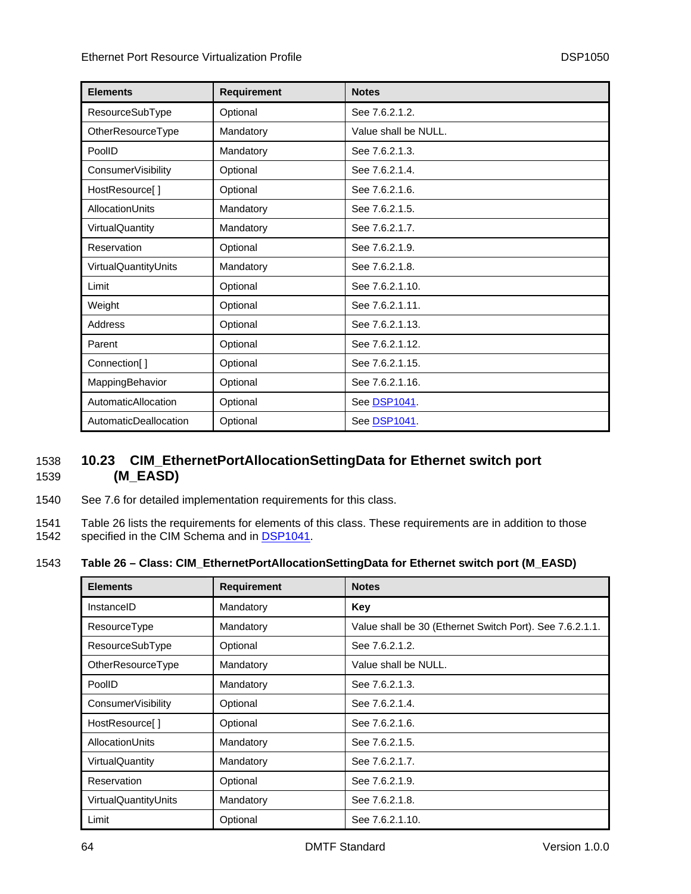| Elements | Requirement | Notes |
|---|---|---|
| ResourceSubType | Optional | See 7.6.2.1.2. |
| OtherResourceType | Mandatory | Value shall be NULL. |
| PoolID | Mandatory | See 7.6.2.1.3. |
| ConsumerVisibility | Optional | See 7.6.2.1.4. |
| HostResource[ ] | Optional | See 7.6.2.1.6. |
| AllocationUnits | Mandatory | See 7.6.2.1.5. |
| VirtualQuantity | Mandatory | See 7.6.2.1.7. |
| Reservation | Optional | See 7.6.2.1.9. |
| VirtualQuantityUnits | Mandatory | See 7.6.2.1.8. |
| Limit | Optional | See 7.6.2.1.10. |
| Weight | Optional | See 7.6.2.1.11. |
| Address | Optional | See 7.6.2.1.13. |
| Parent | Optional | See 7.6.2.1.12. |
| Connection[ ] | Optional | See 7.6.2.1.15. |
| MappingBehavior | Optional | See 7.6.2.1.16. |
| AutomaticAllocation | Optional | See DSP1041. |
| AutomaticDeallocation | Optional | See DSP1041. |

## 10.23 CIM_EthernetPortAllocationSettingData for Ethernet switch port (M_EASD)

See 7.6 for detailed implementation requirements for this class.

Table 26 lists the requirements for elements of this class. These requirements are in addition to those specified in the CIM Schema and in DSP1041.

**Table 26 – Class: CIM_EthernetPortAllocationSettingData for Ethernet switch port (M_EASD)**

| Elements | Requirement | Notes |
|---|---|---|
| InstanceID | Mandatory | **Key** |
| ResourceType | Mandatory | Value shall be 30 (Ethernet Switch Port). See 7.6.2.1.1. |
| ResourceSubType | Optional | See 7.6.2.1.2. |
| OtherResourceType | Mandatory | Value shall be NULL. |
| PoolID | Mandatory | See 7.6.2.1.3. |
| ConsumerVisibility | Optional | See 7.6.2.1.4. |
| HostResource[ ] | Optional | See 7.6.2.1.6. |
| AllocationUnits | Mandatory | See 7.6.2.1.5. |
| VirtualQuantity | Mandatory | See 7.6.2.1.7. |
| Reservation | Optional | See 7.6.2.1.9. |
| VirtualQuantityUnits | Mandatory | See 7.6.2.1.8. |
| Limit | Optional | See 7.6.2.1.10. |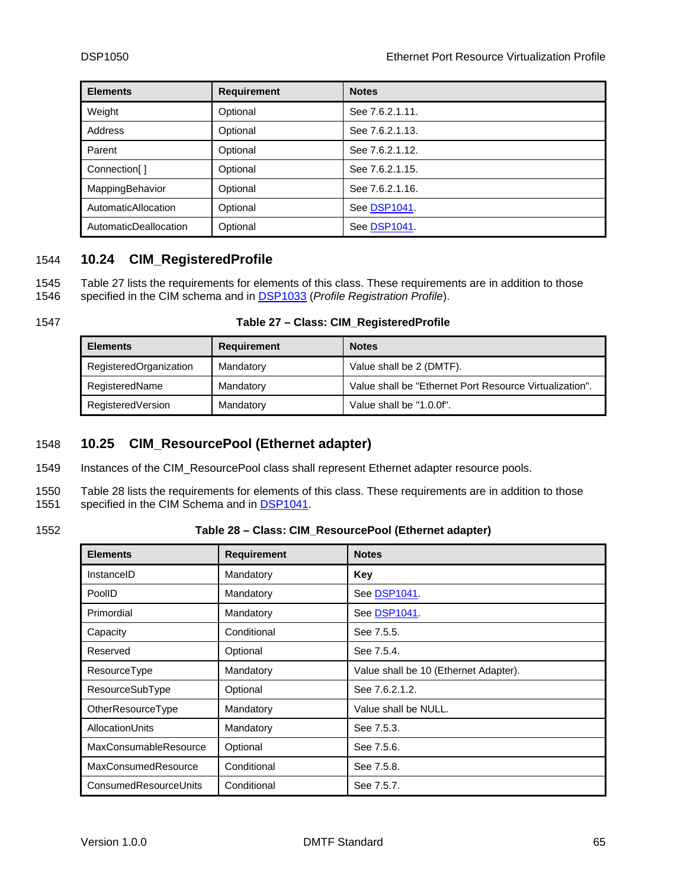| Elements | Requirement | Notes |
|---|---|---|
| Weight | Optional | See 7.6.2.1.11. |
| Address | Optional | See 7.6.2.1.13. |
| Parent | Optional | See 7.6.2.1.12. |
| Connection[ ] | Optional | See 7.6.2.1.15. |
| MappingBehavior | Optional | See 7.6.2.1.16. |
| AutomaticAllocation | Optional | See DSP1041. |
| AutomaticDeallocation | Optional | See DSP1041. |

## 10.24 CIM_RegisteredProfile

Table 27 lists the requirements for elements of this class. These requirements are in addition to those specified in the CIM schema and in DSP1033 (*Profile Registration Profile*).

**Table 27 – Class: CIM_RegisteredProfile**

| Elements | Requirement | Notes |
|---|---|---|
| RegisteredOrganization | Mandatory | Value shall be 2 (DMTF). |
| RegisteredName | Mandatory | Value shall be "Ethernet Port Resource Virtualization". |
| RegisteredVersion | Mandatory | Value shall be "1.0.0f". |

## 10.25 CIM_ResourcePool (Ethernet adapter)

Instances of the CIM_ResourcePool class shall represent Ethernet adapter resource pools.

Table 28 lists the requirements for elements of this class. These requirements are in addition to those specified in the CIM Schema and in DSP1041.

**Table 28 – Class: CIM_ResourcePool (Ethernet adapter)**

| Elements | Requirement | Notes |
|---|---|---|
| InstanceID | Mandatory | **Key** |
| PoolID | Mandatory | See DSP1041. |
| Primordial | Mandatory | See DSP1041. |
| Capacity | Conditional | See 7.5.5. |
| Reserved | Optional | See 7.5.4. |
| ResourceType | Mandatory | Value shall be 10 (Ethernet Adapter). |
| ResourceSubType | Optional | See 7.6.2.1.2. |
| OtherResourceType | Mandatory | Value shall be NULL. |
| AllocationUnits | Mandatory | See 7.5.3. |
| MaxConsumableResource | Optional | See 7.5.6. |
| MaxConsumedResource | Conditional | See 7.5.8. |
| ConsumedResourceUnits | Conditional | See 7.5.7. |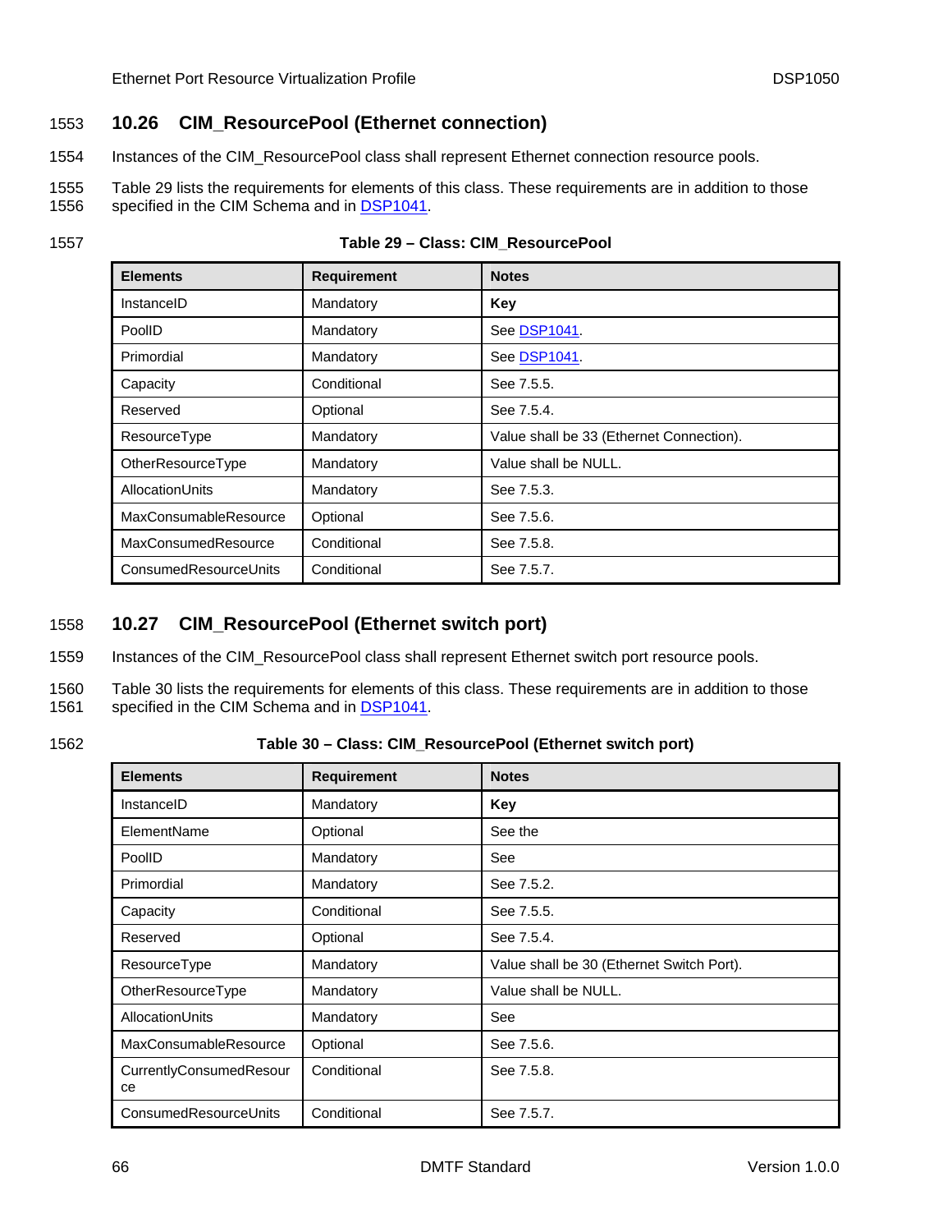## 10.26 CIM_ResourcePool (Ethernet connection)

Instances of the CIM_ResourcePool class shall represent Ethernet connection resource pools.

Table 29 lists the requirements for elements of this class. These requirements are in addition to those specified in the CIM Schema and in DSP1041.

**Table 29 – Class: CIM_ResourcePool**

| Elements | Requirement | Notes |
|---|---|---|
| InstanceID | Mandatory | **Key** |
| PoolID | Mandatory | See DSP1041. |
| Primordial | Mandatory | See DSP1041. |
| Capacity | Conditional | See 7.5.5. |
| Reserved | Optional | See 7.5.4. |
| ResourceType | Mandatory | Value shall be 33 (Ethernet Connection). |
| OtherResourceType | Mandatory | Value shall be NULL. |
| AllocationUnits | Mandatory | See 7.5.3. |
| MaxConsumableResource | Optional | See 7.5.6. |
| MaxConsumedResource | Conditional | See 7.5.8. |
| ConsumedResourceUnits | Conditional | See 7.5.7. |

## 10.27 CIM_ResourcePool (Ethernet switch port)

Instances of the CIM_ResourcePool class shall represent Ethernet switch port resource pools.

Table 30 lists the requirements for elements of this class. These requirements are in addition to those specified in the CIM Schema and in DSP1041.

**Table 30 – Class: CIM_ResourcePool (Ethernet switch port)**

| Elements | Requirement | Notes |
|---|---|---|
| InstanceID | Mandatory | **Key** |
| ElementName | Optional | See the |
| PoolID | Mandatory | See |
| Primordial | Mandatory | See 7.5.2. |
| Capacity | Conditional | See 7.5.5. |
| Reserved | Optional | See 7.5.4. |
| ResourceType | Mandatory | Value shall be 30 (Ethernet Switch Port). |
| OtherResourceType | Mandatory | Value shall be NULL. |
| AllocationUnits | Mandatory | See |
| MaxConsumableResource | Optional | See 7.5.6. |
| CurrentlyConsumedResource | Conditional | See 7.5.8. |
| ConsumedResourceUnits | Conditional | See 7.5.7. |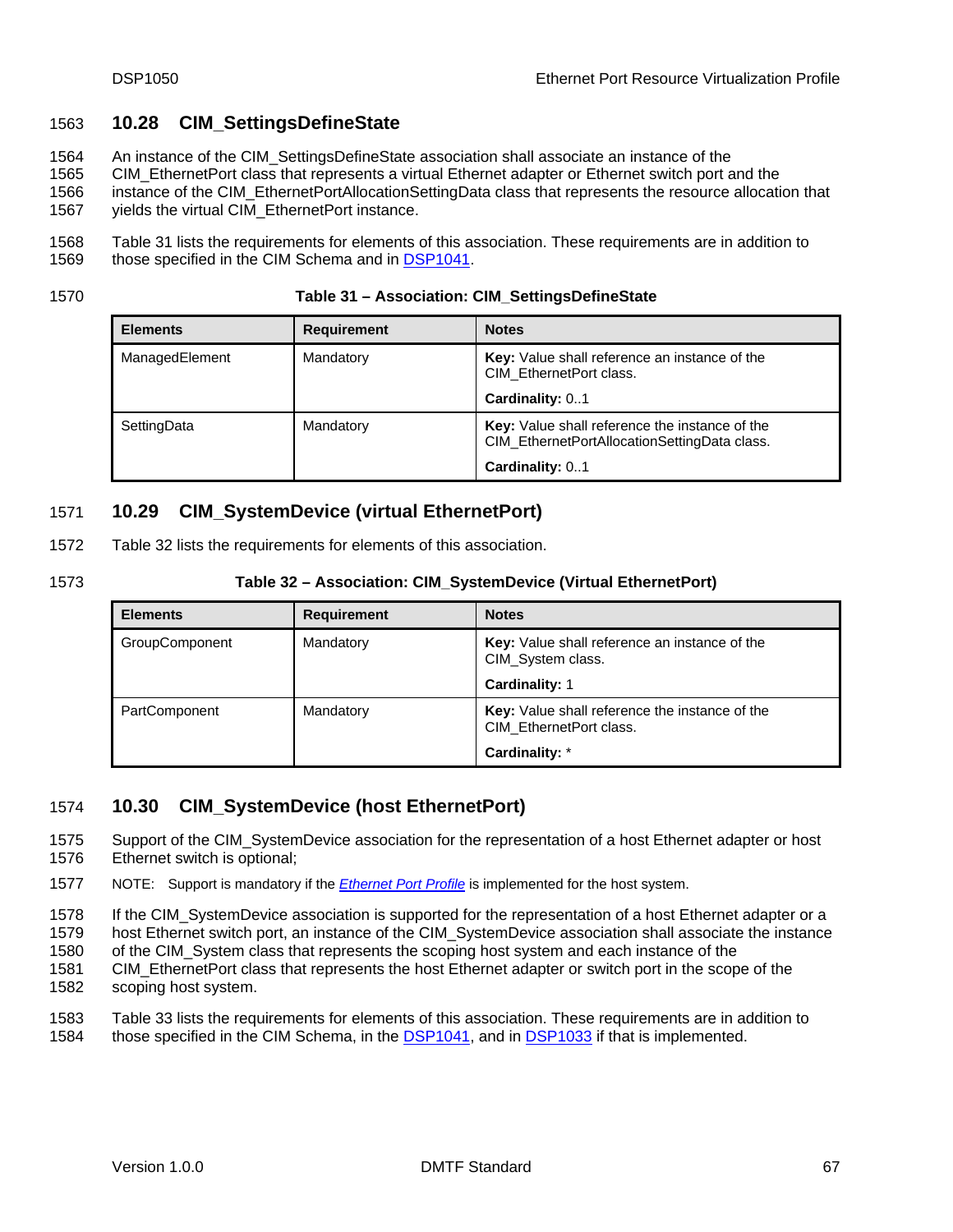## 10.28 CIM_SettingsDefineState

An instance of the CIM_SettingsDefineState association shall associate an instance of the CIM_EthernetPort class that represents a virtual Ethernet adapter or Ethernet switch port and the instance of the CIM_EthernetPortAllocationSettingData class that represents the resource allocation that yields the virtual CIM_EthernetPort instance.

Table 31 lists the requirements for elements of this association. These requirements are in addition to those specified in the CIM Schema and in DSP1041.

**Table 31 – Association: CIM_SettingsDefineState**

| Elements | Requirement | Notes |
|---|---|---|
| ManagedElement | Mandatory | **Key:** Value shall reference an instance of the CIM_EthernetPort class.<br>**Cardinality:** 0..1 |
| SettingData | Mandatory | **Key:** Value shall reference the instance of the CIM_EthernetPortAllocationSettingData class.<br>**Cardinality:** 0..1 |

## 10.29 CIM_SystemDevice (virtual EthernetPort)

Table 32 lists the requirements for elements of this association.

**Table 32 – Association: CIM_SystemDevice (Virtual EthernetPort)**

| Elements | Requirement | Notes |
|---|---|---|
| GroupComponent | Mandatory | **Key:** Value shall reference an instance of the CIM_System class.<br>**Cardinality:** 1 |
| PartComponent | Mandatory | **Key:** Value shall reference the instance of the CIM_EthernetPort class.<br>**Cardinality:** * |

## 10.30 CIM_SystemDevice (host EthernetPort)

Support of the CIM_SystemDevice association for the representation of a host Ethernet adapter or host Ethernet switch is optional;

NOTE: Support is mandatory if the *Ethernet Port Profile* is implemented for the host system.

If the CIM_SystemDevice association is supported for the representation of a host Ethernet adapter or a host Ethernet switch port, an instance of the CIM_SystemDevice association shall associate the instance of the CIM_System class that represents the scoping host system and each instance of the CIM_EthernetPort class that represents the host Ethernet adapter or switch port in the scope of the scoping host system.

Table 33 lists the requirements for elements of this association. These requirements are in addition to those specified in the CIM Schema, in the DSP1041, and in DSP1033 if that is implemented.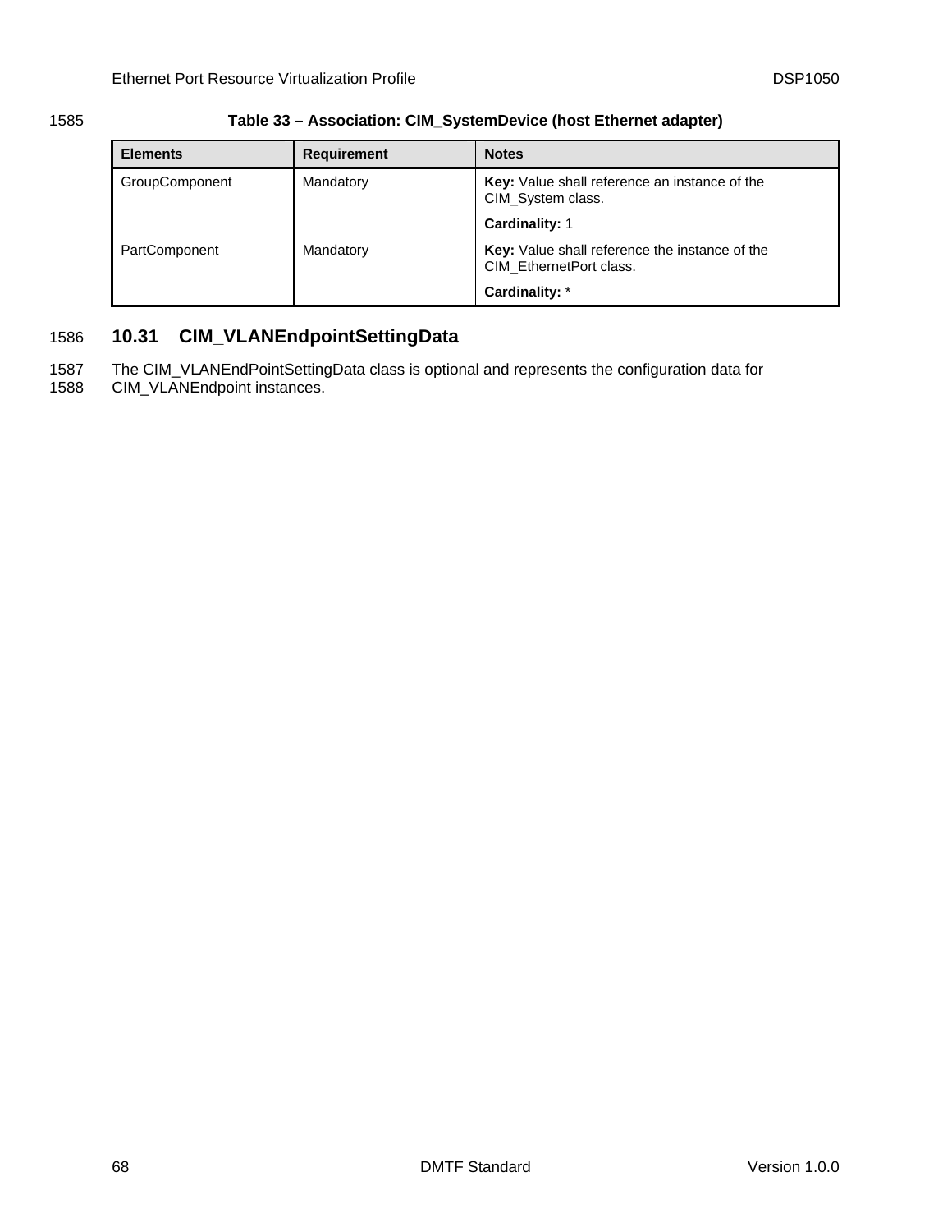**Table 33 – Association: CIM_SystemDevice (host Ethernet adapter)**

| Elements | Requirement | Notes |
|---|---|---|
| GroupComponent | Mandatory | **Key:** Value shall reference an instance of the CIM_System class.<br>**Cardinality:** 1 |
| PartComponent | Mandatory | **Key:** Value shall reference the instance of the CIM_EthernetPort class.<br>**Cardinality:** * |

## 10.31 CIM_VLANEndpointSettingData

The CIM_VLANEndPointSettingData class is optional and represents the configuration data for CIM_VLANEndpoint instances.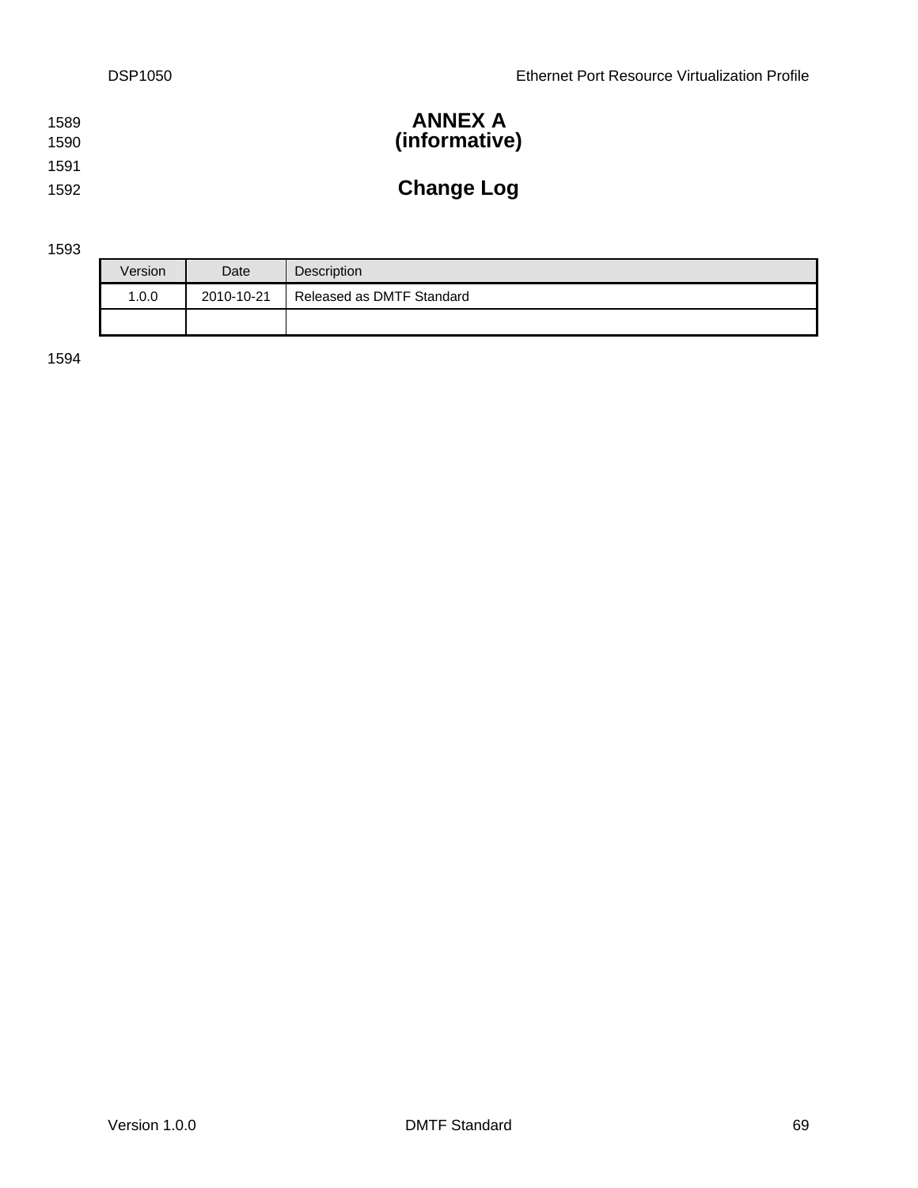# ANNEX A
# (informative)

# Change Log

| Version | Date | Description |
| --- | --- | --- |
| 1.0.0 | 2010-10-21 | Released as DMTF Standard |
| | | |